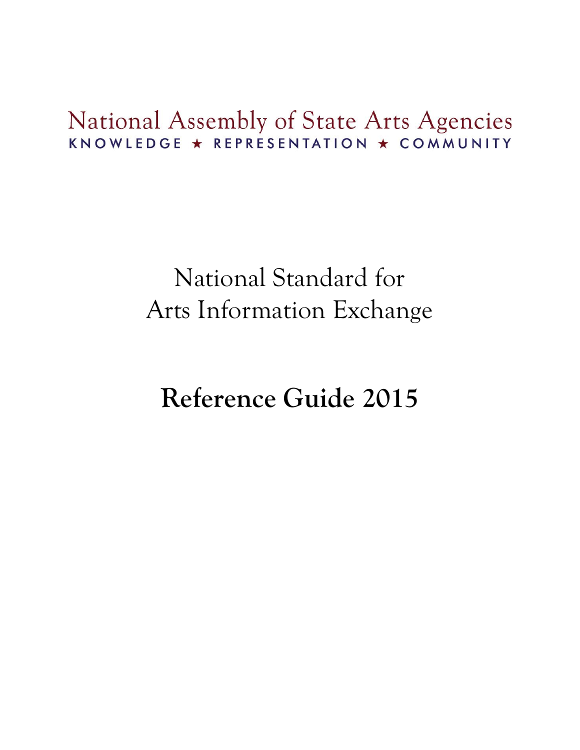National Assembly of State Arts Agencies

KNOWLEDGE ★ REPRESENTATION ★ COMMUNITY

# National Standard for Arts Information Exchange

# **Reference Guide 2015**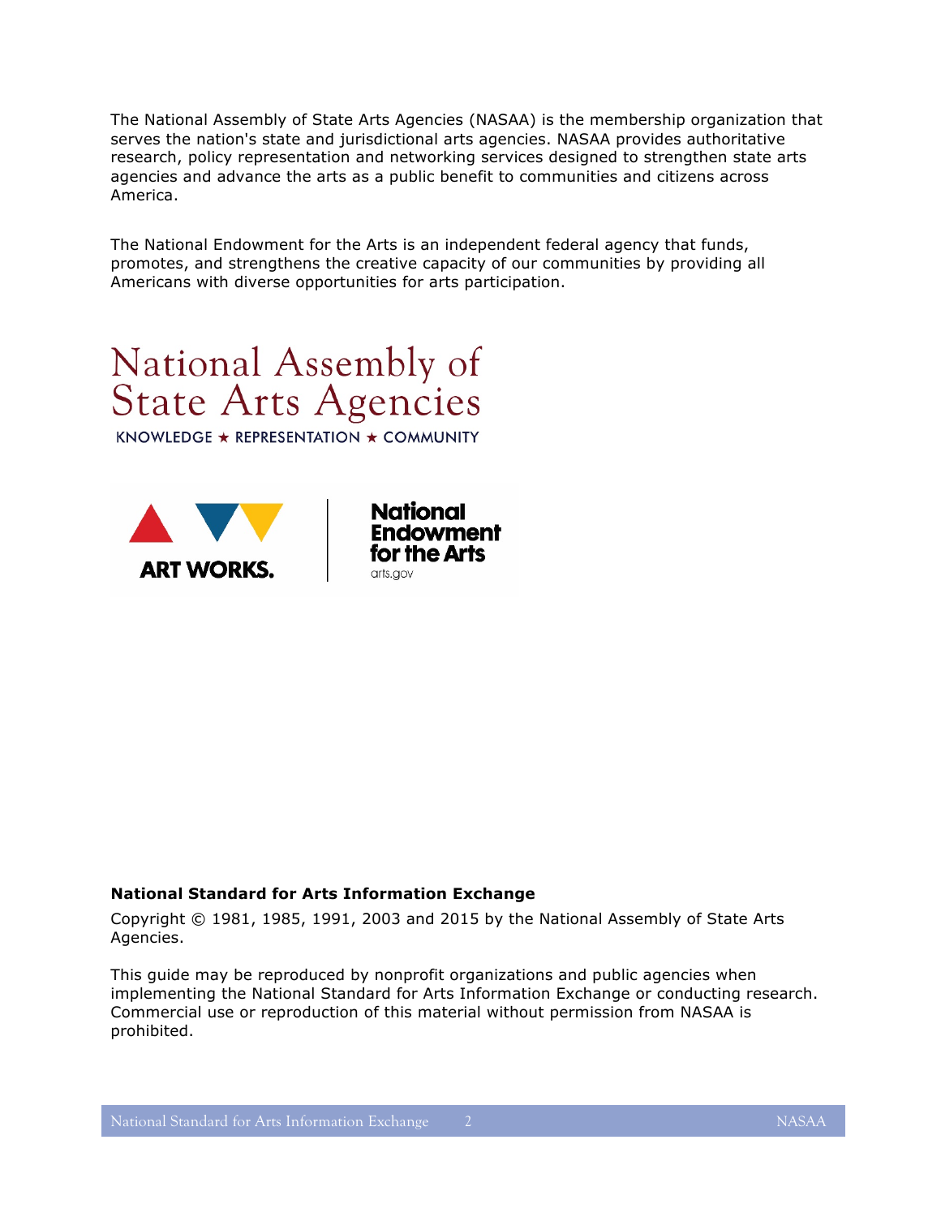The National Assembly of State Arts Agencies (NASAA) is the membership organization that serves the nation's state and jurisdictional arts agencies. NASAA provides authoritative research, policy representation and networking services designed to strengthen state arts agencies and advance the arts as a public benefit to communities and citizens across America.

The National Endowment for the Arts is an independent federal agency that funds, promotes, and strengthens the creative capacity of our communities by providing all Americans with diverse opportunities for arts participation.

National Assembly of State Arts Agencies

KNOWLEDGE ★ REPRESENTATION ★ COMMUNITY

ART WORKS.

National Endowment for the Arts

arts.gov

**National Standard for Arts Information Exchange**

Copyright © 1981, 1985, 1991, 2003 and 2015 by the National Assembly of State Arts Agencies.

This guide may be reproduced by nonprofit organizations and public agencies when implementing the National Standard for Arts Information Exchange or conducting research. Commercial use or reproduction of this material without permission from NASAA is prohibited.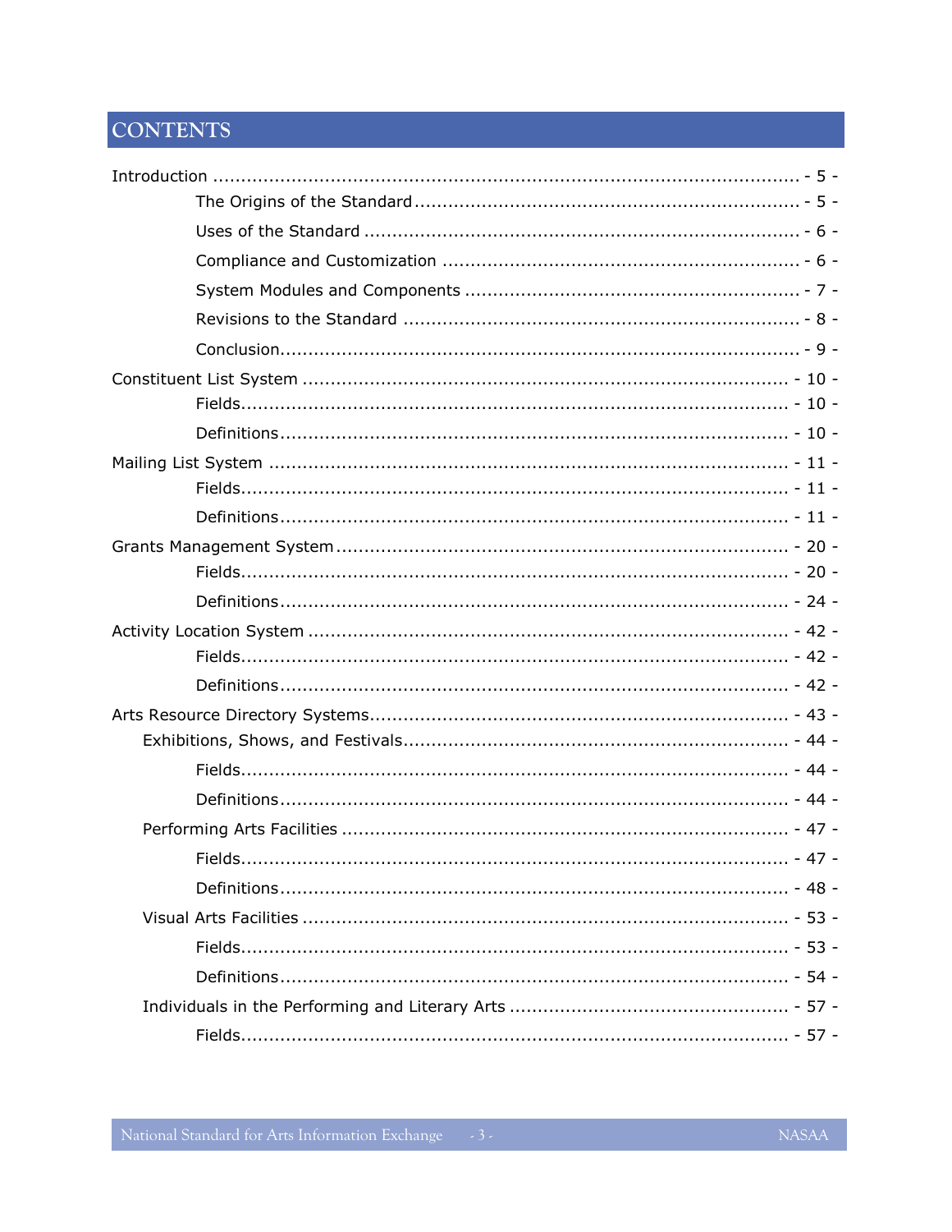# CONTENTS

Introduction ........................................................ - 5 -
- The Origins of the Standard ........................................................ - 5 -
- Uses of the Standard ........................................................ - 6 -
- Compliance and Customization ........................................................ - 6 -
- System Modules and Components ........................................................ - 7 -
- Revisions to the Standard ........................................................ - 8 -
- Conclusion ........................................................ - 9 -

Constituent List System ........................................................ - 10 -
- Fields ........................................................ - 10 -
- Definitions ........................................................ - 10 -

Mailing List System ........................................................ - 11 -
- Fields ........................................................ - 11 -
- Definitions ........................................................ - 11 -

Grants Management System ........................................................ - 20 -
- Fields ........................................................ - 20 -
- Definitions ........................................................ - 24 -

Activity Location System ........................................................ - 42 -
- Fields ........................................................ - 42 -
- Definitions ........................................................ - 42 -

Arts Resource Directory Systems ........................................................ - 43 -
- Exhibitions, Shows, and Festivals ........................................................ - 44 -
  - Fields ........................................................ - 44 -
  - Definitions ........................................................ - 44 -
- Performing Arts Facilities ........................................................ - 47 -
  - Fields ........................................................ - 47 -
  - Definitions ........................................................ - 48 -
- Visual Arts Facilities ........................................................ - 53 -
  - Fields ........................................................ - 53 -
  - Definitions ........................................................ - 54 -
- Individuals in the Performing and Literary Arts ........................................................ - 57 -
  - Fields ........................................................ - 57 -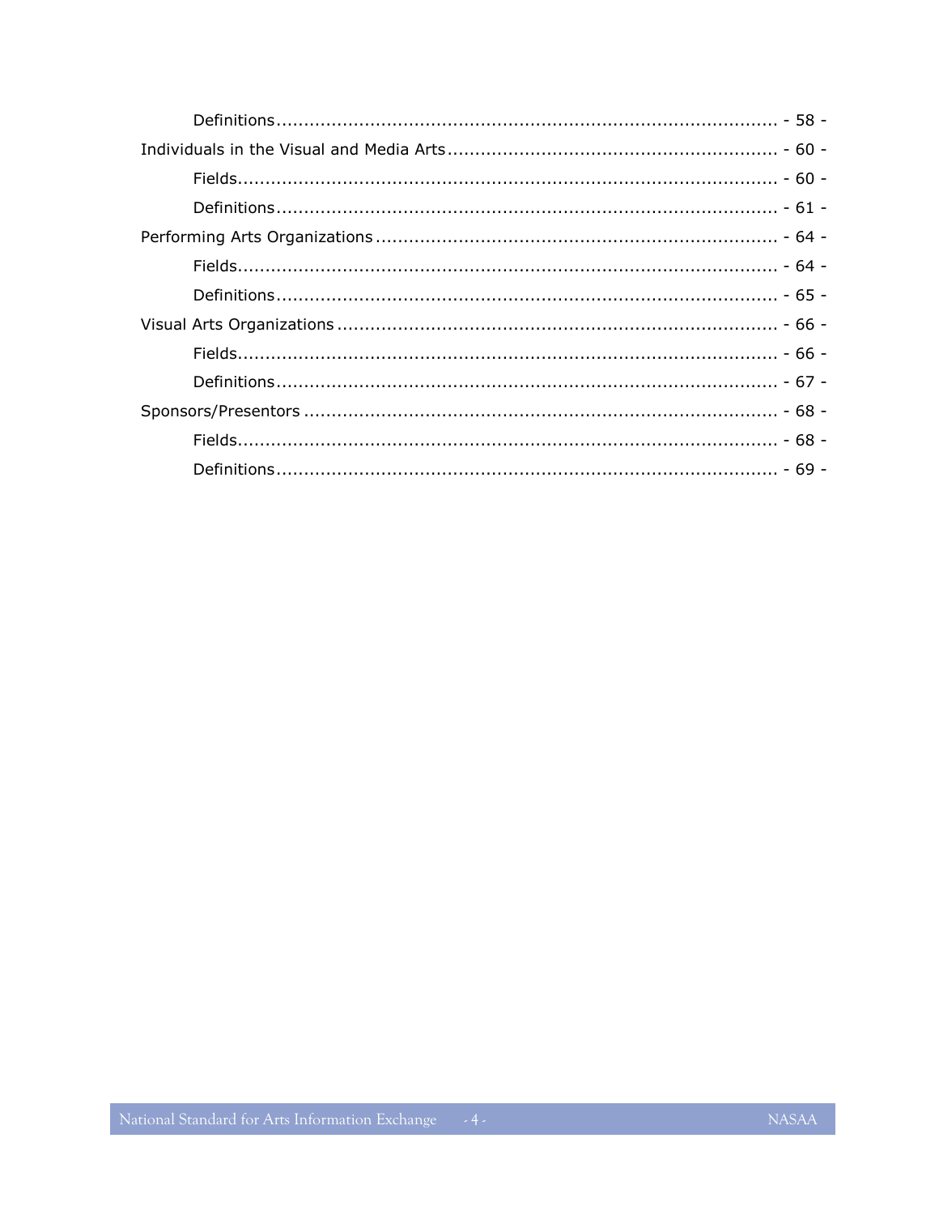Definitions .......... - 58 -

Individuals in the Visual and Media Arts .......... - 60 -

Fields .......... - 60 -

Definitions .......... - 61 -

Performing Arts Organizations .......... - 64 -

Fields .......... - 64 -

Definitions .......... - 65 -

Visual Arts Organizations .......... - 66 -

Fields .......... - 66 -

Definitions .......... - 67 -

Sponsors/Presentors .......... - 68 -

Fields .......... - 68 -

Definitions .......... - 69 -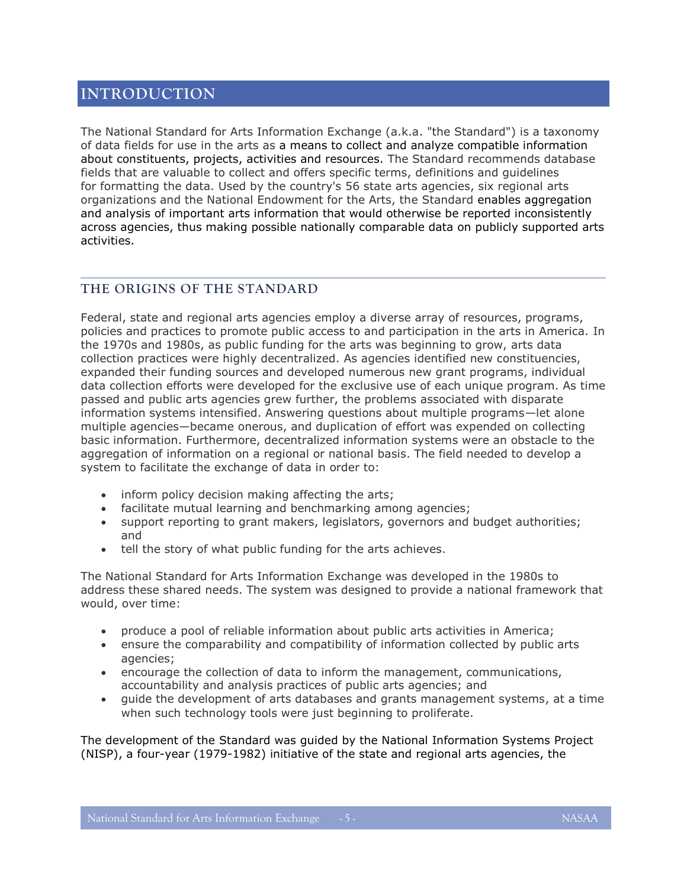# INTRODUCTION

The National Standard for Arts Information Exchange (a.k.a. "the Standard") is a taxonomy of data fields for use in the arts as a means to collect and analyze compatible information about constituents, projects, activities and resources. The Standard recommends database fields that are valuable to collect and offers specific terms, definitions and guidelines for formatting the data. Used by the country's 56 state arts agencies, six regional arts organizations and the National Endowment for the Arts, the Standard enables aggregation and analysis of important arts information that would otherwise be reported inconsistently across agencies, thus making possible nationally comparable data on publicly supported arts activities.

## THE ORIGINS OF THE STANDARD

Federal, state and regional arts agencies employ a diverse array of resources, programs, policies and practices to promote public access to and participation in the arts in America. In the 1970s and 1980s, as public funding for the arts was beginning to grow, arts data collection practices were highly decentralized. As agencies identified new constituencies, expanded their funding sources and developed numerous new grant programs, individual data collection efforts were developed for the exclusive use of each unique program. As time passed and public arts agencies grew further, the problems associated with disparate information systems intensified. Answering questions about multiple programs—let alone multiple agencies—became onerous, and duplication of effort was expended on collecting basic information. Furthermore, decentralized information systems were an obstacle to the aggregation of information on a regional or national basis. The field needed to develop a system to facilitate the exchange of data in order to:

- inform policy decision making affecting the arts;
- facilitate mutual learning and benchmarking among agencies;
- support reporting to grant makers, legislators, governors and budget authorities; and
- tell the story of what public funding for the arts achieves.

The National Standard for Arts Information Exchange was developed in the 1980s to address these shared needs. The system was designed to provide a national framework that would, over time:

- produce a pool of reliable information about public arts activities in America;
- ensure the comparability and compatibility of information collected by public arts agencies;
- encourage the collection of data to inform the management, communications, accountability and analysis practices of public arts agencies; and
- guide the development of arts databases and grants management systems, at a time when such technology tools were just beginning to proliferate.

The development of the Standard was guided by the National Information Systems Project (NISP), a four-year (1979-1982) initiative of the state and regional arts agencies, the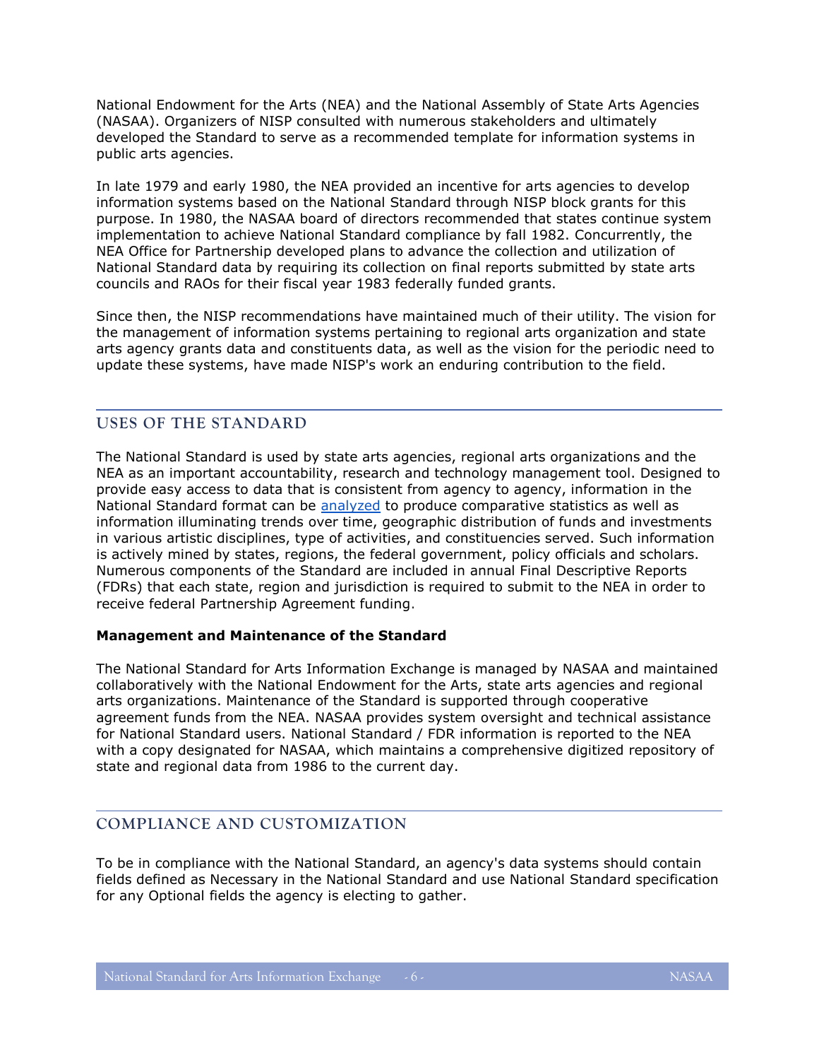National Endowment for the Arts (NEA) and the National Assembly of State Arts Agencies (NASAA). Organizers of NISP consulted with numerous stakeholders and ultimately developed the Standard to serve as a recommended template for information systems in public arts agencies.

In late 1979 and early 1980, the NEA provided an incentive for arts agencies to develop information systems based on the National Standard through NISP block grants for this purpose. In 1980, the NASAA board of directors recommended that states continue system implementation to achieve National Standard compliance by fall 1982. Concurrently, the NEA Office for Partnership developed plans to advance the collection and utilization of National Standard data by requiring its collection on final reports submitted by state arts councils and RAOs for their fiscal year 1983 federally funded grants.

Since then, the NISP recommendations have maintained much of their utility. The vision for the management of information systems pertaining to regional arts organization and state arts agency grants data and constituents data, as well as the vision for the periodic need to update these systems, have made NISP's work an enduring contribution to the field.

## USES OF THE STANDARD

The National Standard is used by state arts agencies, regional arts organizations and the NEA as an important accountability, research and technology management tool. Designed to provide easy access to data that is consistent from agency to agency, information in the National Standard format can be analyzed to produce comparative statistics as well as information illuminating trends over time, geographic distribution of funds and investments in various artistic disciplines, type of activities, and constituencies served. Such information is actively mined by states, regions, the federal government, policy officials and scholars. Numerous components of the Standard are included in annual Final Descriptive Reports (FDRs) that each state, region and jurisdiction is required to submit to the NEA in order to receive federal Partnership Agreement funding.

### Management and Maintenance of the Standard

The National Standard for Arts Information Exchange is managed by NASAA and maintained collaboratively with the National Endowment for the Arts, state arts agencies and regional arts organizations. Maintenance of the Standard is supported through cooperative agreement funds from the NEA. NASAA provides system oversight and technical assistance for National Standard users. National Standard / FDR information is reported to the NEA with a copy designated for NASAA, which maintains a comprehensive digitized repository of state and regional data from 1986 to the current day.

## COMPLIANCE AND CUSTOMIZATION

To be in compliance with the National Standard, an agency's data systems should contain fields defined as Necessary in the National Standard and use National Standard specification for any Optional fields the agency is electing to gather.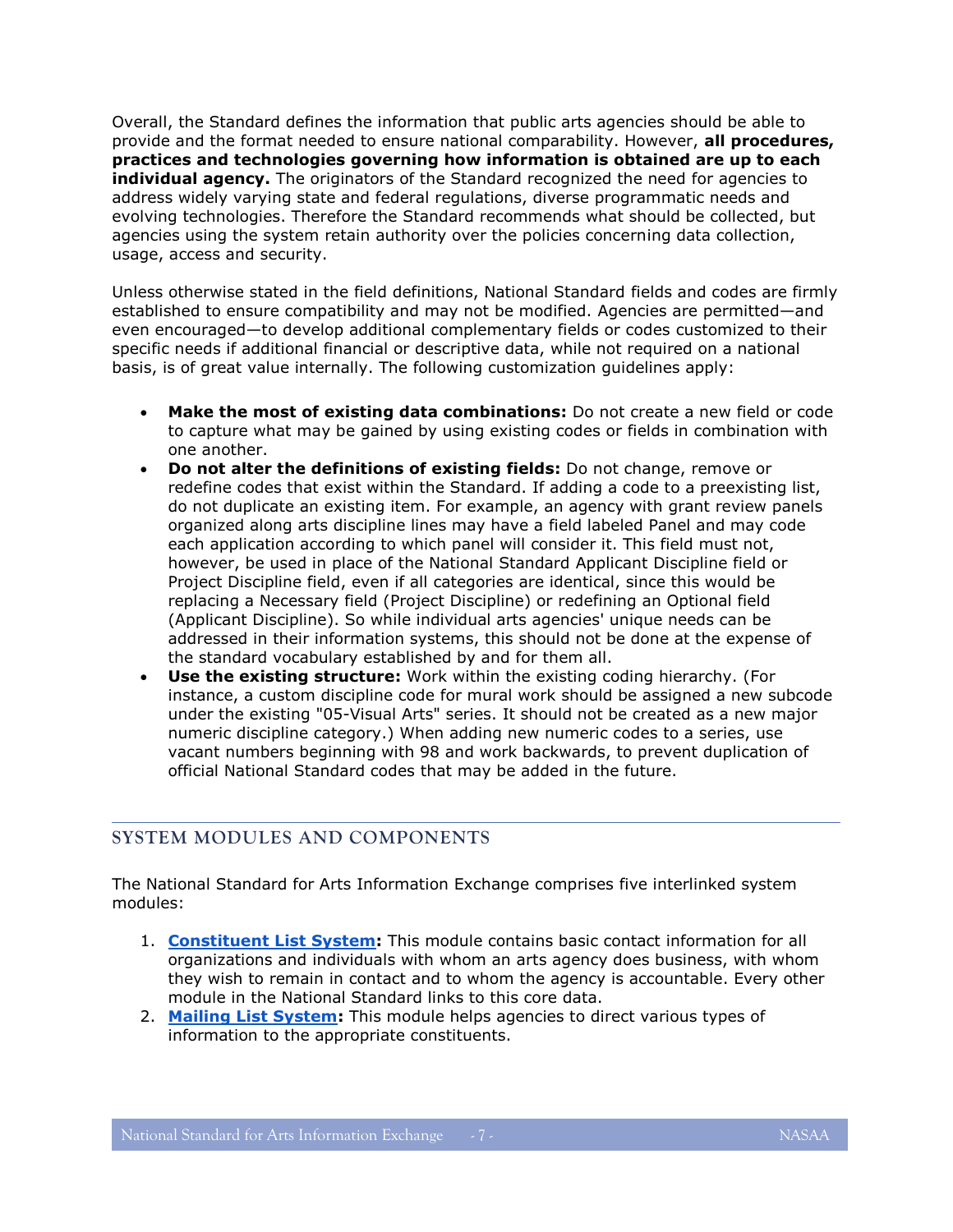Overall, the Standard defines the information that public arts agencies should be able to provide and the format needed to ensure national comparability. However, **all procedures, practices and technologies governing how information is obtained are up to each individual agency.** The originators of the Standard recognized the need for agencies to address widely varying state and federal regulations, diverse programmatic needs and evolving technologies. Therefore the Standard recommends what should be collected, but agencies using the system retain authority over the policies concerning data collection, usage, access and security.

Unless otherwise stated in the field definitions, National Standard fields and codes are firmly established to ensure compatibility and may not be modified. Agencies are permitted—and even encouraged—to develop additional complementary fields or codes customized to their specific needs if additional financial or descriptive data, while not required on a national basis, is of great value internally. The following customization guidelines apply:

- **Make the most of existing data combinations:** Do not create a new field or code to capture what may be gained by using existing codes or fields in combination with one another.
- **Do not alter the definitions of existing fields:** Do not change, remove or redefine codes that exist within the Standard. If adding a code to a preexisting list, do not duplicate an existing item. For example, an agency with grant review panels organized along arts discipline lines may have a field labeled Panel and may code each application according to which panel will consider it. This field must not, however, be used in place of the National Standard Applicant Discipline field or Project Discipline field, even if all categories are identical, since this would be replacing a Necessary field (Project Discipline) or redefining an Optional field (Applicant Discipline). So while individual arts agencies' unique needs can be addressed in their information systems, this should not be done at the expense of the standard vocabulary established by and for them all.
- **Use the existing structure:** Work within the existing coding hierarchy. (For instance, a custom discipline code for mural work should be assigned a new subcode under the existing "05-Visual Arts" series. It should not be created as a new major numeric discipline category.) When adding new numeric codes to a series, use vacant numbers beginning with 98 and work backwards, to prevent duplication of official National Standard codes that may be added in the future.

## SYSTEM MODULES AND COMPONENTS

The National Standard for Arts Information Exchange comprises five interlinked system modules:

1. **Constituent List System:** This module contains basic contact information for all organizations and individuals with whom an arts agency does business, with whom they wish to remain in contact and to whom the agency is accountable. Every other module in the National Standard links to this core data.
2. **Mailing List System:** This module helps agencies to direct various types of information to the appropriate constituents.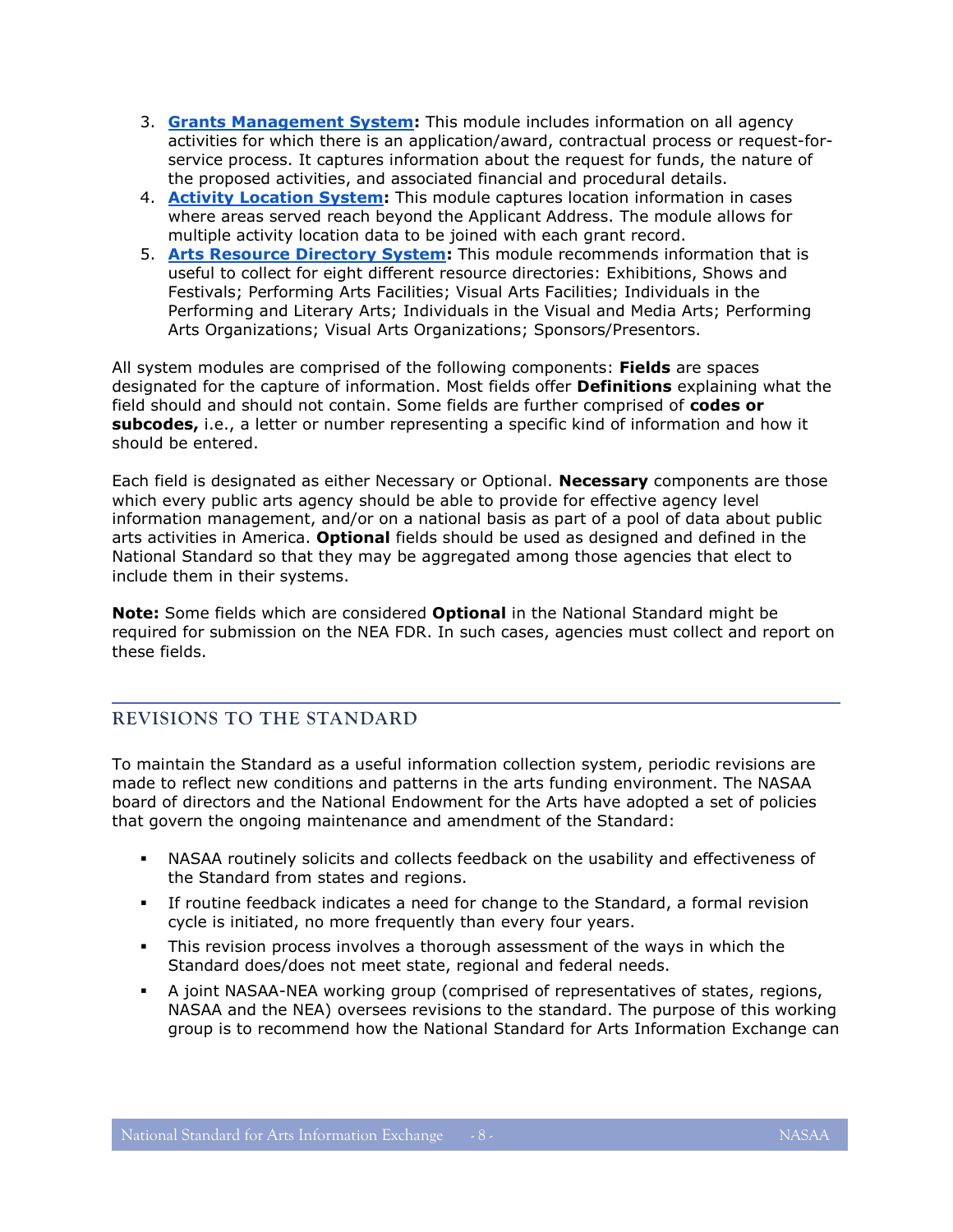3. **[Grants Management System](#): This module includes information on all agency activities for which there is an application/award, contractual process or request-for-service process. It captures information about the request for funds, the nature of the proposed activities, and associated financial and procedural details.**
4. **[Activity Location System](#): This module captures location information in cases where areas served reach beyond the Applicant Address. The module allows for multiple activity location data to be joined with each grant record.**
5. **[Arts Resource Directory System](#): This module recommends information that is useful to collect for eight different resource directories: Exhibitions, Shows and Festivals; Performing Arts Facilities; Visual Arts Facilities; Individuals in the Performing and Literary Arts; Individuals in the Visual and Media Arts; Performing Arts Organizations; Visual Arts Organizations; Sponsors/Presentors.**

All system modules are comprised of the following components: **Fields** are spaces designated for the capture of information. Most fields offer **Definitions** explaining what the field should and should not contain. Some fields are further comprised of **codes or subcodes,** i.e., a letter or number representing a specific kind of information and how it should be entered.

Each field is designated as either Necessary or Optional. **Necessary** components are those which every public arts agency should be able to provide for effective agency level information management, and/or on a national basis as part of a pool of data about public arts activities in America. **Optional** fields should be used as designed and defined in the National Standard so that they may be aggregated among those agencies that elect to include them in their systems.

**Note:** Some fields which are considered **Optional** in the National Standard might be required for submission on the NEA FDR. In such cases, agencies must collect and report on these fields.

## REVISIONS TO THE STANDARD

To maintain the Standard as a useful information collection system, periodic revisions are made to reflect new conditions and patterns in the arts funding environment. The NASAA board of directors and the National Endowment for the Arts have adopted a set of policies that govern the ongoing maintenance and amendment of the Standard:

- NASAA routinely solicits and collects feedback on the usability and effectiveness of the Standard from states and regions.
- If routine feedback indicates a need for change to the Standard, a formal revision cycle is initiated, no more frequently than every four years.
- This revision process involves a thorough assessment of the ways in which the Standard does/does not meet state, regional and federal needs.
- A joint NASAA-NEA working group (comprised of representatives of states, regions, NASAA and the NEA) oversees revisions to the standard. The purpose of this working group is to recommend how the National Standard for Arts Information Exchange can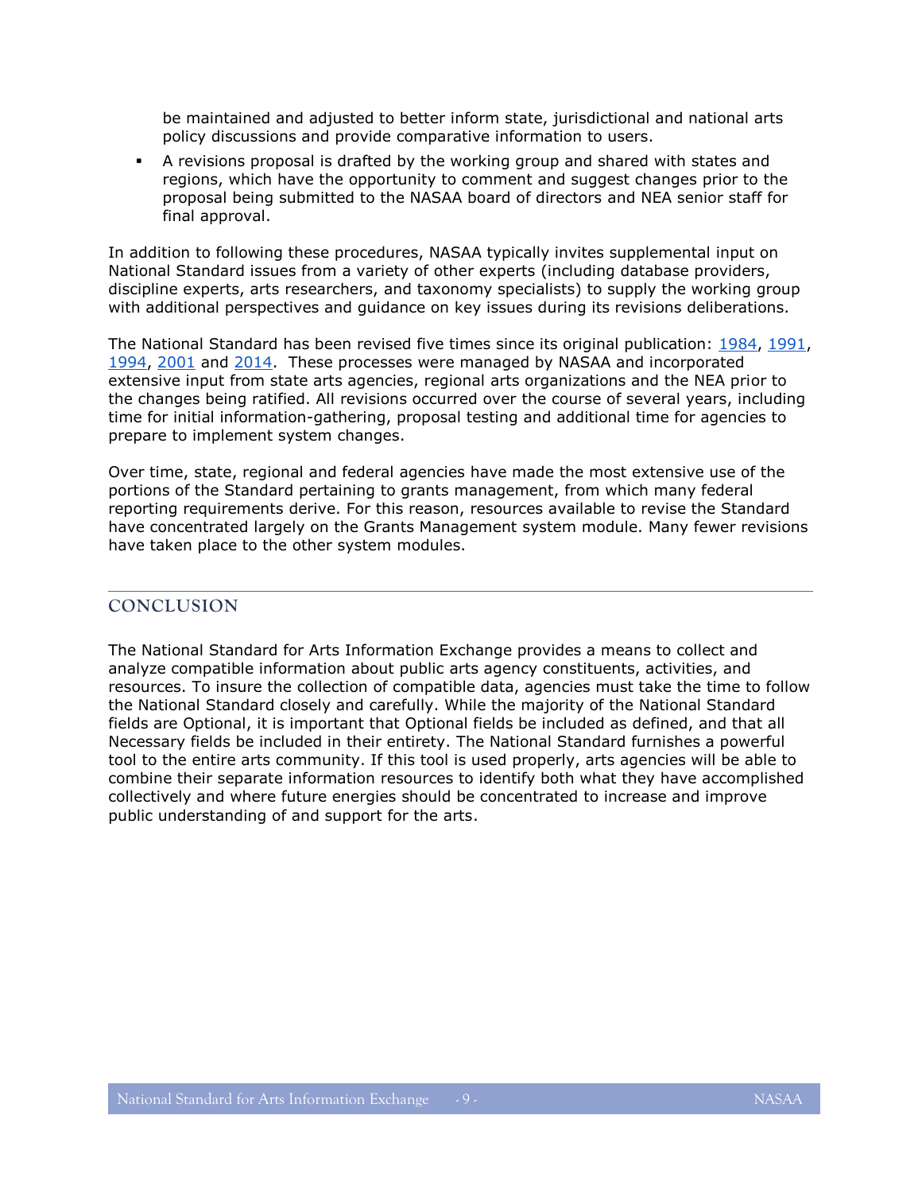be maintained and adjusted to better inform state, jurisdictional and national arts policy discussions and provide comparative information to users.

- A revisions proposal is drafted by the working group and shared with states and regions, which have the opportunity to comment and suggest changes prior to the proposal being submitted to the NASAA board of directors and NEA senior staff for final approval.

In addition to following these procedures, NASAA typically invites supplemental input on National Standard issues from a variety of other experts (including database providers, discipline experts, arts researchers, and taxonomy specialists) to supply the working group with additional perspectives and guidance on key issues during its revisions deliberations.

The National Standard has been revised five times since its original publication: 1984, 1991, 1994, 2001 and 2014. These processes were managed by NASAA and incorporated extensive input from state arts agencies, regional arts organizations and the NEA prior to the changes being ratified. All revisions occurred over the course of several years, including time for initial information-gathering, proposal testing and additional time for agencies to prepare to implement system changes.

Over time, state, regional and federal agencies have made the most extensive use of the portions of the Standard pertaining to grants management, from which many federal reporting requirements derive. For this reason, resources available to revise the Standard have concentrated largely on the Grants Management system module. Many fewer revisions have taken place to the other system modules.

## CONCLUSION

The National Standard for Arts Information Exchange provides a means to collect and analyze compatible information about public arts agency constituents, activities, and resources. To insure the collection of compatible data, agencies must take the time to follow the National Standard closely and carefully. While the majority of the National Standard fields are Optional, it is important that Optional fields be included as defined, and that all Necessary fields be included in their entirety. The National Standard furnishes a powerful tool to the entire arts community. If this tool is used properly, arts agencies will be able to combine their separate information resources to identify both what they have accomplished collectively and where future energies should be concentrated to increase and improve public understanding of and support for the arts.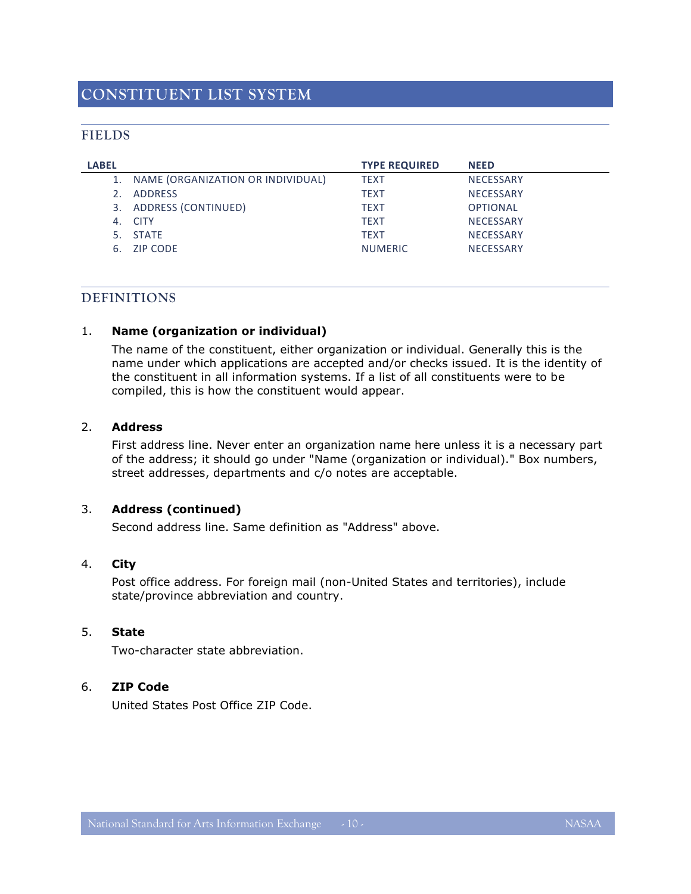# CONSTITUENT LIST SYSTEM

## FIELDS

| LABEL | TYPE REQUIRED | NEED |
|---|---|---|
| 1. NAME (ORGANIZATION OR INDIVIDUAL) | TEXT | NECESSARY |
| 2. ADDRESS | TEXT | NECESSARY |
| 3. ADDRESS (CONTINUED) | TEXT | OPTIONAL |
| 4. CITY | TEXT | NECESSARY |
| 5. STATE | TEXT | NECESSARY |
| 6. ZIP CODE | NUMERIC | NECESSARY |

## DEFINITIONS

1. **Name (organization or individual)**

   The name of the constituent, either organization or individual. Generally this is the name under which applications are accepted and/or checks issued. It is the identity of the constituent in all information systems. If a list of all constituents were to be compiled, this is how the constituent would appear.

2. **Address**

   First address line. Never enter an organization name here unless it is a necessary part of the address; it should go under "Name (organization or individual)." Box numbers, street addresses, departments and c/o notes are acceptable.

3. **Address (continued)**

   Second address line. Same definition as "Address" above.

4. **City**

   Post office address. For foreign mail (non-United States and territories), include state/province abbreviation and country.

5. **State**

   Two-character state abbreviation.

6. **ZIP Code**

   United States Post Office ZIP Code.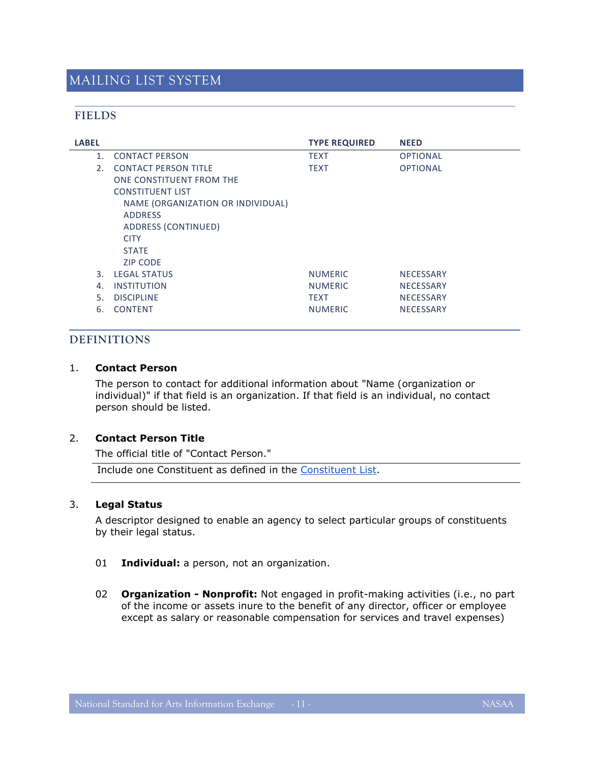# MAILING LIST SYSTEM

## FIELDS

| LABEL | TYPE REQUIRED | NEED |
|---|---|---|
| 1. CONTACT PERSON | TEXT | OPTIONAL |
| 2. CONTACT PERSON TITLE | TEXT | OPTIONAL |
| ONE CONSTITUENT FROM THE CONSTITUENT LIST | | |
| NAME (ORGANIZATION OR INDIVIDUAL) | | |
| ADDRESS | | |
| ADDRESS (CONTINUED) | | |
| CITY | | |
| STATE | | |
| ZIP CODE | | |
| 3. LEGAL STATUS | NUMERIC | NECESSARY |
| 4. INSTITUTION | NUMERIC | NECESSARY |
| 5. DISCIPLINE | TEXT | NECESSARY |
| 6. CONTENT | NUMERIC | NECESSARY |

## DEFINITIONS

1. **Contact Person**

   The person to contact for additional information about "Name (organization or individual)" if that field is an organization. If that field is an individual, no contact person should be listed.

2. **Contact Person Title**

   The official title of "Contact Person."

   Include one Constituent as defined in the Constituent List.

3. **Legal Status**

   A descriptor designed to enable an agency to select particular groups of constituents by their legal status.

   01 **Individual:** a person, not an organization.

   02 **Organization - Nonprofit:** Not engaged in profit-making activities (i.e., no part of the income or assets inure to the benefit of any director, officer or employee except as salary or reasonable compensation for services and travel expenses)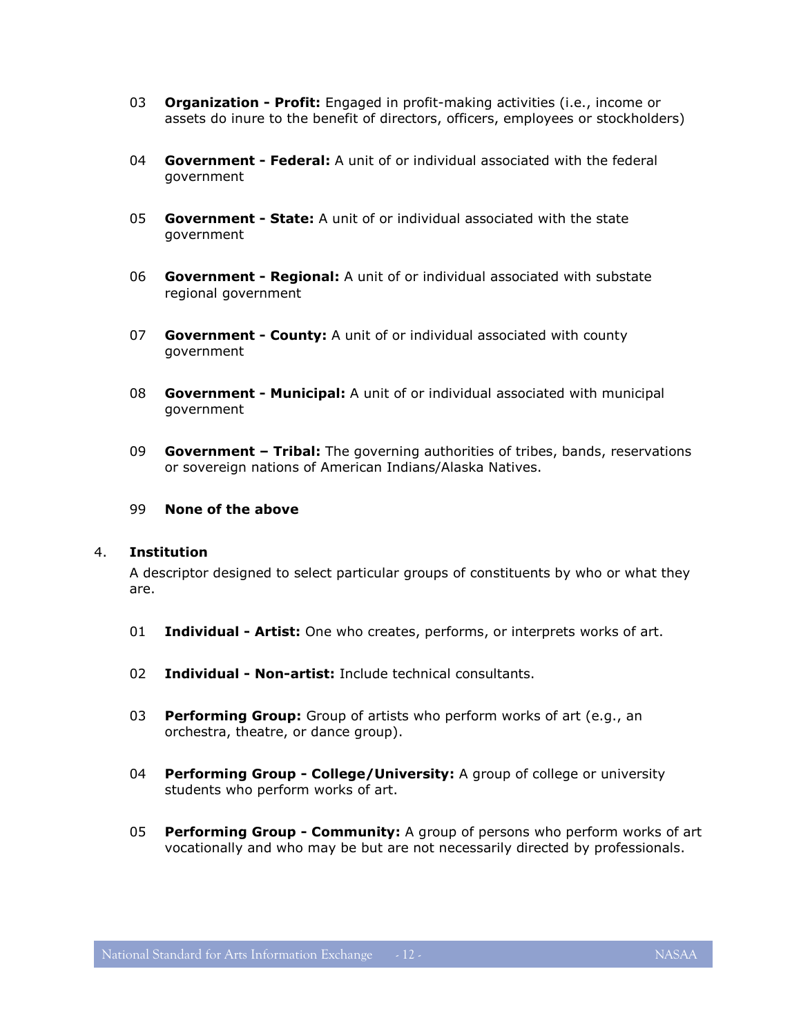03 **Organization - Profit:** Engaged in profit-making activities (i.e., income or assets do inure to the benefit of directors, officers, employees or stockholders)

04 **Government - Federal:** A unit of or individual associated with the federal government

05 **Government - State:** A unit of or individual associated with the state government

06 **Government - Regional:** A unit of or individual associated with substate regional government

07 **Government - County:** A unit of or individual associated with county government

08 **Government - Municipal:** A unit of or individual associated with municipal government

09 **Government – Tribal:** The governing authorities of tribes, bands, reservations or sovereign nations of American Indians/Alaska Natives.

99 **None of the above**

4. **Institution**

A descriptor designed to select particular groups of constituents by who or what they are.

01 **Individual - Artist:** One who creates, performs, or interprets works of art.

02 **Individual - Non-artist:** Include technical consultants.

03 **Performing Group:** Group of artists who perform works of art (e.g., an orchestra, theatre, or dance group).

04 **Performing Group - College/University:** A group of college or university students who perform works of art.

05 **Performing Group - Community:** A group of persons who perform works of art vocationally and who may be but are not necessarily directed by professionals.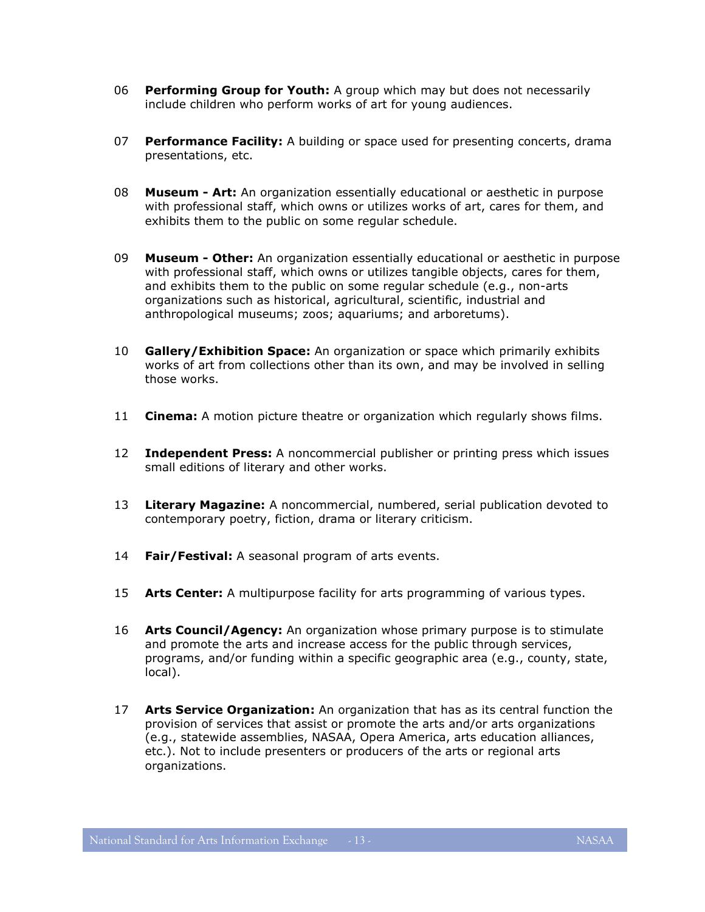06 **Performing Group for Youth:** A group which may but does not necessarily include children who perform works of art for young audiences.

07 **Performance Facility:** A building or space used for presenting concerts, drama presentations, etc.

08 **Museum - Art:** An organization essentially educational or aesthetic in purpose with professional staff, which owns or utilizes works of art, cares for them, and exhibits them to the public on some regular schedule.

09 **Museum - Other:** An organization essentially educational or aesthetic in purpose with professional staff, which owns or utilizes tangible objects, cares for them, and exhibits them to the public on some regular schedule (e.g., non-arts organizations such as historical, agricultural, scientific, industrial and anthropological museums; zoos; aquariums; and arboretums).

10 **Gallery/Exhibition Space:** An organization or space which primarily exhibits works of art from collections other than its own, and may be involved in selling those works.

11 **Cinema:** A motion picture theatre or organization which regularly shows films.

12 **Independent Press:** A noncommercial publisher or printing press which issues small editions of literary and other works.

13 **Literary Magazine:** A noncommercial, numbered, serial publication devoted to contemporary poetry, fiction, drama or literary criticism.

14 **Fair/Festival:** A seasonal program of arts events.

15 **Arts Center:** A multipurpose facility for arts programming of various types.

16 **Arts Council/Agency:** An organization whose primary purpose is to stimulate and promote the arts and increase access for the public through services, programs, and/or funding within a specific geographic area (e.g., county, state, local).

17 **Arts Service Organization:** An organization that has as its central function the provision of services that assist or promote the arts and/or arts organizations (e.g., statewide assemblies, NASAA, Opera America, arts education alliances, etc.). Not to include presenters or producers of the arts or regional arts organizations.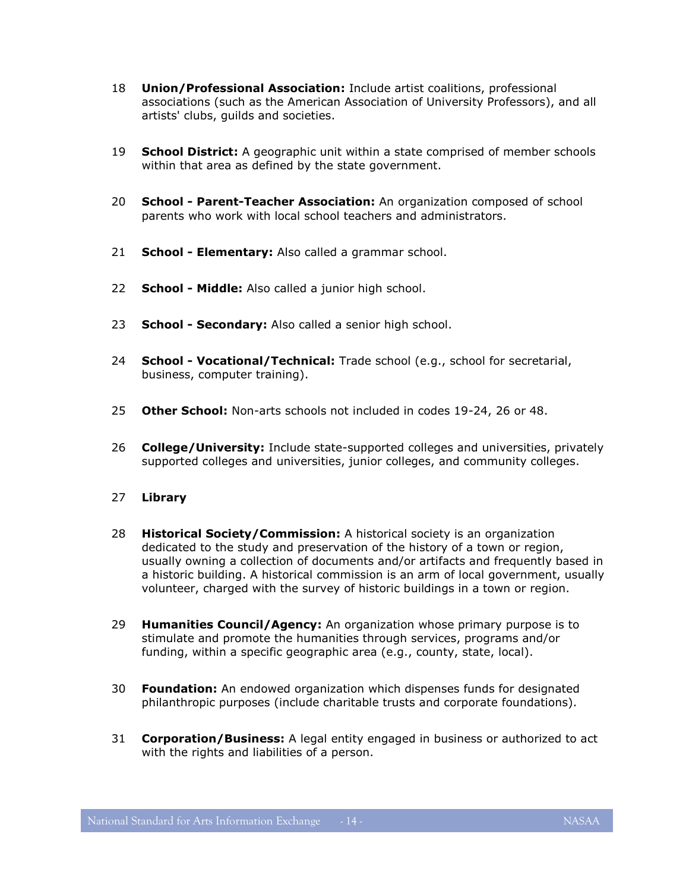18 **Union/Professional Association:** Include artist coalitions, professional associations (such as the American Association of University Professors), and all artists' clubs, guilds and societies.

19 **School District:** A geographic unit within a state comprised of member schools within that area as defined by the state government.

20 **School - Parent-Teacher Association:** An organization composed of school parents who work with local school teachers and administrators.

21 **School - Elementary:** Also called a grammar school.

22 **School - Middle:** Also called a junior high school.

23 **School - Secondary:** Also called a senior high school.

24 **School - Vocational/Technical:** Trade school (e.g., school for secretarial, business, computer training).

25 **Other School:** Non-arts schools not included in codes 19-24, 26 or 48.

26 **College/University:** Include state-supported colleges and universities, privately supported colleges and universities, junior colleges, and community colleges.

27 **Library**

28 **Historical Society/Commission:** A historical society is an organization dedicated to the study and preservation of the history of a town or region, usually owning a collection of documents and/or artifacts and frequently based in a historic building. A historical commission is an arm of local government, usually volunteer, charged with the survey of historic buildings in a town or region.

29 **Humanities Council/Agency:** An organization whose primary purpose is to stimulate and promote the humanities through services, programs and/or funding, within a specific geographic area (e.g., county, state, local).

30 **Foundation:** An endowed organization which dispenses funds for designated philanthropic purposes (include charitable trusts and corporate foundations).

31 **Corporation/Business:** A legal entity engaged in business or authorized to act with the rights and liabilities of a person.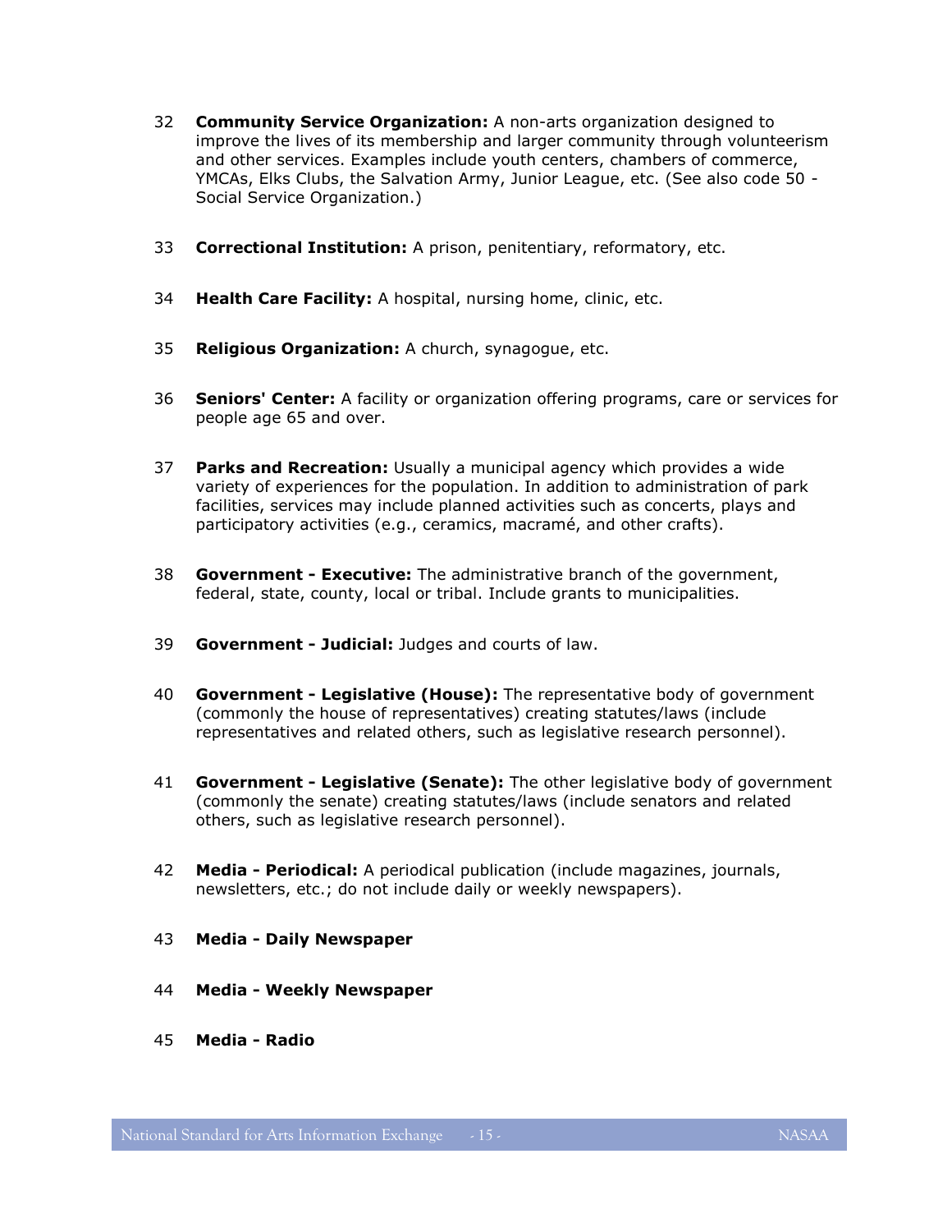32 **Community Service Organization:** A non-arts organization designed to improve the lives of its membership and larger community through volunteerism and other services. Examples include youth centers, chambers of commerce, YMCAs, Elks Clubs, the Salvation Army, Junior League, etc. (See also code 50 - Social Service Organization.)

33 **Correctional Institution:** A prison, penitentiary, reformatory, etc.

34 **Health Care Facility:** A hospital, nursing home, clinic, etc.

35 **Religious Organization:** A church, synagogue, etc.

36 **Seniors' Center:** A facility or organization offering programs, care or services for people age 65 and over.

37 **Parks and Recreation:** Usually a municipal agency which provides a wide variety of experiences for the population. In addition to administration of park facilities, services may include planned activities such as concerts, plays and participatory activities (e.g., ceramics, macramé, and other crafts).

38 **Government - Executive:** The administrative branch of the government, federal, state, county, local or tribal. Include grants to municipalities.

39 **Government - Judicial:** Judges and courts of law.

40 **Government - Legislative (House):** The representative body of government (commonly the house of representatives) creating statutes/laws (include representatives and related others, such as legislative research personnel).

41 **Government - Legislative (Senate):** The other legislative body of government (commonly the senate) creating statutes/laws (include senators and related others, such as legislative research personnel).

42 **Media - Periodical:** A periodical publication (include magazines, journals, newsletters, etc.; do not include daily or weekly newspapers).

43 **Media - Daily Newspaper**

44 **Media - Weekly Newspaper**

45 **Media - Radio**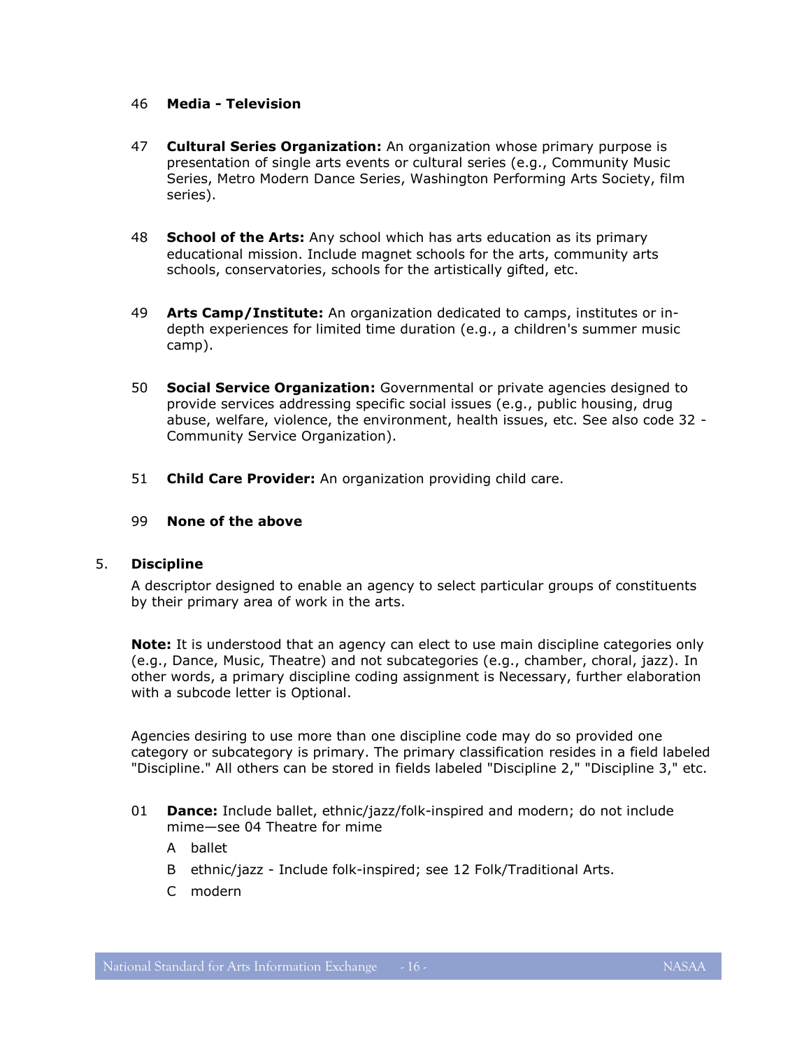46 **Media - Television**

47 **Cultural Series Organization:** An organization whose primary purpose is presentation of single arts events or cultural series (e.g., Community Music Series, Metro Modern Dance Series, Washington Performing Arts Society, film series).

48 **School of the Arts:** Any school which has arts education as its primary educational mission. Include magnet schools for the arts, community arts schools, conservatories, schools for the artistically gifted, etc.

49 **Arts Camp/Institute:** An organization dedicated to camps, institutes or in-depth experiences for limited time duration (e.g., a children's summer music camp).

50 **Social Service Organization:** Governmental or private agencies designed to provide services addressing specific social issues (e.g., public housing, drug abuse, welfare, violence, the environment, health issues, etc. See also code 32 - Community Service Organization).

51 **Child Care Provider:** An organization providing child care.

99 **None of the above**

5. **Discipline**

A descriptor designed to enable an agency to select particular groups of constituents by their primary area of work in the arts.

**Note:** It is understood that an agency can elect to use main discipline categories only (e.g., Dance, Music, Theatre) and not subcategories (e.g., chamber, choral, jazz). In other words, a primary discipline coding assignment is Necessary, further elaboration with a subcode letter is Optional.

Agencies desiring to use more than one discipline code may do so provided one category or subcategory is primary. The primary classification resides in a field labeled "Discipline." All others can be stored in fields labeled "Discipline 2," "Discipline 3," etc.

01 **Dance:** Include ballet, ethnic/jazz/folk-inspired and modern; do not include mime—see 04 Theatre for mime

- A ballet
- B ethnic/jazz - Include folk-inspired; see 12 Folk/Traditional Arts.
- C modern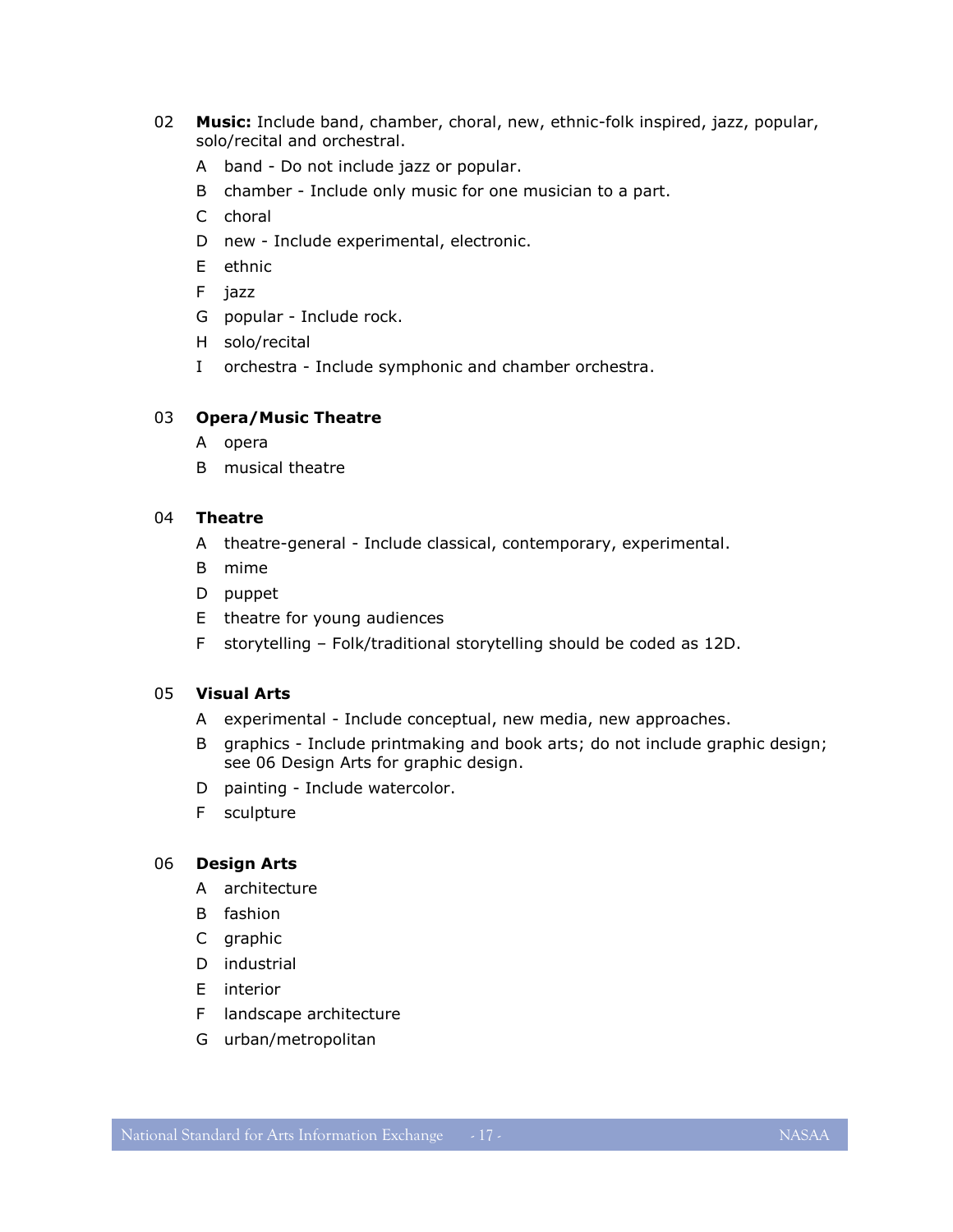02 **Music:** Include band, chamber, choral, new, ethnic-folk inspired, jazz, popular, solo/recital and orchestral.

- A band - Do not include jazz or popular.
- B chamber - Include only music for one musician to a part.
- C choral
- D new - Include experimental, electronic.
- E ethnic
- F jazz
- G popular - Include rock.
- H solo/recital
- I orchestra - Include symphonic and chamber orchestra.

03 **Opera/Music Theatre**

- A opera
- B musical theatre

04 **Theatre**

- A theatre-general - Include classical, contemporary, experimental.
- B mime
- D puppet
- E theatre for young audiences
- F storytelling – Folk/traditional storytelling should be coded as 12D.

05 **Visual Arts**

- A experimental - Include conceptual, new media, new approaches.
- B graphics - Include printmaking and book arts; do not include graphic design; see 06 Design Arts for graphic design.
- D painting - Include watercolor.
- F sculpture

06 **Design Arts**

- A architecture
- B fashion
- C graphic
- D industrial
- E interior
- F landscape architecture
- G urban/metropolitan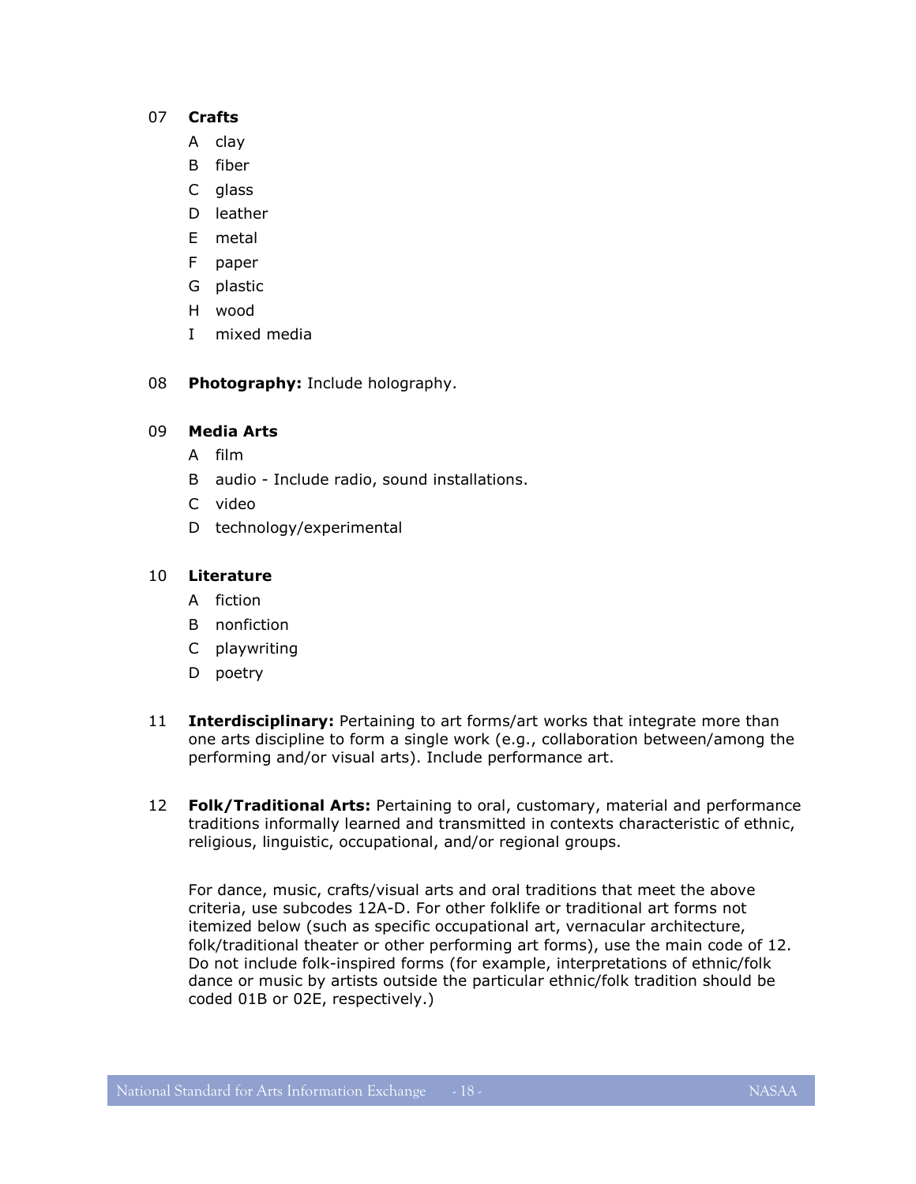07 **Crafts**

- A clay
- B fiber
- C glass
- D leather
- E metal
- F paper
- G plastic
- H wood
- I mixed media

08 **Photography:** Include holography.

09 **Media Arts**

- A film
- B audio - Include radio, sound installations.
- C video
- D technology/experimental

10 **Literature**

- A fiction
- B nonfiction
- C playwriting
- D poetry

11 **Interdisciplinary:** Pertaining to art forms/art works that integrate more than one arts discipline to form a single work (e.g., collaboration between/among the performing and/or visual arts). Include performance art.

12 **Folk/Traditional Arts:** Pertaining to oral, customary, material and performance traditions informally learned and transmitted in contexts characteristic of ethnic, religious, linguistic, occupational, and/or regional groups.

For dance, music, crafts/visual arts and oral traditions that meet the above criteria, use subcodes 12A-D. For other folklife or traditional art forms not itemized below (such as specific occupational art, vernacular architecture, folk/traditional theater or other performing art forms), use the main code of 12. Do not include folk-inspired forms (for example, interpretations of ethnic/folk dance or music by artists outside the particular ethnic/folk tradition should be coded 01B or 02E, respectively.)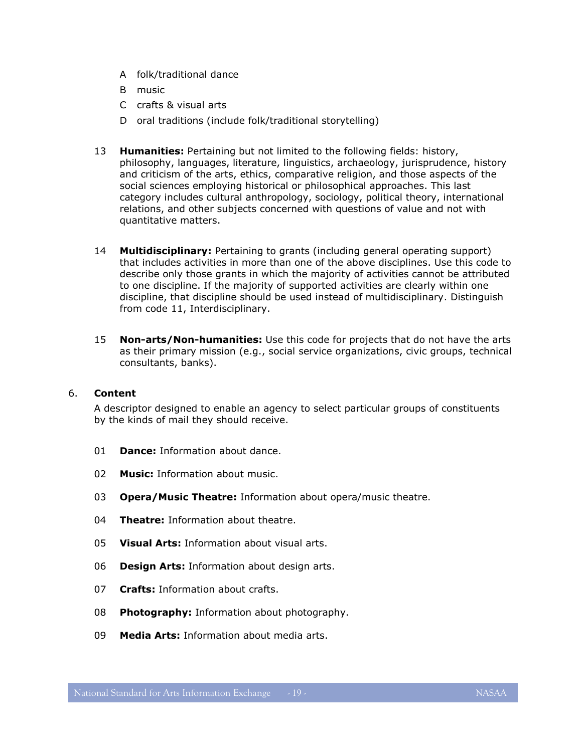- A folk/traditional dance
- B music
- C crafts & visual arts
- D oral traditions (include folk/traditional storytelling)

13 **Humanities:** Pertaining but not limited to the following fields: history, philosophy, languages, literature, linguistics, archaeology, jurisprudence, history and criticism of the arts, ethics, comparative religion, and those aspects of the social sciences employing historical or philosophical approaches. This last category includes cultural anthropology, sociology, political theory, international relations, and other subjects concerned with questions of value and not with quantitative matters.

14 **Multidisciplinary:** Pertaining to grants (including general operating support) that includes activities in more than one of the above disciplines. Use this code to describe only those grants in which the majority of activities cannot be attributed to one discipline. If the majority of supported activities are clearly within one discipline, that discipline should be used instead of multidisciplinary. Distinguish from code 11, Interdisciplinary.

15 **Non-arts/Non-humanities:** Use this code for projects that do not have the arts as their primary mission (e.g., social service organizations, civic groups, technical consultants, banks).

6. **Content**

A descriptor designed to enable an agency to select particular groups of constituents by the kinds of mail they should receive.

01 **Dance:** Information about dance.

02 **Music:** Information about music.

03 **Opera/Music Theatre:** Information about opera/music theatre.

04 **Theatre:** Information about theatre.

05 **Visual Arts:** Information about visual arts.

06 **Design Arts:** Information about design arts.

07 **Crafts:** Information about crafts.

08 **Photography:** Information about photography.

09 **Media Arts:** Information about media arts.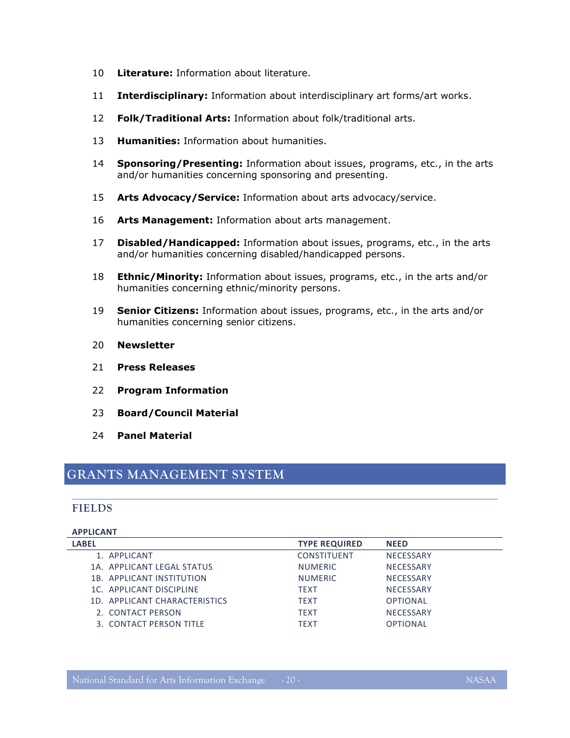10 **Literature:** Information about literature.

11 **Interdisciplinary:** Information about interdisciplinary art forms/art works.

12 **Folk/Traditional Arts:** Information about folk/traditional arts.

13 **Humanities:** Information about humanities.

14 **Sponsoring/Presenting:** Information about issues, programs, etc., in the arts and/or humanities concerning sponsoring and presenting.

15 **Arts Advocacy/Service:** Information about arts advocacy/service.

16 **Arts Management:** Information about arts management.

17 **Disabled/Handicapped:** Information about issues, programs, etc., in the arts and/or humanities concerning disabled/handicapped persons.

18 **Ethnic/Minority:** Information about issues, programs, etc., in the arts and/or humanities concerning ethnic/minority persons.

19 **Senior Citizens:** Information about issues, programs, etc., in the arts and/or humanities concerning senior citizens.

20 **Newsletter**

21 **Press Releases**

22 **Program Information**

23 **Board/Council Material**

24 **Panel Material**

# GRANTS MANAGEMENT SYSTEM

## FIELDS

### APPLICANT

| LABEL | TYPE REQUIRED | NEED |
|---|---|---|
| 1. APPLICANT | CONSTITUENT | NECESSARY |
| 1A. APPLICANT LEGAL STATUS | NUMERIC | NECESSARY |
| 1B. APPLICANT INSTITUTION | NUMERIC | NECESSARY |
| 1C. APPLICANT DISCIPLINE | TEXT | NECESSARY |
| 1D. APPLICANT CHARACTERISTICS | TEXT | OPTIONAL |
| 2. CONTACT PERSON | TEXT | NECESSARY |
| 3. CONTACT PERSON TITLE | TEXT | OPTIONAL |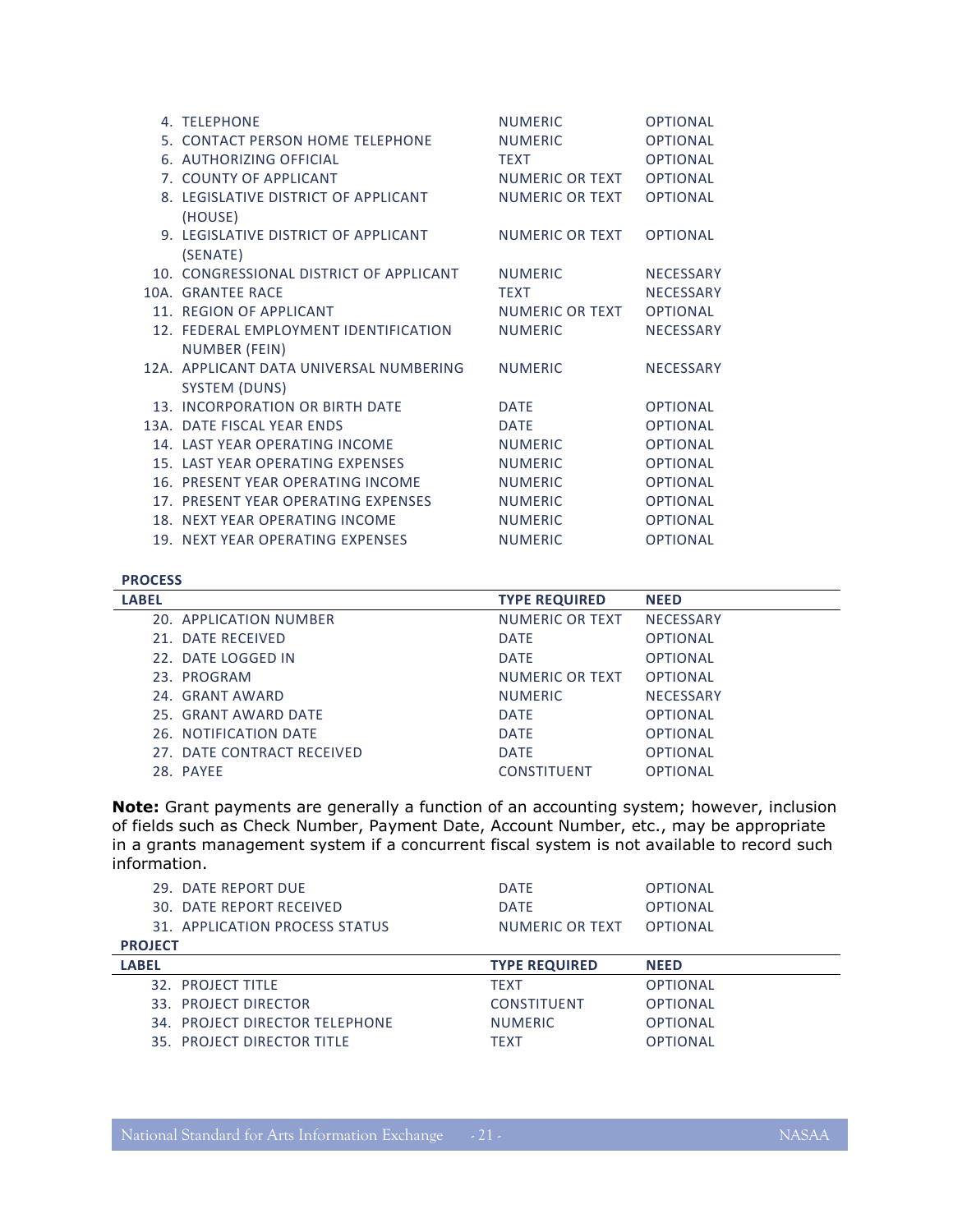| LABEL | TYPE REQUIRED | NEED |
|---|---|---|
| 4. TELEPHONE | NUMERIC | OPTIONAL |
| 5. CONTACT PERSON HOME TELEPHONE | NUMERIC | OPTIONAL |
| 6. AUTHORIZING OFFICIAL | TEXT | OPTIONAL |
| 7. COUNTY OF APPLICANT | NUMERIC OR TEXT | OPTIONAL |
| 8. LEGISLATIVE DISTRICT OF APPLICANT (HOUSE) | NUMERIC OR TEXT | OPTIONAL |
| 9. LEGISLATIVE DISTRICT OF APPLICANT (SENATE) | NUMERIC OR TEXT | OPTIONAL |
| 10. CONGRESSIONAL DISTRICT OF APPLICANT | NUMERIC | NECESSARY |
| 10A. GRANTEE RACE | TEXT | NECESSARY |
| 11. REGION OF APPLICANT | NUMERIC OR TEXT | OPTIONAL |
| 12. FEDERAL EMPLOYMENT IDENTIFICATION NUMBER (FEIN) | NUMERIC | NECESSARY |
| 12A. APPLICANT DATA UNIVERSAL NUMBERING SYSTEM (DUNS) | NUMERIC | NECESSARY |
| 13. INCORPORATION OR BIRTH DATE | DATE | OPTIONAL |
| 13A. DATE FISCAL YEAR ENDS | DATE | OPTIONAL |
| 14. LAST YEAR OPERATING INCOME | NUMERIC | OPTIONAL |
| 15. LAST YEAR OPERATING EXPENSES | NUMERIC | OPTIONAL |
| 16. PRESENT YEAR OPERATING INCOME | NUMERIC | OPTIONAL |
| 17. PRESENT YEAR OPERATING EXPENSES | NUMERIC | OPTIONAL |
| 18. NEXT YEAR OPERATING INCOME | NUMERIC | OPTIONAL |
| 19. NEXT YEAR OPERATING EXPENSES | NUMERIC | OPTIONAL |

**PROCESS**

| LABEL | TYPE REQUIRED | NEED |
|---|---|---|
| 20. APPLICATION NUMBER | NUMERIC OR TEXT | NECESSARY |
| 21. DATE RECEIVED | DATE | OPTIONAL |
| 22. DATE LOGGED IN | DATE | OPTIONAL |
| 23. PROGRAM | NUMERIC OR TEXT | OPTIONAL |
| 24. GRANT AWARD | NUMERIC | NECESSARY |
| 25. GRANT AWARD DATE | DATE | OPTIONAL |
| 26. NOTIFICATION DATE | DATE | OPTIONAL |
| 27. DATE CONTRACT RECEIVED | DATE | OPTIONAL |
| 28. PAYEE | CONSTITUENT | OPTIONAL |

**Note:** Grant payments are generally a function of an accounting system; however, inclusion of fields such as Check Number, Payment Date, Account Number, etc., may be appropriate in a grants management system if a concurrent fiscal system is not available to record such information.

| LABEL | TYPE REQUIRED | NEED |
|---|---|---|
| 29. DATE REPORT DUE | DATE | OPTIONAL |
| 30. DATE REPORT RECEIVED | DATE | OPTIONAL |
| 31. APPLICATION PROCESS STATUS | NUMERIC OR TEXT | OPTIONAL |

**PROJECT**

| LABEL | TYPE REQUIRED | NEED |
|---|---|---|
| 32. PROJECT TITLE | TEXT | OPTIONAL |
| 33. PROJECT DIRECTOR | CONSTITUENT | OPTIONAL |
| 34. PROJECT DIRECTOR TELEPHONE | NUMERIC | OPTIONAL |
| 35. PROJECT DIRECTOR TITLE | TEXT | OPTIONAL |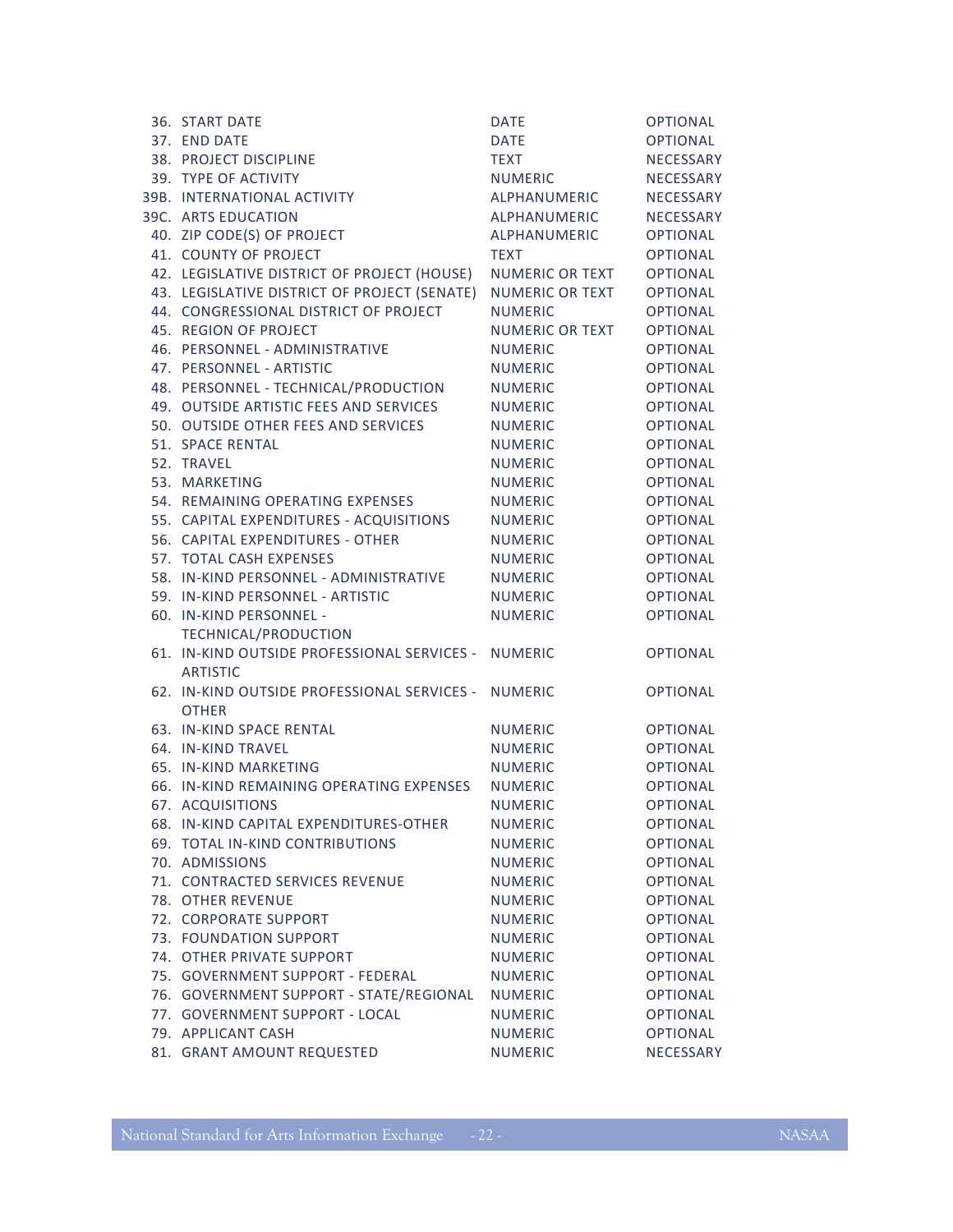| | | | |
|---|---|---|---|
| 36. | START DATE | DATE | OPTIONAL |
| 37. | END DATE | DATE | OPTIONAL |
| 38. | PROJECT DISCIPLINE | TEXT | NECESSARY |
| 39. | TYPE OF ACTIVITY | NUMERIC | NECESSARY |
| 39B. | INTERNATIONAL ACTIVITY | ALPHANUMERIC | NECESSARY |
| 39C. | ARTS EDUCATION | ALPHANUMERIC | NECESSARY |
| 40. | ZIP CODE(S) OF PROJECT | ALPHANUMERIC | OPTIONAL |
| 41. | COUNTY OF PROJECT | TEXT | OPTIONAL |
| 42. | LEGISLATIVE DISTRICT OF PROJECT (HOUSE) | NUMERIC OR TEXT | OPTIONAL |
| 43. | LEGISLATIVE DISTRICT OF PROJECT (SENATE) | NUMERIC OR TEXT | OPTIONAL |
| 44. | CONGRESSIONAL DISTRICT OF PROJECT | NUMERIC | OPTIONAL |
| 45. | REGION OF PROJECT | NUMERIC OR TEXT | OPTIONAL |
| 46. | PERSONNEL - ADMINISTRATIVE | NUMERIC | OPTIONAL |
| 47. | PERSONNEL - ARTISTIC | NUMERIC | OPTIONAL |
| 48. | PERSONNEL - TECHNICAL/PRODUCTION | NUMERIC | OPTIONAL |
| 49. | OUTSIDE ARTISTIC FEES AND SERVICES | NUMERIC | OPTIONAL |
| 50. | OUTSIDE OTHER FEES AND SERVICES | NUMERIC | OPTIONAL |
| 51. | SPACE RENTAL | NUMERIC | OPTIONAL |
| 52. | TRAVEL | NUMERIC | OPTIONAL |
| 53. | MARKETING | NUMERIC | OPTIONAL |
| 54. | REMAINING OPERATING EXPENSES | NUMERIC | OPTIONAL |
| 55. | CAPITAL EXPENDITURES - ACQUISITIONS | NUMERIC | OPTIONAL |
| 56. | CAPITAL EXPENDITURES - OTHER | NUMERIC | OPTIONAL |
| 57. | TOTAL CASH EXPENSES | NUMERIC | OPTIONAL |
| 58. | IN-KIND PERSONNEL - ADMINISTRATIVE | NUMERIC | OPTIONAL |
| 59. | IN-KIND PERSONNEL - ARTISTIC | NUMERIC | OPTIONAL |
| 60. | IN-KIND PERSONNEL - TECHNICAL/PRODUCTION | NUMERIC | OPTIONAL |
| 61. | IN-KIND OUTSIDE PROFESSIONAL SERVICES - ARTISTIC | NUMERIC | OPTIONAL |
| 62. | IN-KIND OUTSIDE PROFESSIONAL SERVICES - OTHER | NUMERIC | OPTIONAL |
| 63. | IN-KIND SPACE RENTAL | NUMERIC | OPTIONAL |
| 64. | IN-KIND TRAVEL | NUMERIC | OPTIONAL |
| 65. | IN-KIND MARKETING | NUMERIC | OPTIONAL |
| 66. | IN-KIND REMAINING OPERATING EXPENSES | NUMERIC | OPTIONAL |
| 67. | ACQUISITIONS | NUMERIC | OPTIONAL |
| 68. | IN-KIND CAPITAL EXPENDITURES-OTHER | NUMERIC | OPTIONAL |
| 69. | TOTAL IN-KIND CONTRIBUTIONS | NUMERIC | OPTIONAL |
| 70. | ADMISSIONS | NUMERIC | OPTIONAL |
| 71. | CONTRACTED SERVICES REVENUE | NUMERIC | OPTIONAL |
| 78. | OTHER REVENUE | NUMERIC | OPTIONAL |
| 72. | CORPORATE SUPPORT | NUMERIC | OPTIONAL |
| 73. | FOUNDATION SUPPORT | NUMERIC | OPTIONAL |
| 74. | OTHER PRIVATE SUPPORT | NUMERIC | OPTIONAL |
| 75. | GOVERNMENT SUPPORT - FEDERAL | NUMERIC | OPTIONAL |
| 76. | GOVERNMENT SUPPORT - STATE/REGIONAL | NUMERIC | OPTIONAL |
| 77. | GOVERNMENT SUPPORT - LOCAL | NUMERIC | OPTIONAL |
| 79. | APPLICANT CASH | NUMERIC | OPTIONAL |
| 81. | GRANT AMOUNT REQUESTED | NUMERIC | NECESSARY |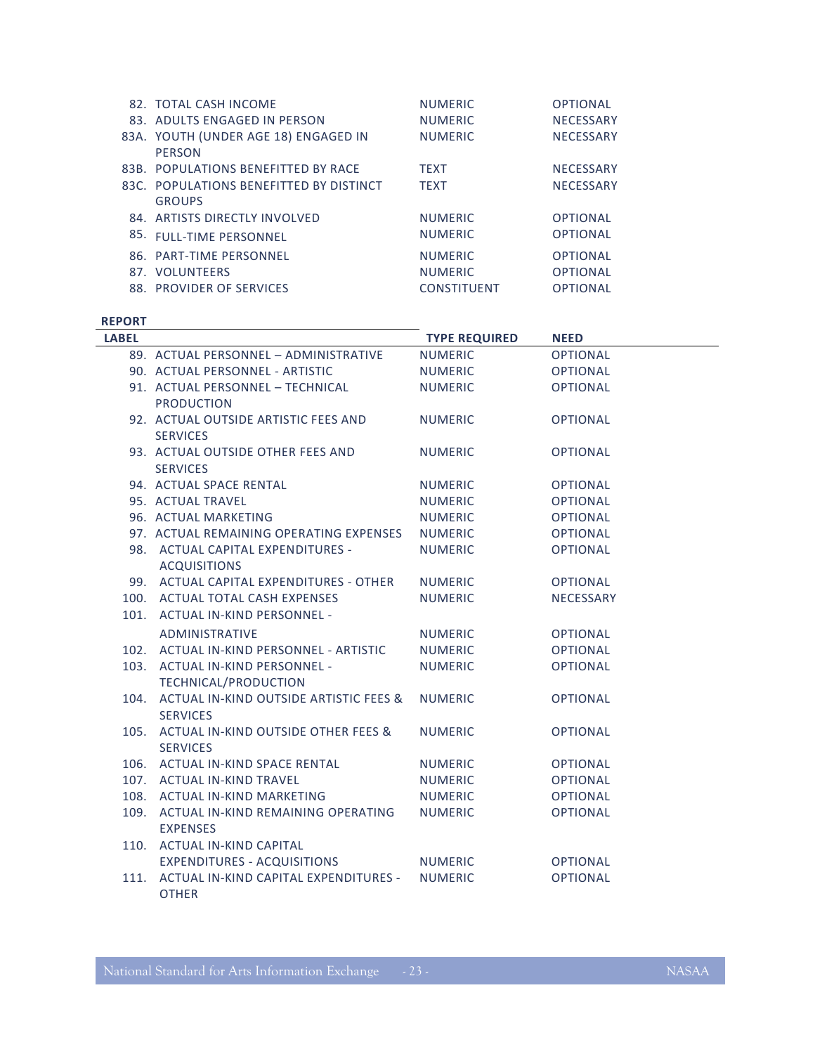| REPORT LABEL | TYPE REQUIRED | NEED |
|---|---|---|
| 82. TOTAL CASH INCOME | NUMERIC | OPTIONAL |
| 83. ADULTS ENGAGED IN PERSON | NUMERIC | NECESSARY |
| 83A. YOUTH (UNDER AGE 18) ENGAGED IN PERSON | NUMERIC | NECESSARY |
| 83B. POPULATIONS BENEFITTED BY RACE | TEXT | NECESSARY |
| 83C. POPULATIONS BENEFITTED BY DISTINCT GROUPS | TEXT | NECESSARY |
| 84. ARTISTS DIRECTLY INVOLVED | NUMERIC | OPTIONAL |
| 85. FULL-TIME PERSONNEL | NUMERIC | OPTIONAL |
| 86. PART-TIME PERSONNEL | NUMERIC | OPTIONAL |
| 87. VOLUNTEERS | NUMERIC | OPTIONAL |
| 88. PROVIDER OF SERVICES | CONSTITUENT | OPTIONAL |

| REPORT LABEL | TYPE REQUIRED | NEED |
|---|---|---|
| 89. ACTUAL PERSONNEL – ADMINISTRATIVE | NUMERIC | OPTIONAL |
| 90. ACTUAL PERSONNEL - ARTISTIC | NUMERIC | OPTIONAL |
| 91. ACTUAL PERSONNEL – TECHNICAL PRODUCTION | NUMERIC | OPTIONAL |
| 92. ACTUAL OUTSIDE ARTISTIC FEES AND SERVICES | NUMERIC | OPTIONAL |
| 93. ACTUAL OUTSIDE OTHER FEES AND SERVICES | NUMERIC | OPTIONAL |
| 94. ACTUAL SPACE RENTAL | NUMERIC | OPTIONAL |
| 95. ACTUAL TRAVEL | NUMERIC | OPTIONAL |
| 96. ACTUAL MARKETING | NUMERIC | OPTIONAL |
| 97. ACTUAL REMAINING OPERATING EXPENSES | NUMERIC | OPTIONAL |
| 98. ACTUAL CAPITAL EXPENDITURES - ACQUISITIONS | NUMERIC | OPTIONAL |
| 99. ACTUAL CAPITAL EXPENDITURES - OTHER | NUMERIC | OPTIONAL |
| 100. ACTUAL TOTAL CASH EXPENSES | NUMERIC | NECESSARY |
| 101. ACTUAL IN-KIND PERSONNEL - ADMINISTRATIVE | NUMERIC | OPTIONAL |
| 102. ACTUAL IN-KIND PERSONNEL - ARTISTIC | NUMERIC | OPTIONAL |
| 103. ACTUAL IN-KIND PERSONNEL - TECHNICAL/PRODUCTION | NUMERIC | OPTIONAL |
| 104. ACTUAL IN-KIND OUTSIDE ARTISTIC FEES & SERVICES | NUMERIC | OPTIONAL |
| 105. ACTUAL IN-KIND OUTSIDE OTHER FEES & SERVICES | NUMERIC | OPTIONAL |
| 106. ACTUAL IN-KIND SPACE RENTAL | NUMERIC | OPTIONAL |
| 107. ACTUAL IN-KIND TRAVEL | NUMERIC | OPTIONAL |
| 108. ACTUAL IN-KIND MARKETING | NUMERIC | OPTIONAL |
| 109. ACTUAL IN-KIND REMAINING OPERATING EXPENSES | NUMERIC | OPTIONAL |
| 110. ACTUAL IN-KIND CAPITAL EXPENDITURES - ACQUISITIONS | NUMERIC | OPTIONAL |
| 111. ACTUAL IN-KIND CAPITAL EXPENDITURES - OTHER | NUMERIC | OPTIONAL |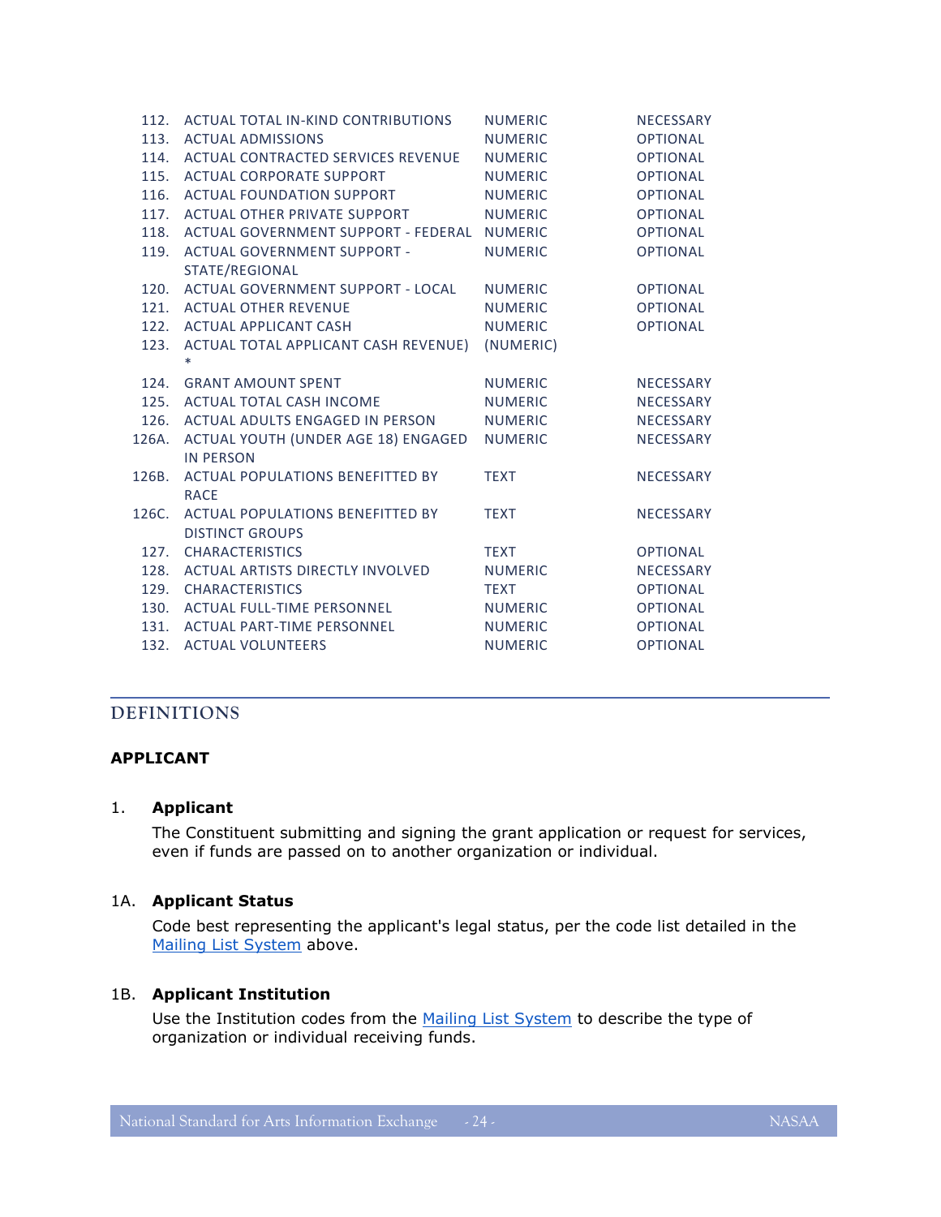| | | | |
|---|---|---|---|
| 112. | ACTUAL TOTAL IN-KIND CONTRIBUTIONS | NUMERIC | NECESSARY |
| 113. | ACTUAL ADMISSIONS | NUMERIC | OPTIONAL |
| 114. | ACTUAL CONTRACTED SERVICES REVENUE | NUMERIC | OPTIONAL |
| 115. | ACTUAL CORPORATE SUPPORT | NUMERIC | OPTIONAL |
| 116. | ACTUAL FOUNDATION SUPPORT | NUMERIC | OPTIONAL |
| 117. | ACTUAL OTHER PRIVATE SUPPORT | NUMERIC | OPTIONAL |
| 118. | ACTUAL GOVERNMENT SUPPORT - FEDERAL | NUMERIC | OPTIONAL |
| 119. | ACTUAL GOVERNMENT SUPPORT - STATE/REGIONAL | NUMERIC | OPTIONAL |
| 120. | ACTUAL GOVERNMENT SUPPORT - LOCAL | NUMERIC | OPTIONAL |
| 121. | ACTUAL OTHER REVENUE | NUMERIC | OPTIONAL |
| 122. | ACTUAL APPLICANT CASH | NUMERIC | OPTIONAL |
| 123. | ACTUAL TOTAL APPLICANT CASH REVENUE) * | (NUMERIC) | |
| 124. | GRANT AMOUNT SPENT | NUMERIC | NECESSARY |
| 125. | ACTUAL TOTAL CASH INCOME | NUMERIC | NECESSARY |
| 126. | ACTUAL ADULTS ENGAGED IN PERSON | NUMERIC | NECESSARY |
| 126A. | ACTUAL YOUTH (UNDER AGE 18) ENGAGED IN PERSON | NUMERIC | NECESSARY |
| 126B. | ACTUAL POPULATIONS BENEFITTED BY RACE | TEXT | NECESSARY |
| 126C. | ACTUAL POPULATIONS BENEFITTED BY DISTINCT GROUPS | TEXT | NECESSARY |
| 127. | CHARACTERISTICS | TEXT | OPTIONAL |
| 128. | ACTUAL ARTISTS DIRECTLY INVOLVED | NUMERIC | NECESSARY |
| 129. | CHARACTERISTICS | TEXT | OPTIONAL |
| 130. | ACTUAL FULL-TIME PERSONNEL | NUMERIC | OPTIONAL |
| 131. | ACTUAL PART-TIME PERSONNEL | NUMERIC | OPTIONAL |
| 132. | ACTUAL VOLUNTEERS | NUMERIC | OPTIONAL |

## DEFINITIONS

### APPLICANT

1. **Applicant**

   The Constituent submitting and signing the grant application or request for services, even if funds are passed on to another organization or individual.

1A. **Applicant Status**

   Code best representing the applicant's legal status, per the code list detailed in the Mailing List System above.

1B. **Applicant Institution**

   Use the Institution codes from the Mailing List System to describe the type of organization or individual receiving funds.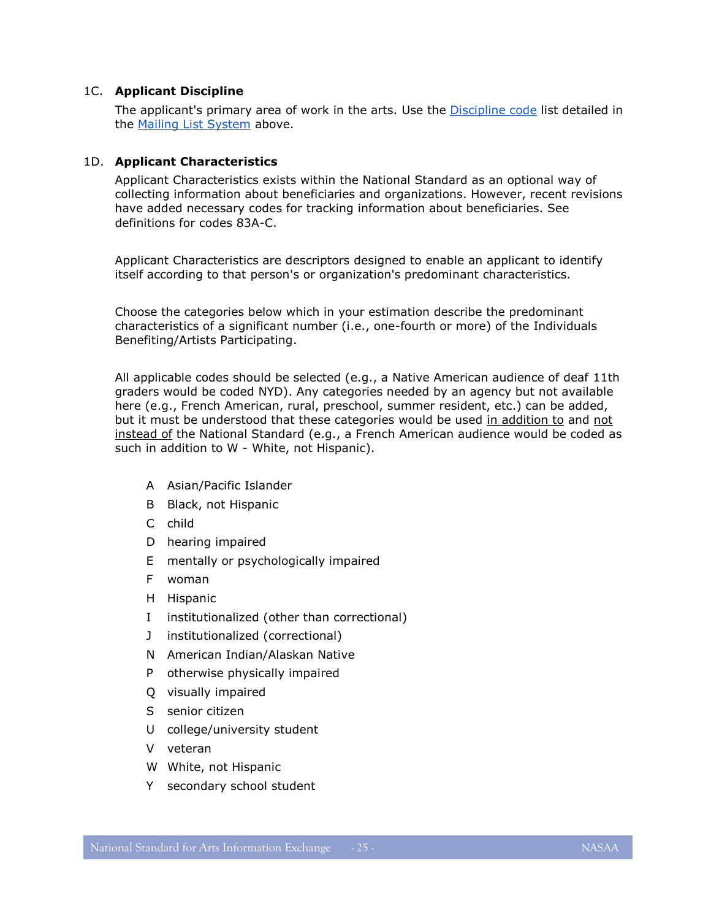### 1C. Applicant Discipline

The applicant's primary area of work in the arts. Use the [Discipline code] list detailed in the [Mailing List System] above.

### 1D. Applicant Characteristics

Applicant Characteristics exists within the National Standard as an optional way of collecting information about beneficiaries and organizations. However, recent revisions have added necessary codes for tracking information about beneficiaries. See definitions for codes 83A-C.

Applicant Characteristics are descriptors designed to enable an applicant to identify itself according to that person's or organization's predominant characteristics.

Choose the categories below which in your estimation describe the predominant characteristics of a significant number (i.e., one-fourth or more) of the Individuals Benefiting/Artists Participating.

All applicable codes should be selected (e.g., a Native American audience of deaf 11th graders would be coded NYD). Any categories needed by an agency but not available here (e.g., French American, rural, preschool, summer resident, etc.) can be added, but it must be understood that these categories would be used <u>in addition to</u> and <u>not instead of</u> the National Standard (e.g., a French American audience would be coded as such in addition to W - White, not Hispanic).

- A Asian/Pacific Islander
- B Black, not Hispanic
- C child
- D hearing impaired
- E mentally or psychologically impaired
- F woman
- H Hispanic
- I institutionalized (other than correctional)
- J institutionalized (correctional)
- N American Indian/Alaskan Native
- P otherwise physically impaired
- Q visually impaired
- S senior citizen
- U college/university student
- V veteran
- W White, not Hispanic
- Y secondary school student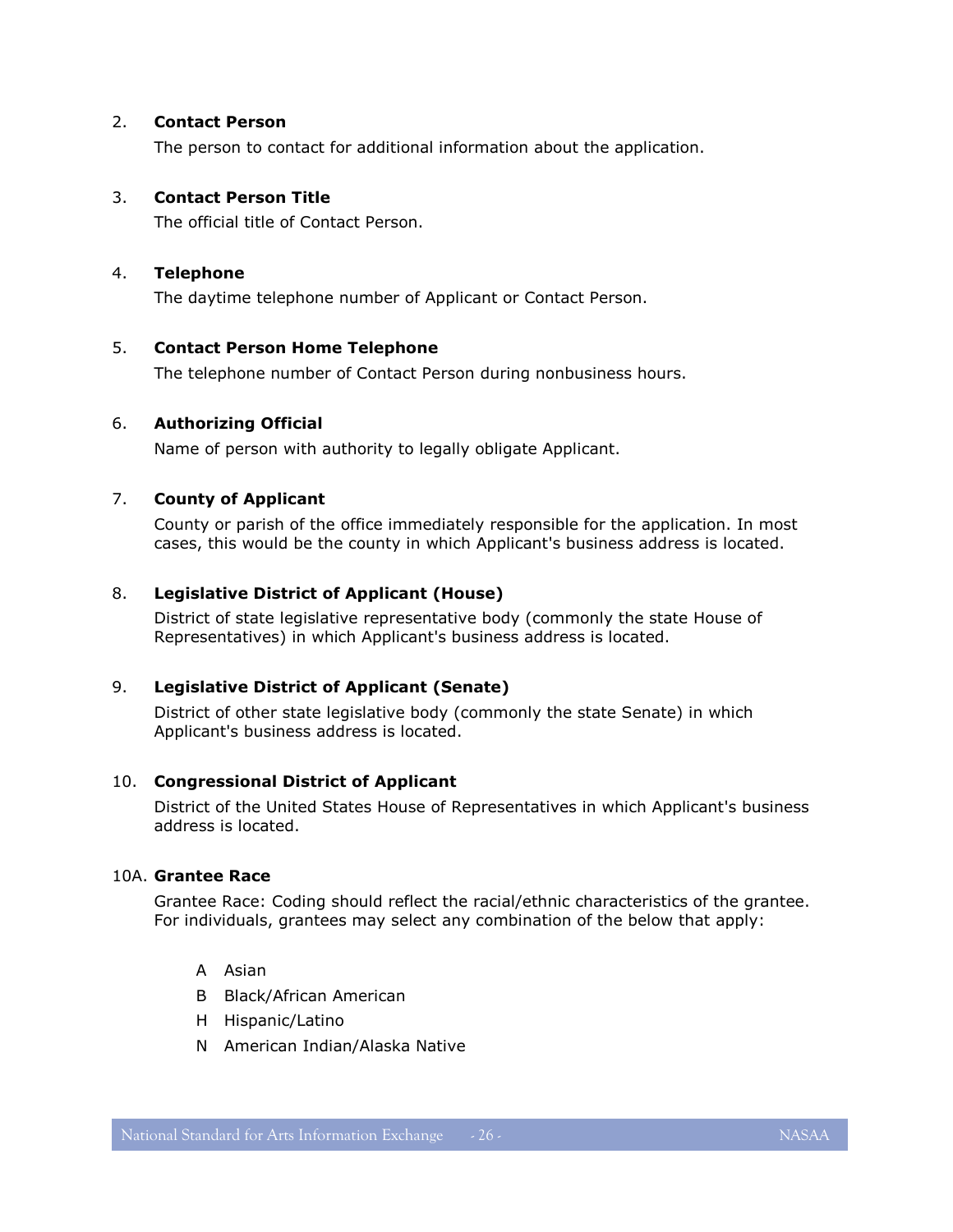2. **Contact Person**

   The person to contact for additional information about the application.

3. **Contact Person Title**

   The official title of Contact Person.

4. **Telephone**

   The daytime telephone number of Applicant or Contact Person.

5. **Contact Person Home Telephone**

   The telephone number of Contact Person during nonbusiness hours.

6. **Authorizing Official**

   Name of person with authority to legally obligate Applicant.

7. **County of Applicant**

   County or parish of the office immediately responsible for the application. In most cases, this would be the county in which Applicant's business address is located.

8. **Legislative District of Applicant (House)**

   District of state legislative representative body (commonly the state House of Representatives) in which Applicant's business address is located.

9. **Legislative District of Applicant (Senate)**

   District of other state legislative body (commonly the state Senate) in which Applicant's business address is located.

10. **Congressional District of Applicant**

    District of the United States House of Representatives in which Applicant's business address is located.

10A. **Grantee Race**

Grantee Race: Coding should reflect the racial/ethnic characteristics of the grantee. For individuals, grantees may select any combination of the below that apply:

- A Asian
- B Black/African American
- H Hispanic/Latino
- N American Indian/Alaska Native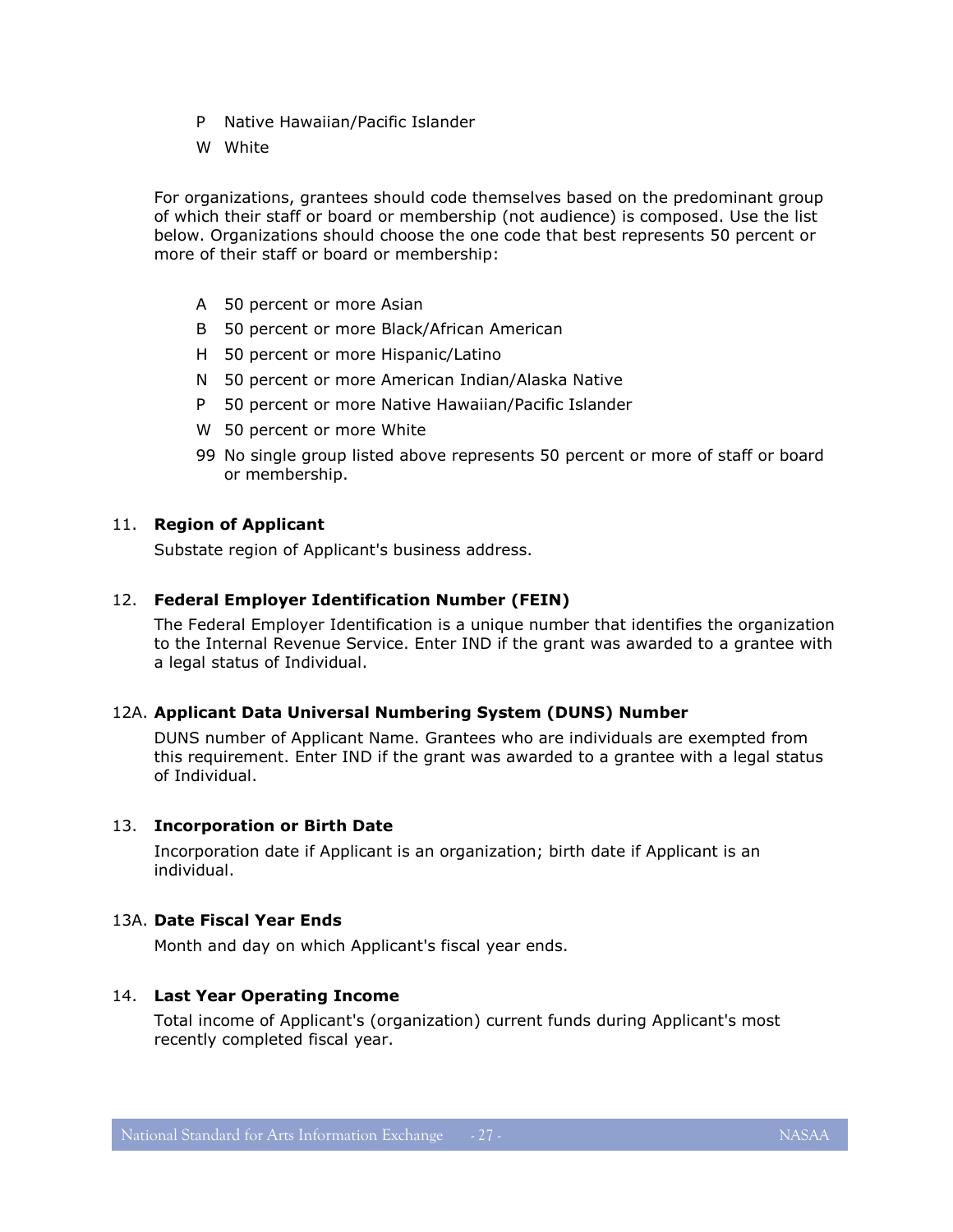- P Native Hawaiian/Pacific Islander
- W White

For organizations, grantees should code themselves based on the predominant group of which their staff or board or membership (not audience) is composed. Use the list below. Organizations should choose the one code that best represents 50 percent or more of their staff or board or membership:

- A 50 percent or more Asian
- B 50 percent or more Black/African American
- H 50 percent or more Hispanic/Latino
- N 50 percent or more American Indian/Alaska Native
- P 50 percent or more Native Hawaiian/Pacific Islander
- W 50 percent or more White
- 99 No single group listed above represents 50 percent or more of staff or board or membership.

### 11. Region of Applicant

Substate region of Applicant's business address.

### 12. Federal Employer Identification Number (FEIN)

The Federal Employer Identification is a unique number that identifies the organization to the Internal Revenue Service. Enter IND if the grant was awarded to a grantee with a legal status of Individual.

### 12A. Applicant Data Universal Numbering System (DUNS) Number

DUNS number of Applicant Name. Grantees who are individuals are exempted from this requirement. Enter IND if the grant was awarded to a grantee with a legal status of Individual.

### 13. Incorporation or Birth Date

Incorporation date if Applicant is an organization; birth date if Applicant is an individual.

### 13A. Date Fiscal Year Ends

Month and day on which Applicant's fiscal year ends.

### 14. Last Year Operating Income

Total income of Applicant's (organization) current funds during Applicant's most recently completed fiscal year.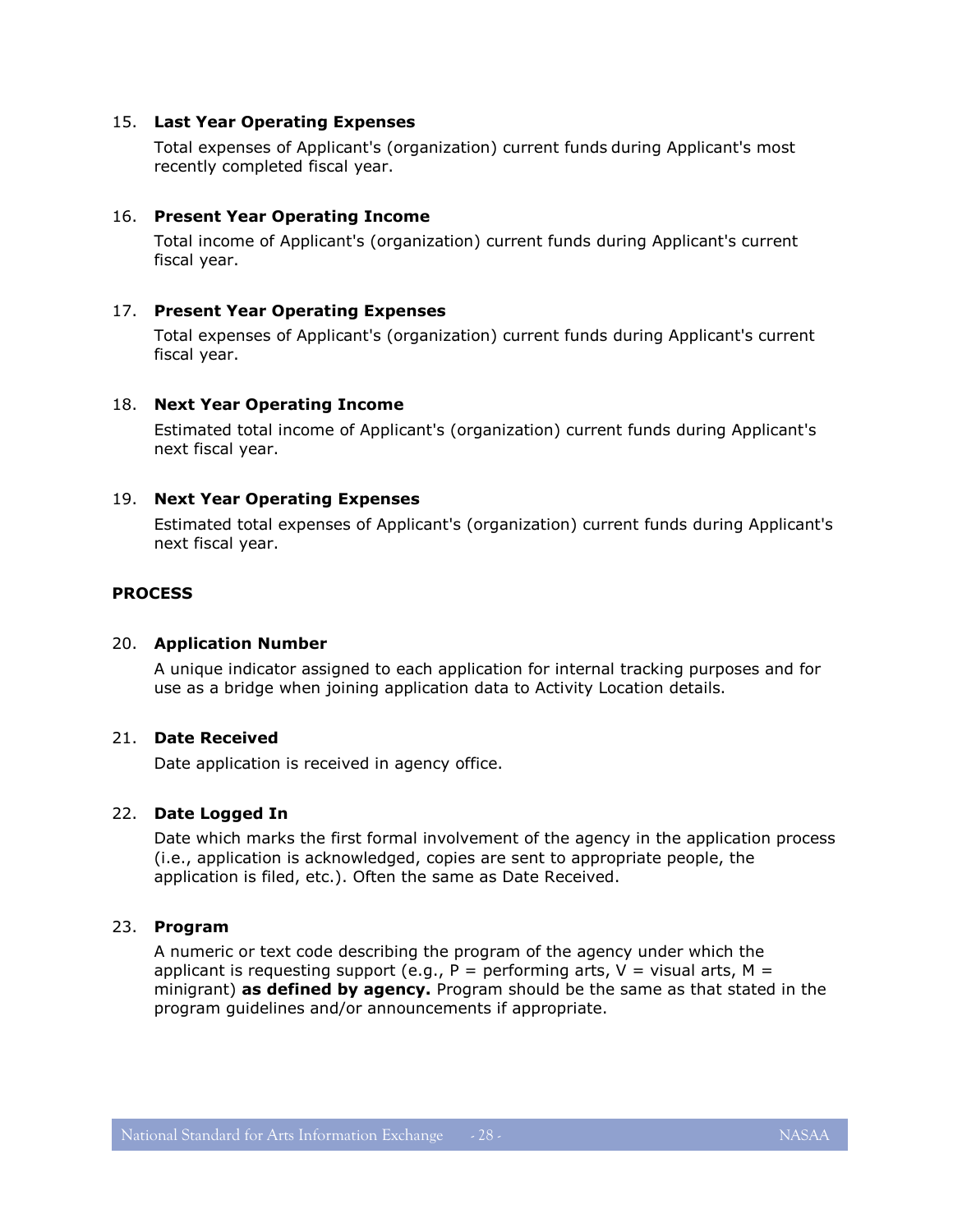15. **Last Year Operating Expenses**

    Total expenses of Applicant's (organization) current funds during Applicant's most recently completed fiscal year.

16. **Present Year Operating Income**

    Total income of Applicant's (organization) current funds during Applicant's current fiscal year.

17. **Present Year Operating Expenses**

    Total expenses of Applicant's (organization) current funds during Applicant's current fiscal year.

18. **Next Year Operating Income**

    Estimated total income of Applicant's (organization) current funds during Applicant's next fiscal year.

19. **Next Year Operating Expenses**

    Estimated total expenses of Applicant's (organization) current funds during Applicant's next fiscal year.

**PROCESS**

20. **Application Number**

    A unique indicator assigned to each application for internal tracking purposes and for use as a bridge when joining application data to Activity Location details.

21. **Date Received**

    Date application is received in agency office.

22. **Date Logged In**

    Date which marks the first formal involvement of the agency in the application process (i.e., application is acknowledged, copies are sent to appropriate people, the application is filed, etc.). Often the same as Date Received.

23. **Program**

    A numeric or text code describing the program of the agency under which the applicant is requesting support (e.g., P = performing arts, V = visual arts, M = minigrant) **as defined by agency.** Program should be the same as that stated in the program guidelines and/or announcements if appropriate.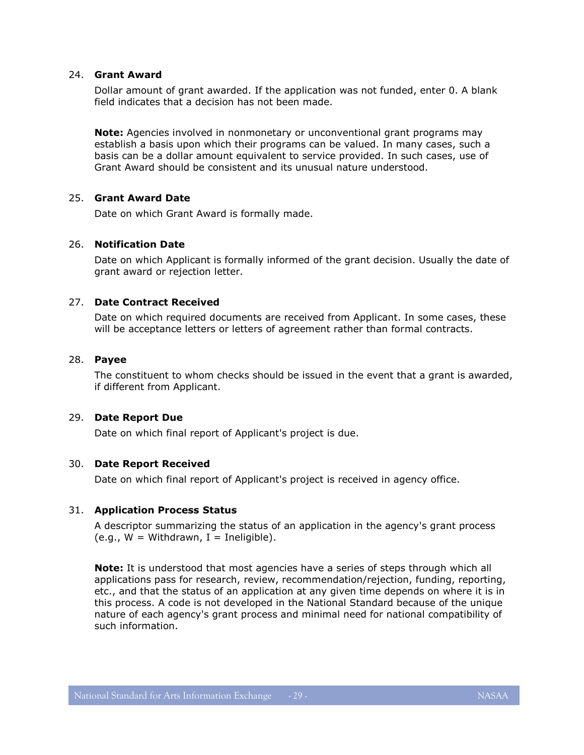24. **Grant Award**

    Dollar amount of grant awarded. If the application was not funded, enter 0. A blank field indicates that a decision has not been made.

    **Note:** Agencies involved in nonmonetary or unconventional grant programs may establish a basis upon which their programs can be valued. In many cases, such a basis can be a dollar amount equivalent to service provided. In such cases, use of Grant Award should be consistent and its unusual nature understood.

25. **Grant Award Date**

    Date on which Grant Award is formally made.

26. **Notification Date**

    Date on which Applicant is formally informed of the grant decision. Usually the date of grant award or rejection letter.

27. **Date Contract Received**

    Date on which required documents are received from Applicant. In some cases, these will be acceptance letters or letters of agreement rather than formal contracts.

28. **Payee**

    The constituent to whom checks should be issued in the event that a grant is awarded, if different from Applicant.

29. **Date Report Due**

    Date on which final report of Applicant's project is due.

30. **Date Report Received**

    Date on which final report of Applicant's project is received in agency office.

31. **Application Process Status**

    A descriptor summarizing the status of an application in the agency's grant process (e.g., W = Withdrawn, I = Ineligible).

    **Note:** It is understood that most agencies have a series of steps through which all applications pass for research, review, recommendation/rejection, funding, reporting, etc., and that the status of an application at any given time depends on where it is in this process. A code is not developed in the National Standard because of the unique nature of each agency's grant process and minimal need for national compatibility of such information.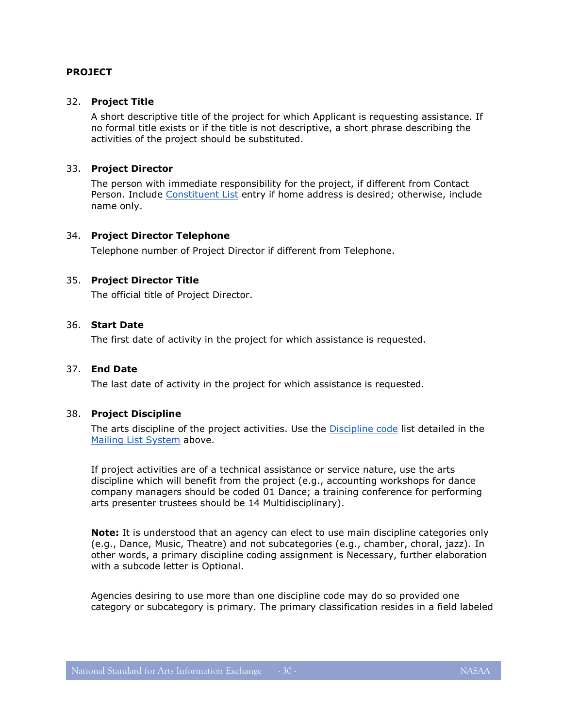## PROJECT

32. **Project Title**

    A short descriptive title of the project for which Applicant is requesting assistance. If no formal title exists or if the title is not descriptive, a short phrase describing the activities of the project should be substituted.

33. **Project Director**

    The person with immediate responsibility for the project, if different from Contact Person. Include Constituent List entry if home address is desired; otherwise, include name only.

34. **Project Director Telephone**

    Telephone number of Project Director if different from Telephone.

35. **Project Director Title**

    The official title of Project Director.

36. **Start Date**

    The first date of activity in the project for which assistance is requested.

37. **End Date**

    The last date of activity in the project for which assistance is requested.

38. **Project Discipline**

    The arts discipline of the project activities. Use the Discipline code list detailed in the Mailing List System above.

    If project activities are of a technical assistance or service nature, use the arts discipline which will benefit from the project (e.g., accounting workshops for dance company managers should be coded 01 Dance; a training conference for performing arts presenter trustees should be 14 Multidisciplinary).

    **Note:** It is understood that an agency can elect to use main discipline categories only (e.g., Dance, Music, Theatre) and not subcategories (e.g., chamber, choral, jazz). In other words, a primary discipline coding assignment is Necessary, further elaboration with a subcode letter is Optional.

    Agencies desiring to use more than one discipline code may do so provided one category or subcategory is primary. The primary classification resides in a field labeled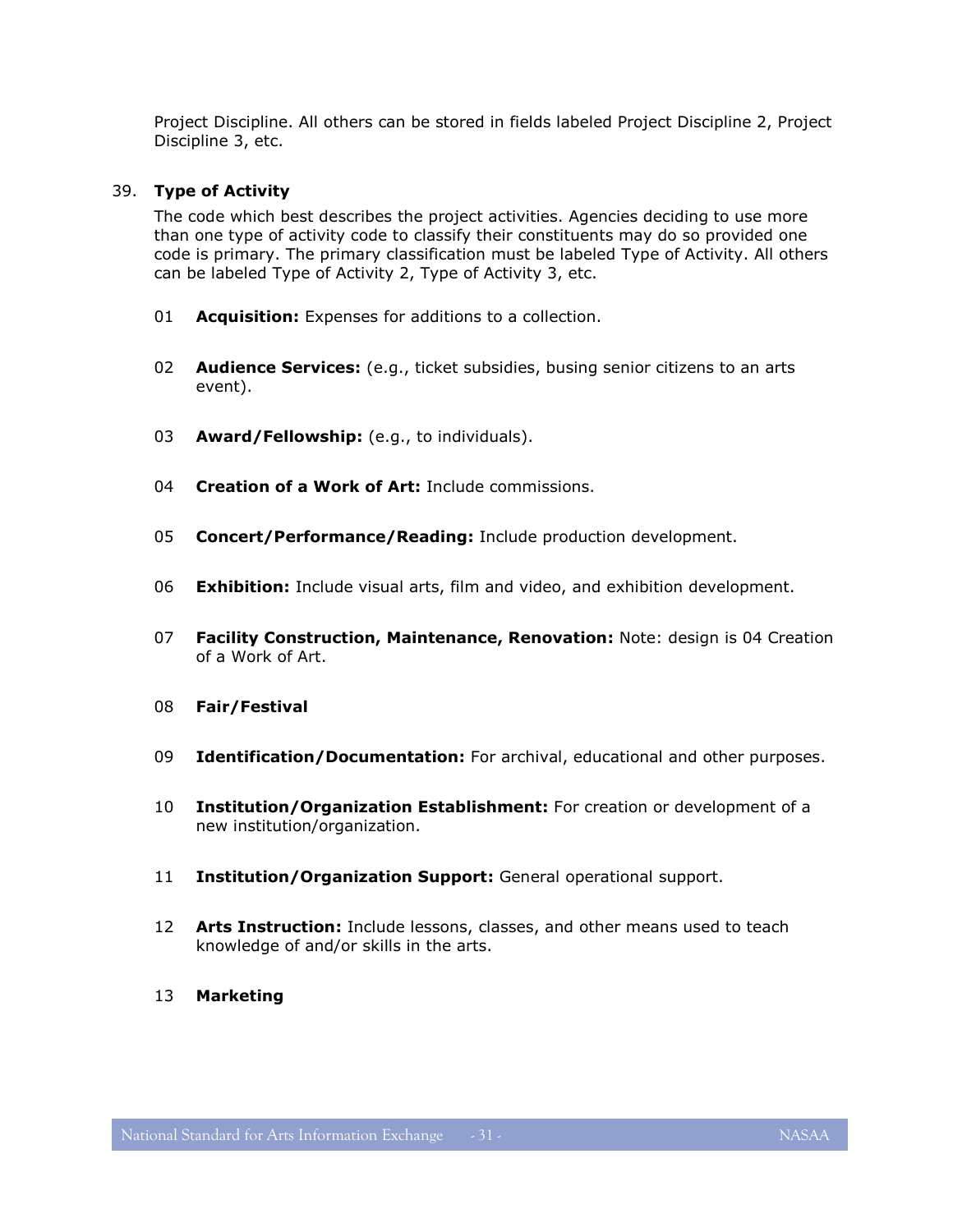Project Discipline. All others can be stored in fields labeled Project Discipline 2, Project Discipline 3, etc.

39. **Type of Activity**

    The code which best describes the project activities. Agencies deciding to use more than one type of activity code to classify their constituents may do so provided one code is primary. The primary classification must be labeled Type of Activity. All others can be labeled Type of Activity 2, Type of Activity 3, etc.

    01 **Acquisition:** Expenses for additions to a collection.

    02 **Audience Services:** (e.g., ticket subsidies, busing senior citizens to an arts event).

    03 **Award/Fellowship:** (e.g., to individuals).

    04 **Creation of a Work of Art:** Include commissions.

    05 **Concert/Performance/Reading:** Include production development.

    06 **Exhibition:** Include visual arts, film and video, and exhibition development.

    07 **Facility Construction, Maintenance, Renovation:** Note: design is 04 Creation of a Work of Art.

    08 **Fair/Festival**

    09 **Identification/Documentation:** For archival, educational and other purposes.

    10 **Institution/Organization Establishment:** For creation or development of a new institution/organization.

    11 **Institution/Organization Support:** General operational support.

    12 **Arts Instruction:** Include lessons, classes, and other means used to teach knowledge of and/or skills in the arts.

    13 **Marketing**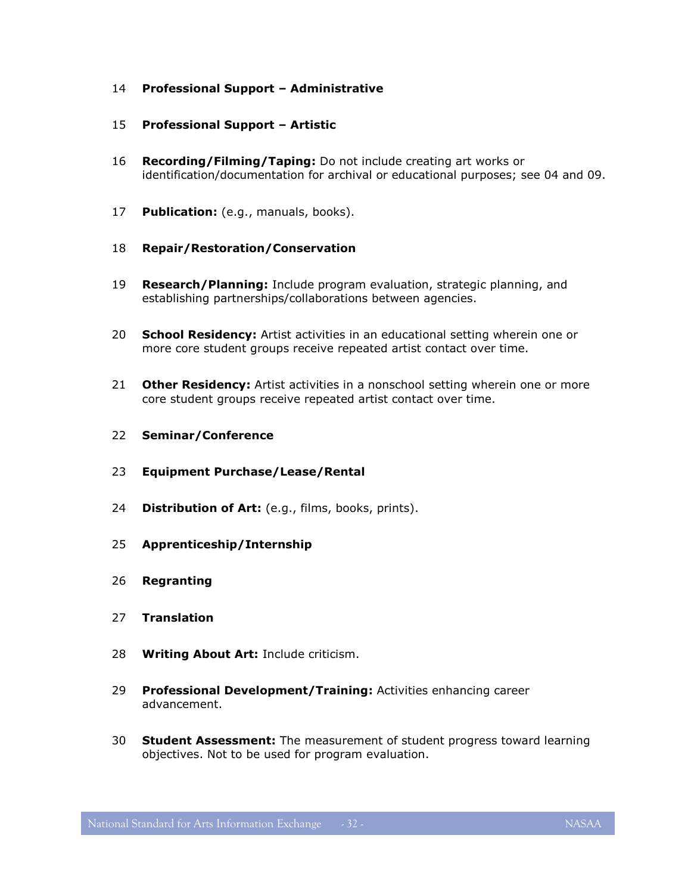14 **Professional Support – Administrative**

15 **Professional Support – Artistic**

16 **Recording/Filming/Taping:** Do not include creating art works or identification/documentation for archival or educational purposes; see 04 and 09.

17 **Publication:** (e.g., manuals, books).

18 **Repair/Restoration/Conservation**

19 **Research/Planning:** Include program evaluation, strategic planning, and establishing partnerships/collaborations between agencies.

20 **School Residency:** Artist activities in an educational setting wherein one or more core student groups receive repeated artist contact over time.

21 **Other Residency:** Artist activities in a nonschool setting wherein one or more core student groups receive repeated artist contact over time.

22 **Seminar/Conference**

23 **Equipment Purchase/Lease/Rental**

24 **Distribution of Art:** (e.g., films, books, prints).

25 **Apprenticeship/Internship**

26 **Regranting**

27 **Translation**

28 **Writing About Art:** Include criticism.

29 **Professional Development/Training:** Activities enhancing career advancement.

30 **Student Assessment:** The measurement of student progress toward learning objectives. Not to be used for program evaluation.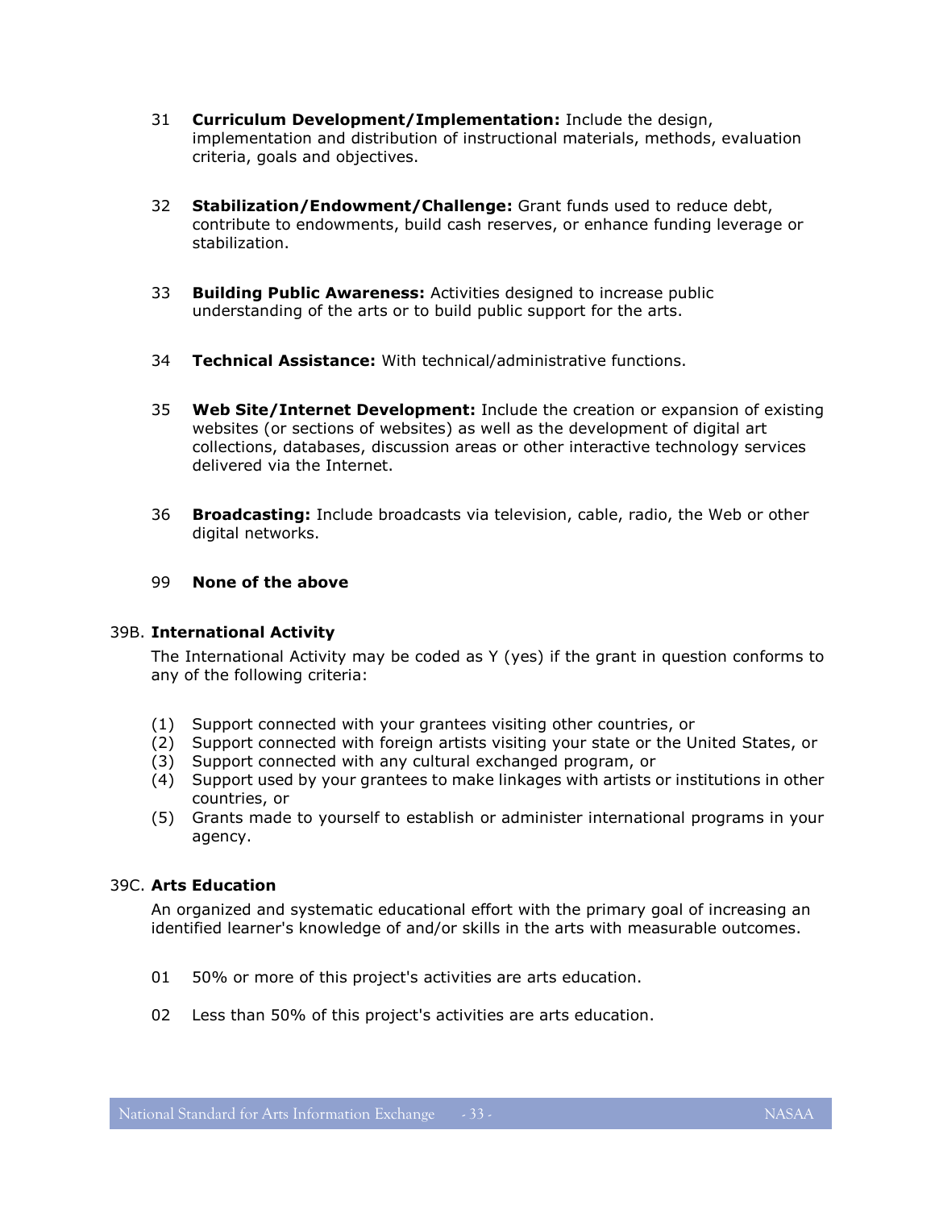31 **Curriculum Development/Implementation:** Include the design, implementation and distribution of instructional materials, methods, evaluation criteria, goals and objectives.

32 **Stabilization/Endowment/Challenge:** Grant funds used to reduce debt, contribute to endowments, build cash reserves, or enhance funding leverage or stabilization.

33 **Building Public Awareness:** Activities designed to increase public understanding of the arts or to build public support for the arts.

34 **Technical Assistance:** With technical/administrative functions.

35 **Web Site/Internet Development:** Include the creation or expansion of existing websites (or sections of websites) as well as the development of digital art collections, databases, discussion areas or other interactive technology services delivered via the Internet.

36 **Broadcasting:** Include broadcasts via television, cable, radio, the Web or other digital networks.

99 **None of the above**

39B. **International Activity**

The International Activity may be coded as Y (yes) if the grant in question conforms to any of the following criteria:

(1) Support connected with your grantees visiting other countries, or
(2) Support connected with foreign artists visiting your state or the United States, or
(3) Support connected with any cultural exchanged program, or
(4) Support used by your grantees to make linkages with artists or institutions in other countries, or
(5) Grants made to yourself to establish or administer international programs in your agency.

39C. **Arts Education**

An organized and systematic educational effort with the primary goal of increasing an identified learner's knowledge of and/or skills in the arts with measurable outcomes.

01 50% or more of this project's activities are arts education.

02 Less than 50% of this project's activities are arts education.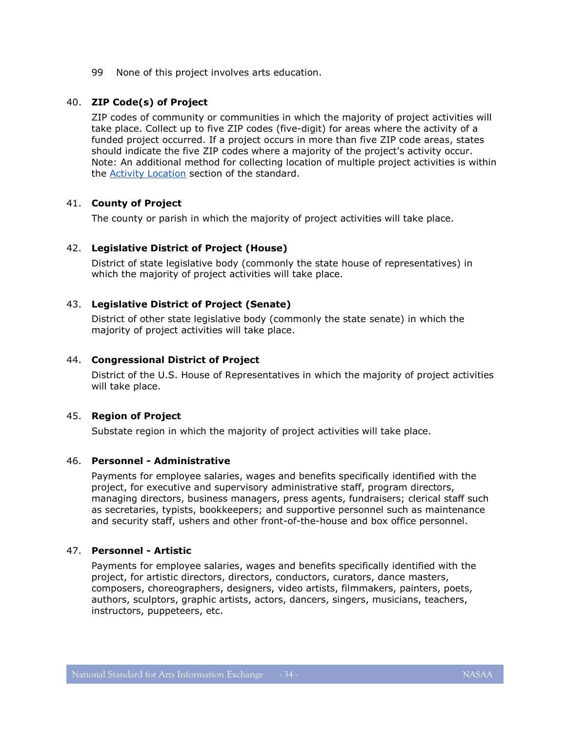99 None of this project involves arts education.

40. **ZIP Code(s) of Project**

ZIP codes of community or communities in which the majority of project activities will take place. Collect up to five ZIP codes (five-digit) for areas where the activity of a funded project occurred. If a project occurs in more than five ZIP code areas, states should indicate the five ZIP codes where a majority of the project's activity occur. Note: An additional method for collecting location of multiple project activities is within the Activity Location section of the standard.

41. **County of Project**

The county or parish in which the majority of project activities will take place.

42. **Legislative District of Project (House)**

District of state legislative body (commonly the state house of representatives) in which the majority of project activities will take place.

43. **Legislative District of Project (Senate)**

District of other state legislative body (commonly the state senate) in which the majority of project activities will take place.

44. **Congressional District of Project**

District of the U.S. House of Representatives in which the majority of project activities will take place.

45. **Region of Project**

Substate region in which the majority of project activities will take place.

46. **Personnel - Administrative**

Payments for employee salaries, wages and benefits specifically identified with the project, for executive and supervisory administrative staff, program directors, managing directors, business managers, press agents, fundraisers; clerical staff such as secretaries, typists, bookkeepers; and supportive personnel such as maintenance and security staff, ushers and other front-of-the-house and box office personnel.

47. **Personnel - Artistic**

Payments for employee salaries, wages and benefits specifically identified with the project, for artistic directors, directors, conductors, curators, dance masters, composers, choreographers, designers, video artists, filmmakers, painters, poets, authors, sculptors, graphic artists, actors, dancers, singers, musicians, teachers, instructors, puppeteers, etc.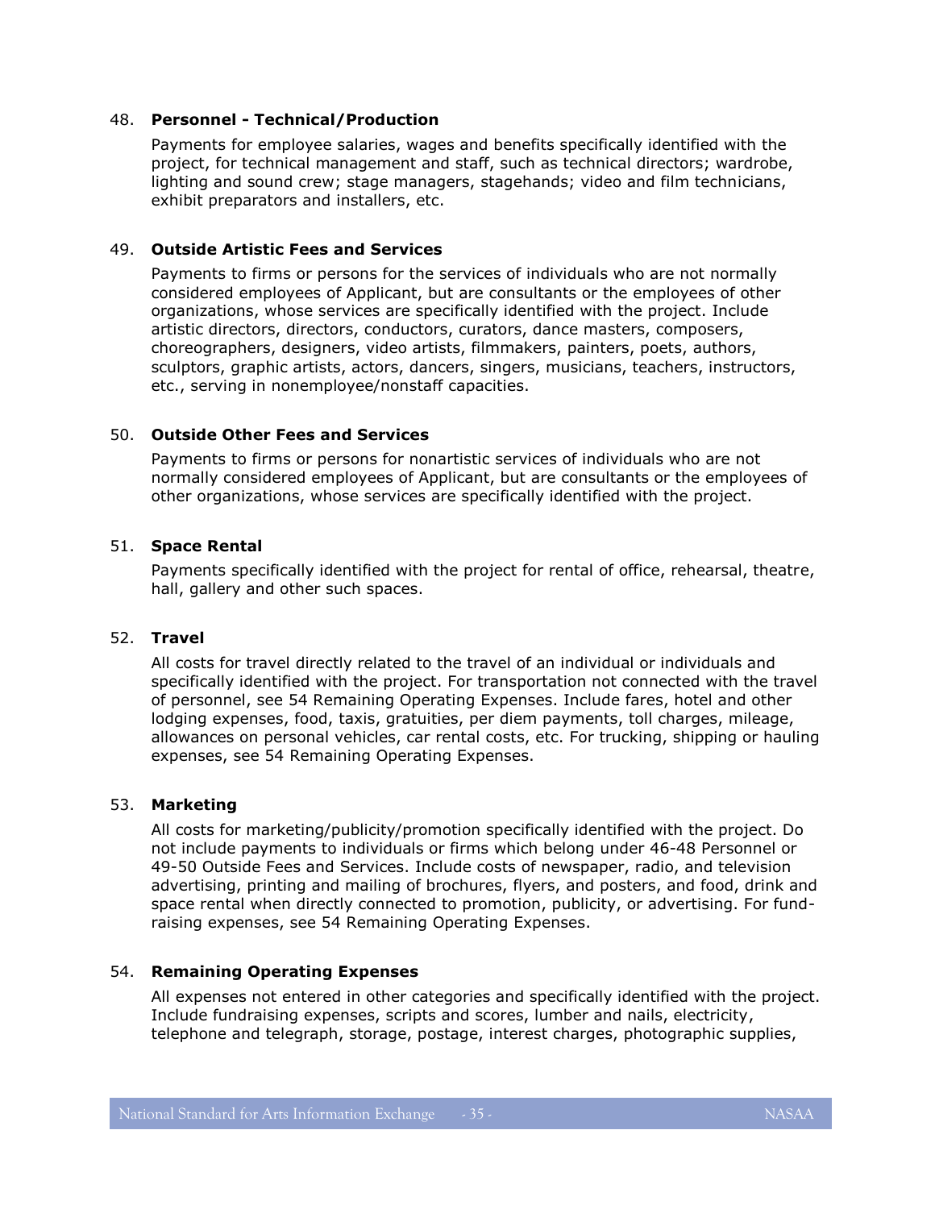48. **Personnel - Technical/Production**

    Payments for employee salaries, wages and benefits specifically identified with the project, for technical management and staff, such as technical directors; wardrobe, lighting and sound crew; stage managers, stagehands; video and film technicians, exhibit preparators and installers, etc.

49. **Outside Artistic Fees and Services**

    Payments to firms or persons for the services of individuals who are not normally considered employees of Applicant, but are consultants or the employees of other organizations, whose services are specifically identified with the project. Include artistic directors, directors, conductors, curators, dance masters, composers, choreographers, designers, video artists, filmmakers, painters, poets, authors, sculptors, graphic artists, actors, dancers, singers, musicians, teachers, instructors, etc., serving in nonemployee/nonstaff capacities.

50. **Outside Other Fees and Services**

    Payments to firms or persons for nonartistic services of individuals who are not normally considered employees of Applicant, but are consultants or the employees of other organizations, whose services are specifically identified with the project.

51. **Space Rental**

    Payments specifically identified with the project for rental of office, rehearsal, theatre, hall, gallery and other such spaces.

52. **Travel**

    All costs for travel directly related to the travel of an individual or individuals and specifically identified with the project. For transportation not connected with the travel of personnel, see 54 Remaining Operating Expenses. Include fares, hotel and other lodging expenses, food, taxis, gratuities, per diem payments, toll charges, mileage, allowances on personal vehicles, car rental costs, etc. For trucking, shipping or hauling expenses, see 54 Remaining Operating Expenses.

53. **Marketing**

    All costs for marketing/publicity/promotion specifically identified with the project. Do not include payments to individuals or firms which belong under 46-48 Personnel or 49-50 Outside Fees and Services. Include costs of newspaper, radio, and television advertising, printing and mailing of brochures, flyers, and posters, and food, drink and space rental when directly connected to promotion, publicity, or advertising. For fund-raising expenses, see 54 Remaining Operating Expenses.

54. **Remaining Operating Expenses**

    All expenses not entered in other categories and specifically identified with the project. Include fundraising expenses, scripts and scores, lumber and nails, electricity, telephone and telegraph, storage, postage, interest charges, photographic supplies,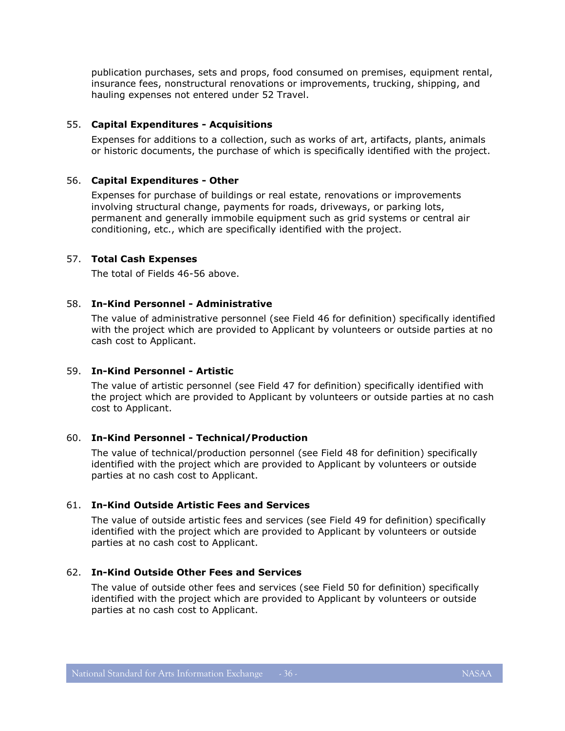publication purchases, sets and props, food consumed on premises, equipment rental, insurance fees, nonstructural renovations or improvements, trucking, shipping, and hauling expenses not entered under 52 Travel.

55. **Capital Expenditures - Acquisitions**

    Expenses for additions to a collection, such as works of art, artifacts, plants, animals or historic documents, the purchase of which is specifically identified with the project.

56. **Capital Expenditures - Other**

    Expenses for purchase of buildings or real estate, renovations or improvements involving structural change, payments for roads, driveways, or parking lots, permanent and generally immobile equipment such as grid systems or central air conditioning, etc., which are specifically identified with the project.

57. **Total Cash Expenses**

    The total of Fields 46-56 above.

58. **In-Kind Personnel - Administrative**

    The value of administrative personnel (see Field 46 for definition) specifically identified with the project which are provided to Applicant by volunteers or outside parties at no cash cost to Applicant.

59. **In-Kind Personnel - Artistic**

    The value of artistic personnel (see Field 47 for definition) specifically identified with the project which are provided to Applicant by volunteers or outside parties at no cash cost to Applicant.

60. **In-Kind Personnel - Technical/Production**

    The value of technical/production personnel (see Field 48 for definition) specifically identified with the project which are provided to Applicant by volunteers or outside parties at no cash cost to Applicant.

61. **In-Kind Outside Artistic Fees and Services**

    The value of outside artistic fees and services (see Field 49 for definition) specifically identified with the project which are provided to Applicant by volunteers or outside parties at no cash cost to Applicant.

62. **In-Kind Outside Other Fees and Services**

    The value of outside other fees and services (see Field 50 for definition) specifically identified with the project which are provided to Applicant by volunteers or outside parties at no cash cost to Applicant.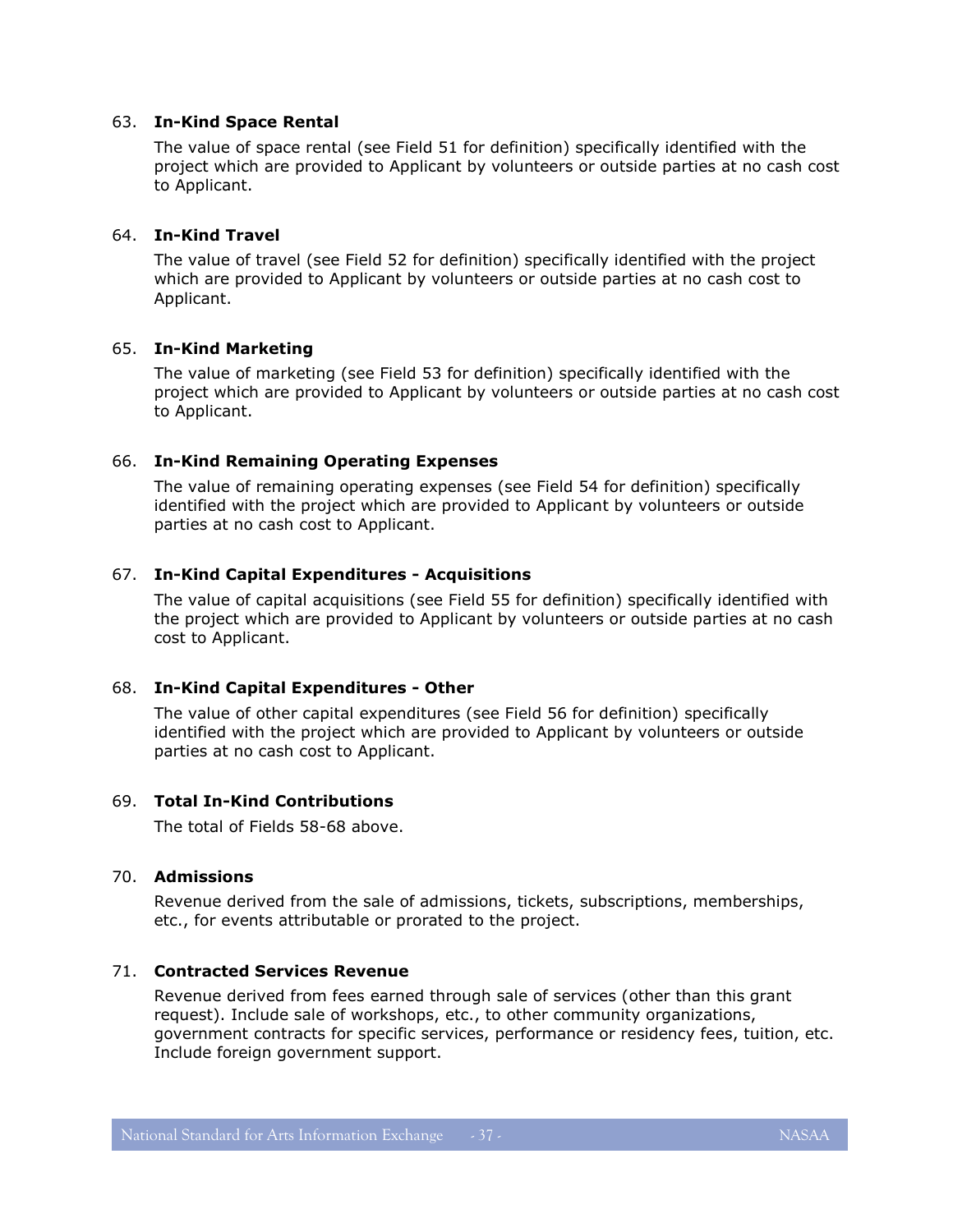63. **In-Kind Space Rental**

    The value of space rental (see Field 51 for definition) specifically identified with the project which are provided to Applicant by volunteers or outside parties at no cash cost to Applicant.

64. **In-Kind Travel**

    The value of travel (see Field 52 for definition) specifically identified with the project which are provided to Applicant by volunteers or outside parties at no cash cost to Applicant.

65. **In-Kind Marketing**

    The value of marketing (see Field 53 for definition) specifically identified with the project which are provided to Applicant by volunteers or outside parties at no cash cost to Applicant.

66. **In-Kind Remaining Operating Expenses**

    The value of remaining operating expenses (see Field 54 for definition) specifically identified with the project which are provided to Applicant by volunteers or outside parties at no cash cost to Applicant.

67. **In-Kind Capital Expenditures - Acquisitions**

    The value of capital acquisitions (see Field 55 for definition) specifically identified with the project which are provided to Applicant by volunteers or outside parties at no cash cost to Applicant.

68. **In-Kind Capital Expenditures - Other**

    The value of other capital expenditures (see Field 56 for definition) specifically identified with the project which are provided to Applicant by volunteers or outside parties at no cash cost to Applicant.

69. **Total In-Kind Contributions**

    The total of Fields 58-68 above.

70. **Admissions**

    Revenue derived from the sale of admissions, tickets, subscriptions, memberships, etc., for events attributable or prorated to the project.

71. **Contracted Services Revenue**

    Revenue derived from fees earned through sale of services (other than this grant request). Include sale of workshops, etc., to other community organizations, government contracts for specific services, performance or residency fees, tuition, etc. Include foreign government support.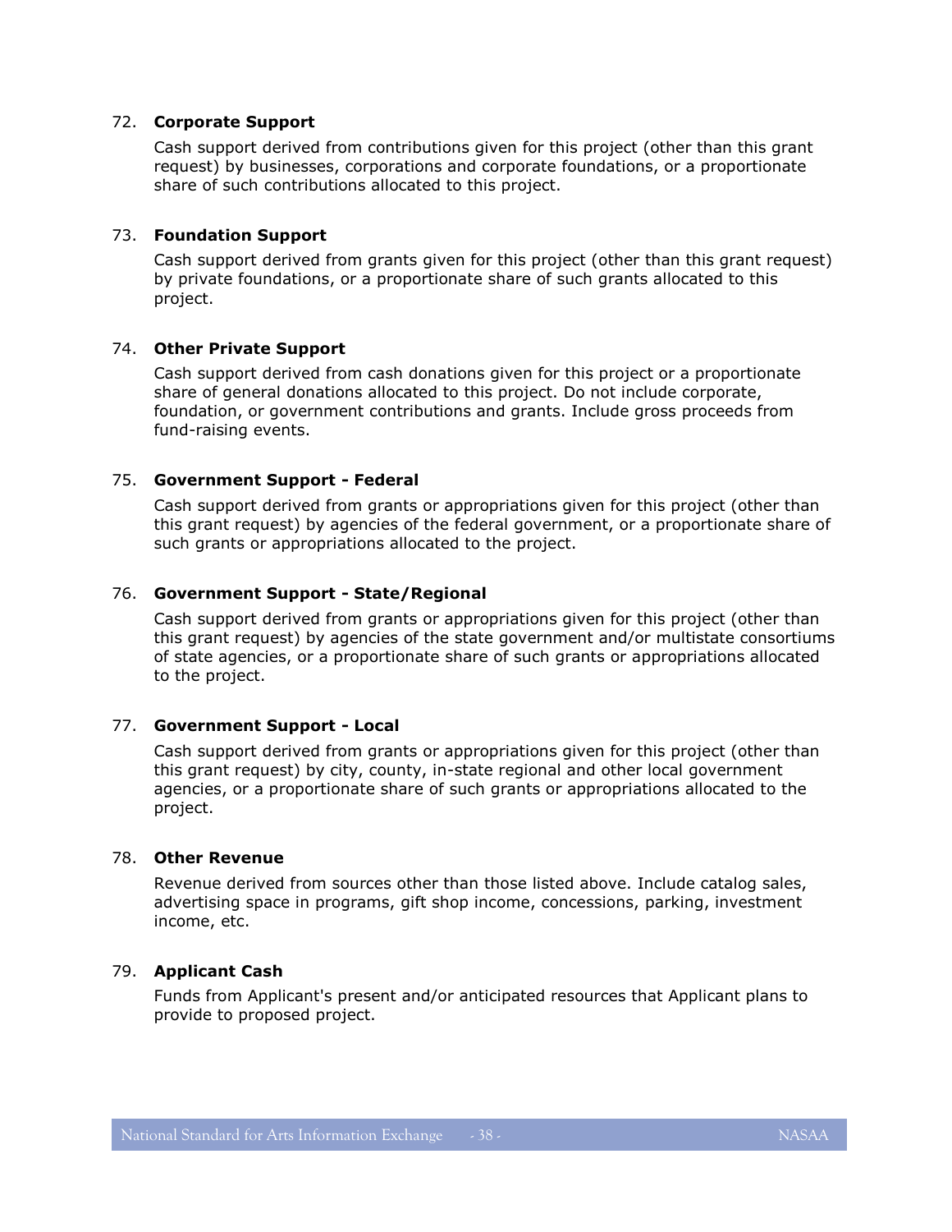72. **Corporate Support**

    Cash support derived from contributions given for this project (other than this grant request) by businesses, corporations and corporate foundations, or a proportionate share of such contributions allocated to this project.

73. **Foundation Support**

    Cash support derived from grants given for this project (other than this grant request) by private foundations, or a proportionate share of such grants allocated to this project.

74. **Other Private Support**

    Cash support derived from cash donations given for this project or a proportionate share of general donations allocated to this project. Do not include corporate, foundation, or government contributions and grants. Include gross proceeds from fund-raising events.

75. **Government Support - Federal**

    Cash support derived from grants or appropriations given for this project (other than this grant request) by agencies of the federal government, or a proportionate share of such grants or appropriations allocated to the project.

76. **Government Support - State/Regional**

    Cash support derived from grants or appropriations given for this project (other than this grant request) by agencies of the state government and/or multistate consortiums of state agencies, or a proportionate share of such grants or appropriations allocated to the project.

77. **Government Support - Local**

    Cash support derived from grants or appropriations given for this project (other than this grant request) by city, county, in-state regional and other local government agencies, or a proportionate share of such grants or appropriations allocated to the project.

78. **Other Revenue**

    Revenue derived from sources other than those listed above. Include catalog sales, advertising space in programs, gift shop income, concessions, parking, investment income, etc.

79. **Applicant Cash**

    Funds from Applicant's present and/or anticipated resources that Applicant plans to provide to proposed project.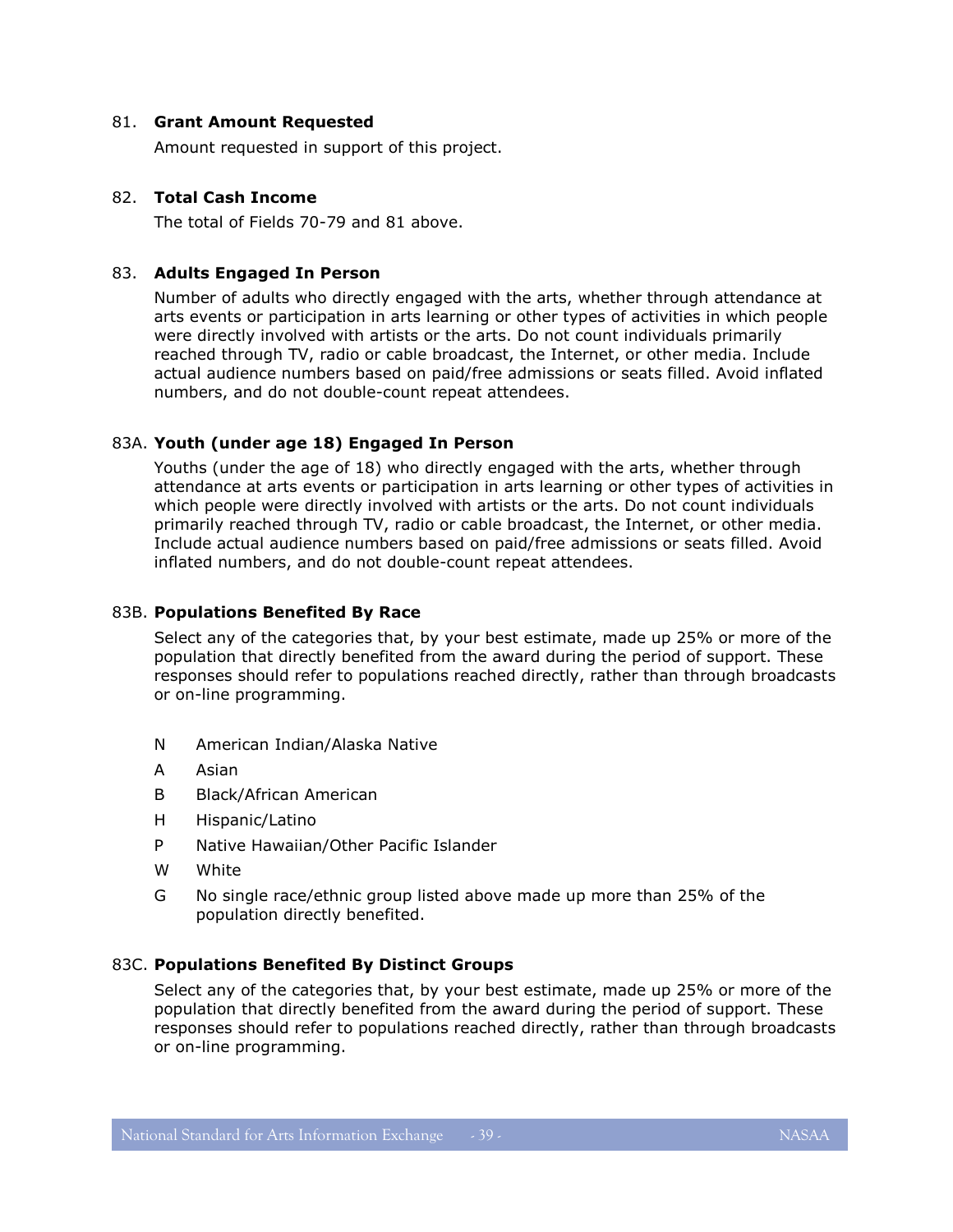81. **Grant Amount Requested**

Amount requested in support of this project.

82. **Total Cash Income**

The total of Fields 70-79 and 81 above.

83. **Adults Engaged In Person**

Number of adults who directly engaged with the arts, whether through attendance at arts events or participation in arts learning or other types of activities in which people were directly involved with artists or the arts. Do not count individuals primarily reached through TV, radio or cable broadcast, the Internet, or other media. Include actual audience numbers based on paid/free admissions or seats filled. Avoid inflated numbers, and do not double-count repeat attendees.

83A. **Youth (under age 18) Engaged In Person**

Youths (under the age of 18) who directly engaged with the arts, whether through attendance at arts events or participation in arts learning or other types of activities in which people were directly involved with artists or the arts. Do not count individuals primarily reached through TV, radio or cable broadcast, the Internet, or other media. Include actual audience numbers based on paid/free admissions or seats filled. Avoid inflated numbers, and do not double-count repeat attendees.

83B. **Populations Benefited By Race**

Select any of the categories that, by your best estimate, made up 25% or more of the population that directly benefited from the award during the period of support. These responses should refer to populations reached directly, rather than through broadcasts or on-line programming.

- N American Indian/Alaska Native
- A Asian
- B Black/African American
- H Hispanic/Latino
- P Native Hawaiian/Other Pacific Islander
- W White
- G No single race/ethnic group listed above made up more than 25% of the population directly benefited.

83C. **Populations Benefited By Distinct Groups**

Select any of the categories that, by your best estimate, made up 25% or more of the population that directly benefited from the award during the period of support. These responses should refer to populations reached directly, rather than through broadcasts or on-line programming.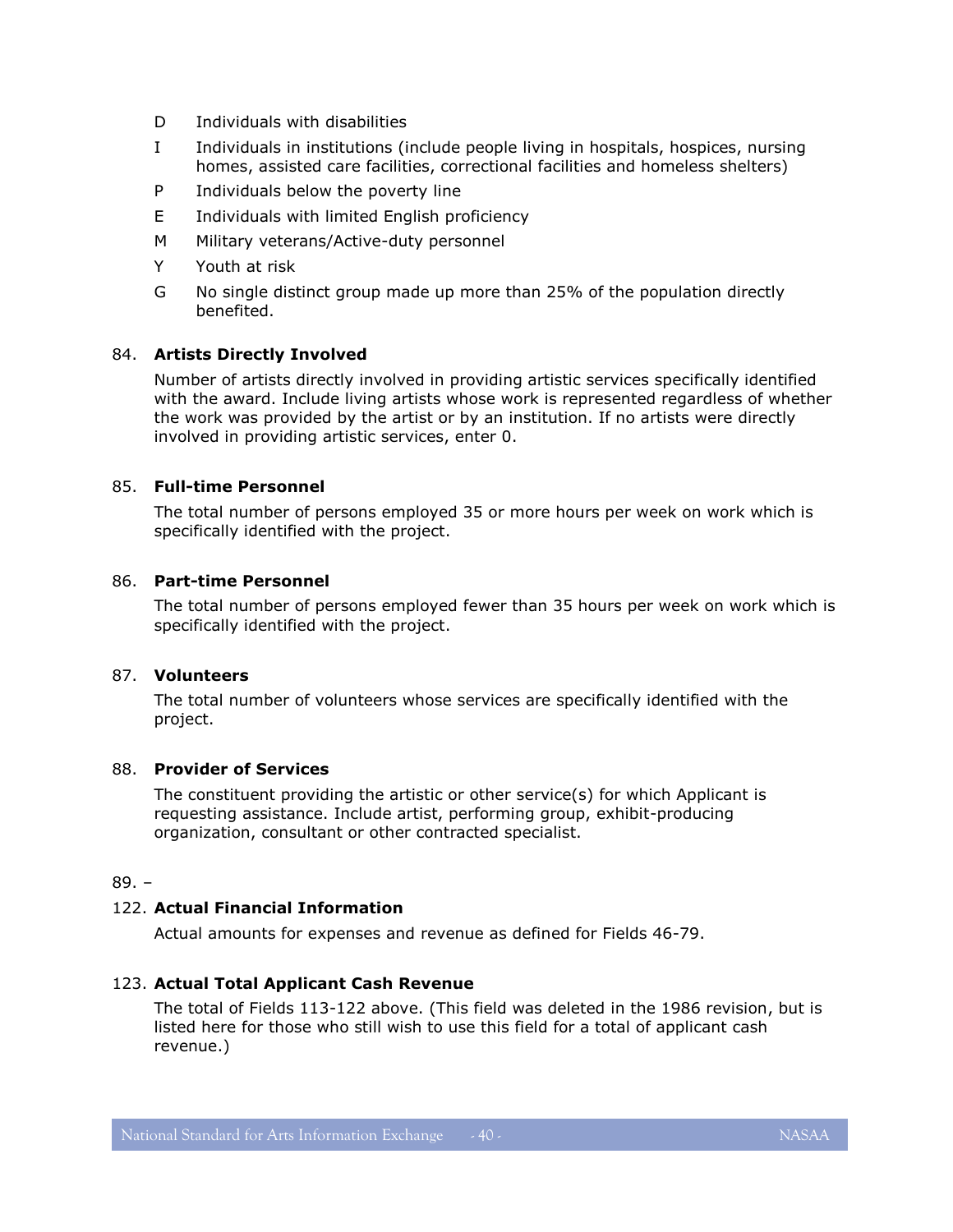D  Individuals with disabilities

I  Individuals in institutions (include people living in hospitals, hospices, nursing homes, assisted care facilities, correctional facilities and homeless shelters)

P  Individuals below the poverty line

E  Individuals with limited English proficiency

M  Military veterans/Active-duty personnel

Y  Youth at risk

G  No single distinct group made up more than 25% of the population directly benefited.

84. **Artists Directly Involved**

Number of artists directly involved in providing artistic services specifically identified with the award. Include living artists whose work is represented regardless of whether the work was provided by the artist or by an institution. If no artists were directly involved in providing artistic services, enter 0.

85. **Full-time Personnel**

The total number of persons employed 35 or more hours per week on work which is specifically identified with the project.

86. **Part-time Personnel**

The total number of persons employed fewer than 35 hours per week on work which is specifically identified with the project.

87. **Volunteers**

The total number of volunteers whose services are specifically identified with the project.

88. **Provider of Services**

The constituent providing the artistic or other service(s) for which Applicant is requesting assistance. Include artist, performing group, exhibit-producing organization, consultant or other contracted specialist.

89. –

122. **Actual Financial Information**

Actual amounts for expenses and revenue as defined for Fields 46-79.

123. **Actual Total Applicant Cash Revenue**

The total of Fields 113-122 above. (This field was deleted in the 1986 revision, but is listed here for those who still wish to use this field for a total of applicant cash revenue.)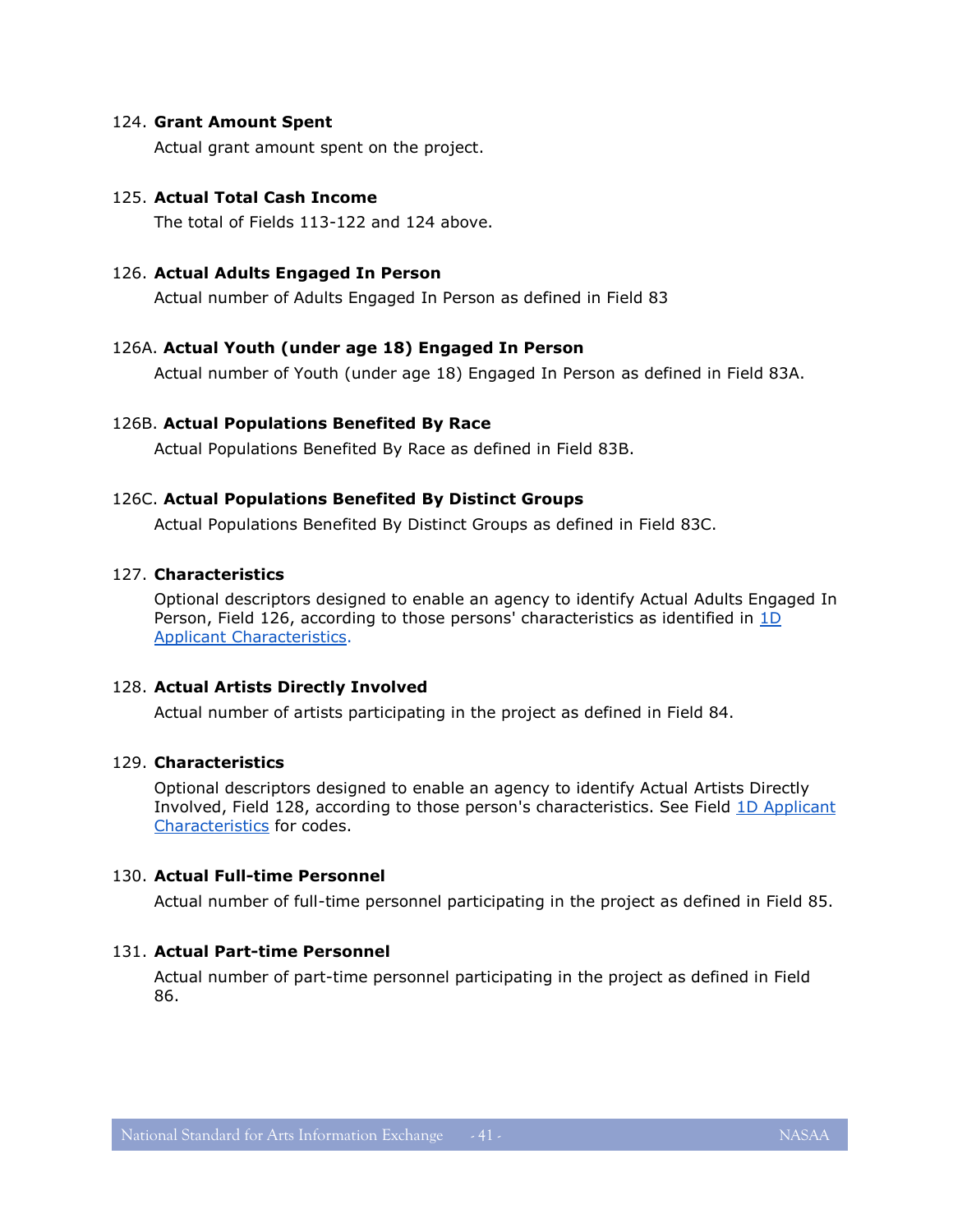124. **Grant Amount Spent**

Actual grant amount spent on the project.

125. **Actual Total Cash Income**

The total of Fields 113-122 and 124 above.

126. **Actual Adults Engaged In Person**

Actual number of Adults Engaged In Person as defined in Field 83

126A. **Actual Youth (under age 18) Engaged In Person**

Actual number of Youth (under age 18) Engaged In Person as defined in Field 83A.

126B. **Actual Populations Benefited By Race**

Actual Populations Benefited By Race as defined in Field 83B.

126C. **Actual Populations Benefited By Distinct Groups**

Actual Populations Benefited By Distinct Groups as defined in Field 83C.

127. **Characteristics**

Optional descriptors designed to enable an agency to identify Actual Adults Engaged In Person, Field 126, according to those persons' characteristics as identified in 1D Applicant Characteristics.

128. **Actual Artists Directly Involved**

Actual number of artists participating in the project as defined in Field 84.

129. **Characteristics**

Optional descriptors designed to enable an agency to identify Actual Artists Directly Involved, Field 128, according to those person's characteristics. See Field 1D Applicant Characteristics for codes.

130. **Actual Full-time Personnel**

Actual number of full-time personnel participating in the project as defined in Field 85.

131. **Actual Part-time Personnel**

Actual number of part-time personnel participating in the project as defined in Field 86.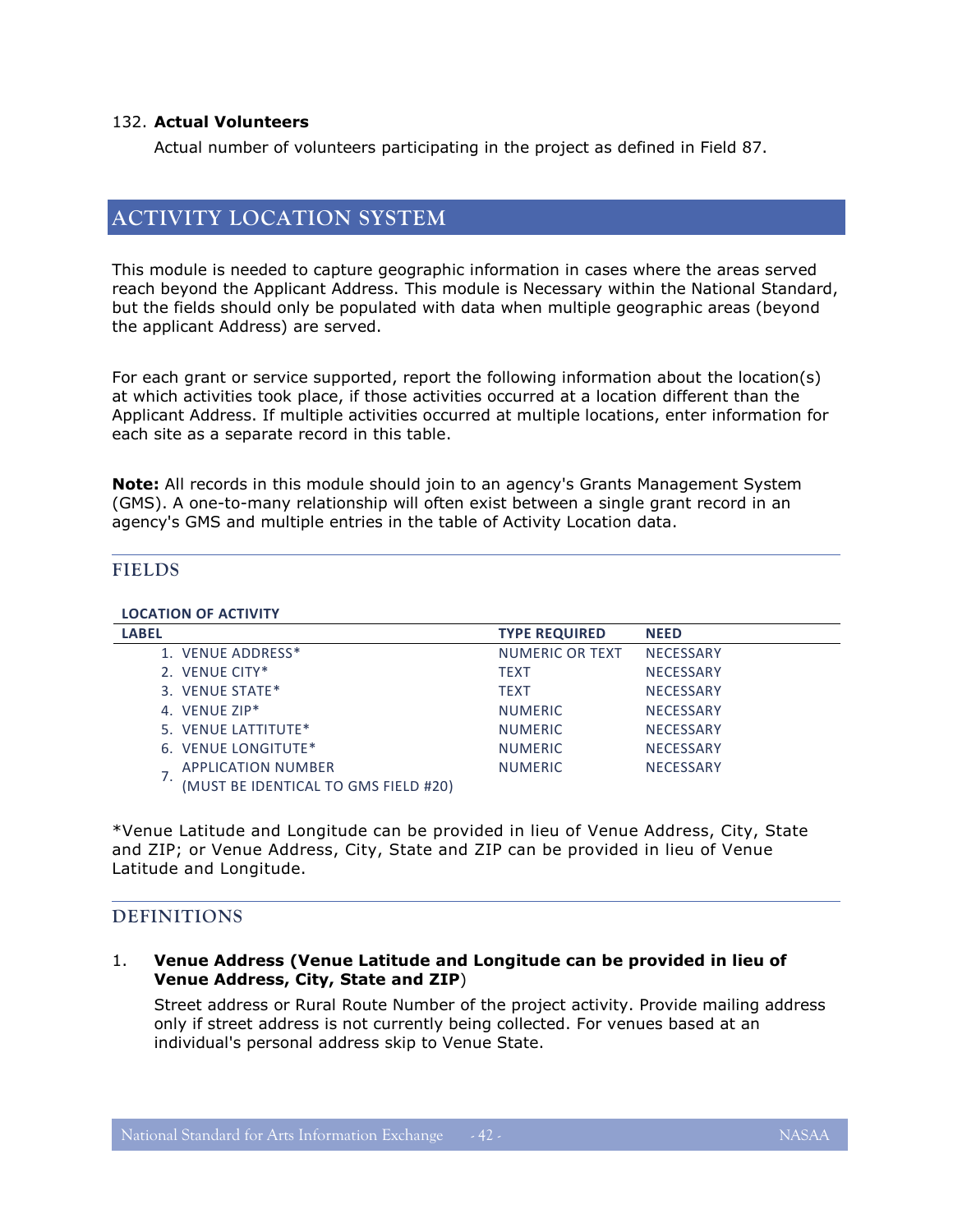132. **Actual Volunteers**

Actual number of volunteers participating in the project as defined in Field 87.

## ACTIVITY LOCATION SYSTEM

This module is needed to capture geographic information in cases where the areas served reach beyond the Applicant Address. This module is Necessary within the National Standard, but the fields should only be populated with data when multiple geographic areas (beyond the applicant Address) are served.

For each grant or service supported, report the following information about the location(s) at which activities took place, if those activities occurred at a location different than the Applicant Address. If multiple activities occurred at multiple locations, enter information for each site as a separate record in this table.

**Note:** All records in this module should join to an agency's Grants Management System (GMS). A one-to-many relationship will often exist between a single grant record in an agency's GMS and multiple entries in the table of Activity Location data.

### FIELDS

**LOCATION OF ACTIVITY**

| LABEL | TYPE REQUIRED | NEED |
|---|---|---|
| 1. VENUE ADDRESS* | NUMERIC OR TEXT | NECESSARY |
| 2. VENUE CITY* | TEXT | NECESSARY |
| 3. VENUE STATE* | TEXT | NECESSARY |
| 4. VENUE ZIP* | NUMERIC | NECESSARY |
| 5. VENUE LATTITUTE* | NUMERIC | NECESSARY |
| 6. VENUE LONGITUTE* | NUMERIC | NECESSARY |
| 7. APPLICATION NUMBER (MUST BE IDENTICAL TO GMS FIELD #20) | NUMERIC | NECESSARY |

*Venue Latitude and Longitude can be provided in lieu of Venue Address, City, State and ZIP; or Venue Address, City, State and ZIP can be provided in lieu of Venue Latitude and Longitude.

### DEFINITIONS

1. **Venue Address (Venue Latitude and Longitude can be provided in lieu of Venue Address, City, State and ZIP**)

   Street address or Rural Route Number of the project activity. Provide mailing address only if street address is not currently being collected. For venues based at an individual's personal address skip to Venue State.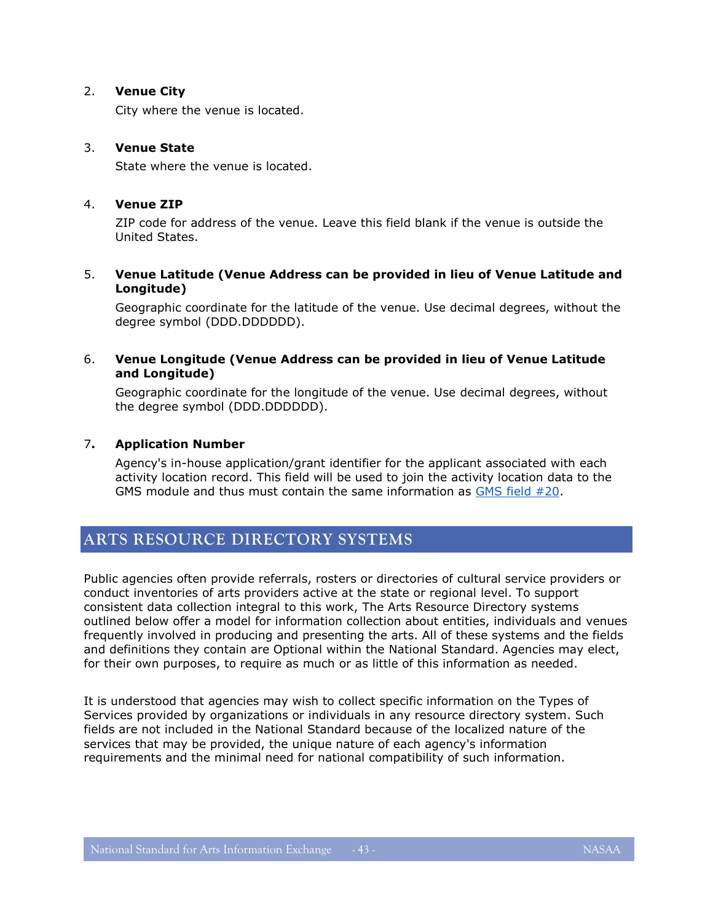2. **Venue City**

   City where the venue is located.

3. **Venue State**

   State where the venue is located.

4. **Venue ZIP**

   ZIP code for address of the venue. Leave this field blank if the venue is outside the United States.

5. **Venue Latitude (Venue Address can be provided in lieu of Venue Latitude and Longitude)**

   Geographic coordinate for the latitude of the venue. Use decimal degrees, without the degree symbol (DDD.DDDDDD).

6. **Venue Longitude (Venue Address can be provided in lieu of Venue Latitude and Longitude)**

   Geographic coordinate for the longitude of the venue. Use decimal degrees, without the degree symbol (DDD.DDDDDD).

7. **Application Number**

   Agency's in-house application/grant identifier for the applicant associated with each activity location record. This field will be used to join the activity location data to the GMS module and thus must contain the same information as GMS field #20.

## ARTS RESOURCE DIRECTORY SYSTEMS

Public agencies often provide referrals, rosters or directories of cultural service providers or conduct inventories of arts providers active at the state or regional level. To support consistent data collection integral to this work, The Arts Resource Directory systems outlined below offer a model for information collection about entities, individuals and venues frequently involved in producing and presenting the arts. All of these systems and the fields and definitions they contain are Optional within the National Standard. Agencies may elect, for their own purposes, to require as much or as little of this information as needed.

It is understood that agencies may wish to collect specific information on the Types of Services provided by organizations or individuals in any resource directory system. Such fields are not included in the National Standard because of the localized nature of the services that may be provided, the unique nature of each agency's information requirements and the minimal need for national compatibility of such information.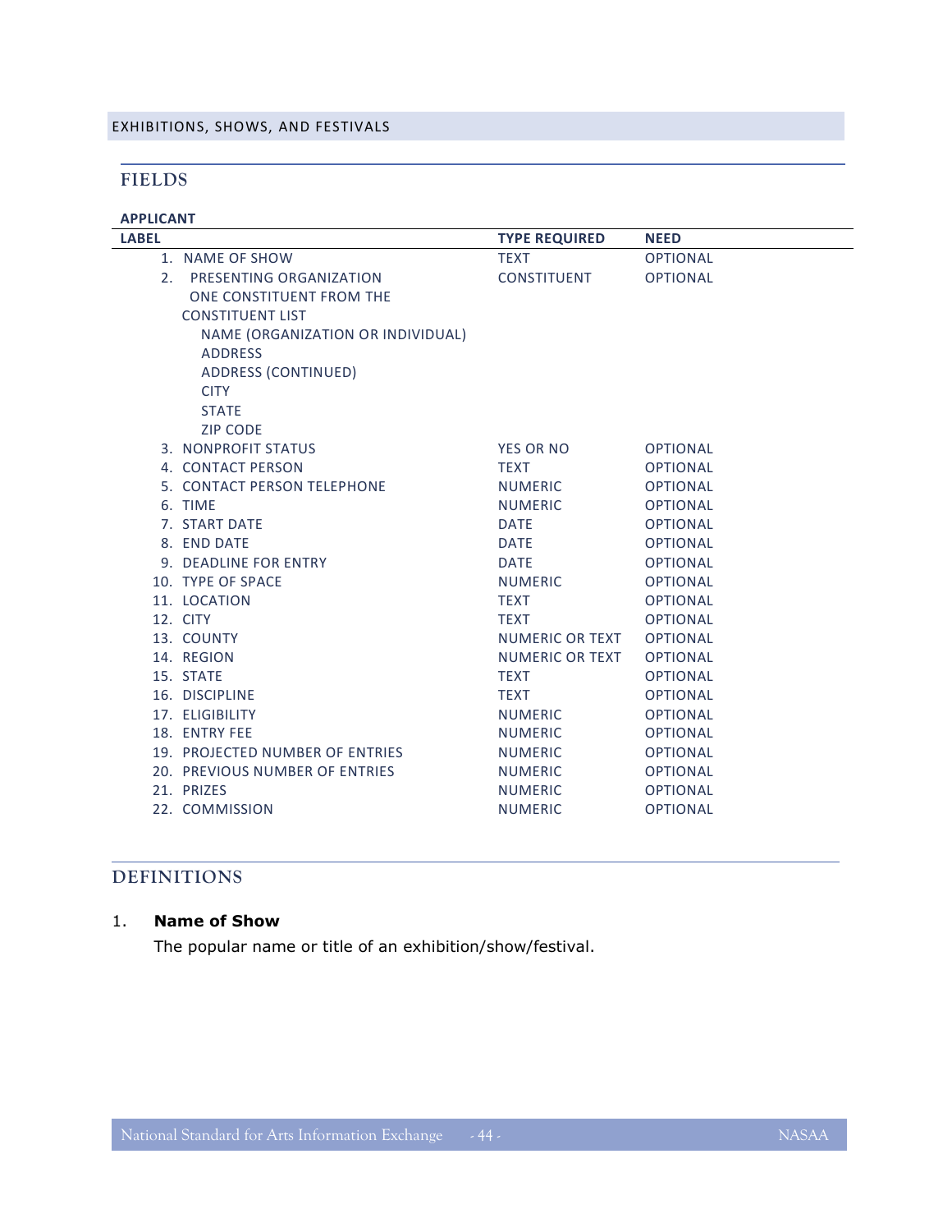EXHIBITIONS, SHOWS, AND FESTIVALS

## FIELDS

**APPLICANT**

| LABEL | TYPE REQUIRED | NEED |
|---|---|---|
| 1. NAME OF SHOW | TEXT | OPTIONAL |
| 2. PRESENTING ORGANIZATION<br>ONE CONSTITUENT FROM THE CONSTITUENT LIST<br>NAME (ORGANIZATION OR INDIVIDUAL)<br>ADDRESS<br>ADDRESS (CONTINUED)<br>CITY<br>STATE<br>ZIP CODE | CONSTITUENT | OPTIONAL |
| 3. NONPROFIT STATUS | YES OR NO | OPTIONAL |
| 4. CONTACT PERSON | TEXT | OPTIONAL |
| 5. CONTACT PERSON TELEPHONE | NUMERIC | OPTIONAL |
| 6. TIME | NUMERIC | OPTIONAL |
| 7. START DATE | DATE | OPTIONAL |
| 8. END DATE | DATE | OPTIONAL |
| 9. DEADLINE FOR ENTRY | DATE | OPTIONAL |
| 10. TYPE OF SPACE | NUMERIC | OPTIONAL |
| 11. LOCATION | TEXT | OPTIONAL |
| 12. CITY | TEXT | OPTIONAL |
| 13. COUNTY | NUMERIC OR TEXT | OPTIONAL |
| 14. REGION | NUMERIC OR TEXT | OPTIONAL |
| 15. STATE | TEXT | OPTIONAL |
| 16. DISCIPLINE | TEXT | OPTIONAL |
| 17. ELIGIBILITY | NUMERIC | OPTIONAL |
| 18. ENTRY FEE | NUMERIC | OPTIONAL |
| 19. PROJECTED NUMBER OF ENTRIES | NUMERIC | OPTIONAL |
| 20. PREVIOUS NUMBER OF ENTRIES | NUMERIC | OPTIONAL |
| 21. PRIZES | NUMERIC | OPTIONAL |
| 22. COMMISSION | NUMERIC | OPTIONAL |

## DEFINITIONS

1. **Name of Show**

   The popular name or title of an exhibition/show/festival.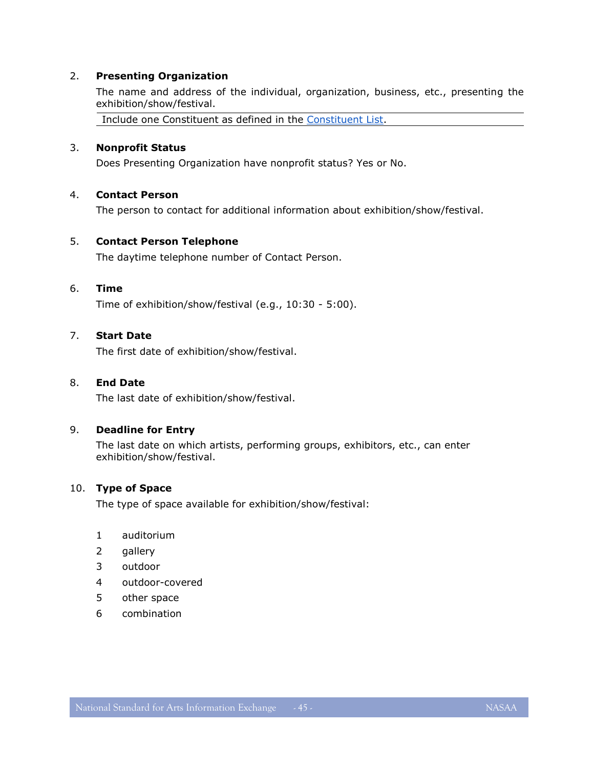2. **Presenting Organization**

   The name and address of the individual, organization, business, etc., presenting the exhibition/show/festival.

   | Include one Constituent as defined in the Constituent List. |
   |---|

3. **Nonprofit Status**

   Does Presenting Organization have nonprofit status? Yes or No.

4. **Contact Person**

   The person to contact for additional information about exhibition/show/festival.

5. **Contact Person Telephone**

   The daytime telephone number of Contact Person.

6. **Time**

   Time of exhibition/show/festival (e.g., 10:30 - 5:00).

7. **Start Date**

   The first date of exhibition/show/festival.

8. **End Date**

   The last date of exhibition/show/festival.

9. **Deadline for Entry**

   The last date on which artists, performing groups, exhibitors, etc., can enter exhibition/show/festival.

10. **Type of Space**

    The type of space available for exhibition/show/festival:

    1 auditorium
    2 gallery
    3 outdoor
    4 outdoor-covered
    5 other space
    6 combination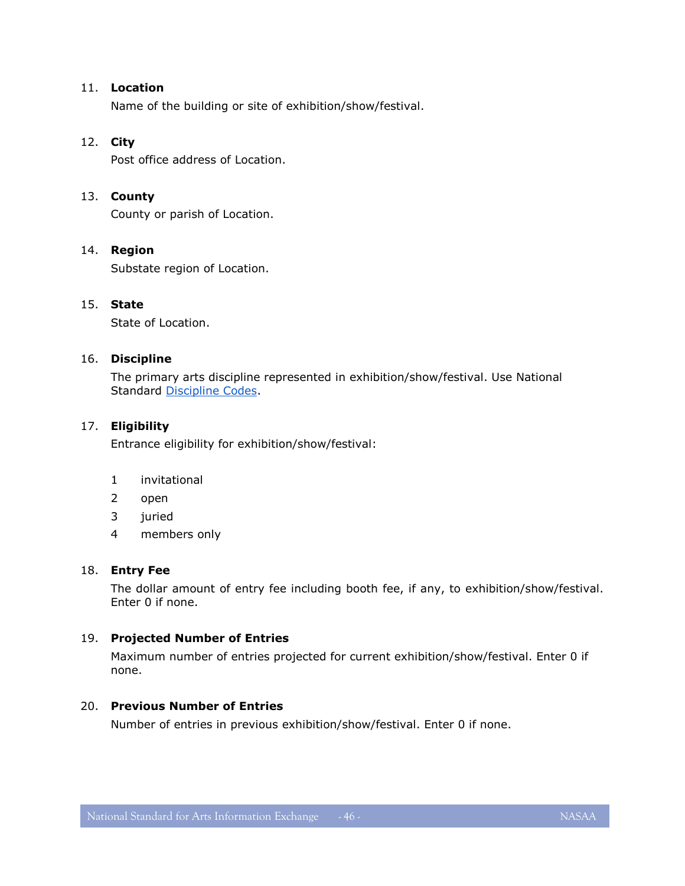11. **Location**

    Name of the building or site of exhibition/show/festival.

12. **City**

    Post office address of Location.

13. **County**

    County or parish of Location.

14. **Region**

    Substate region of Location.

15. **State**

    State of Location.

16. **Discipline**

    The primary arts discipline represented in exhibition/show/festival. Use National Standard Discipline Codes.

17. **Eligibility**

    Entrance eligibility for exhibition/show/festival:

    1 invitational
    2 open
    3 juried
    4 members only

18. **Entry Fee**

    The dollar amount of entry fee including booth fee, if any, to exhibition/show/festival. Enter 0 if none.

19. **Projected Number of Entries**

    Maximum number of entries projected for current exhibition/show/festival. Enter 0 if none.

20. **Previous Number of Entries**

    Number of entries in previous exhibition/show/festival. Enter 0 if none.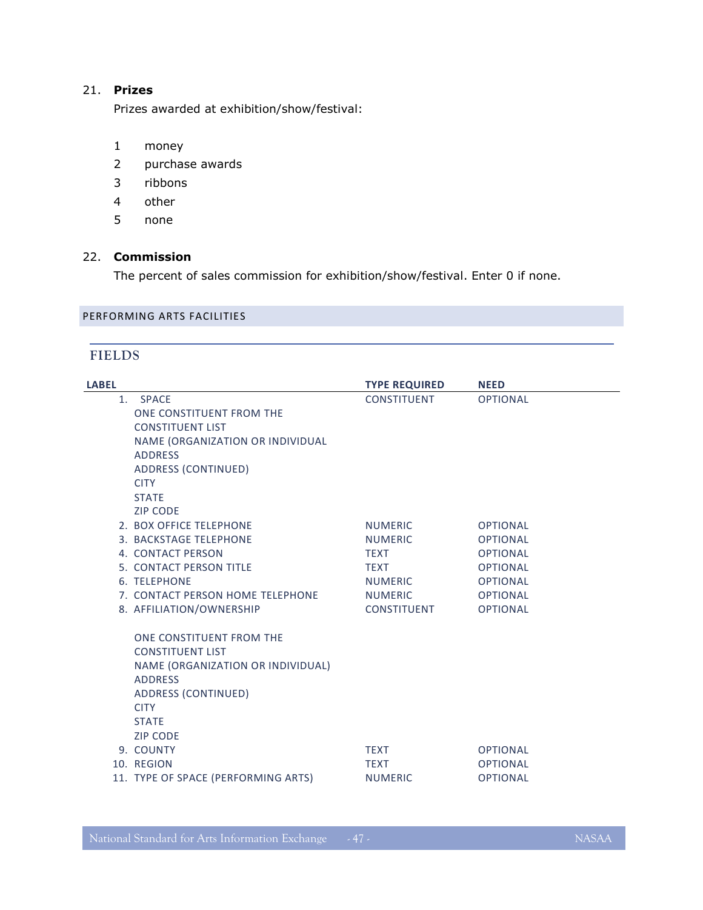21. **Prizes**

Prizes awarded at exhibition/show/festival:

1 money
2 purchase awards
3 ribbons
4 other
5 none

22. **Commission**

The percent of sales commission for exhibition/show/festival. Enter 0 if none.

## PERFORMING ARTS FACILITIES

### FIELDS

| LABEL | TYPE REQUIRED | NEED |
|---|---|---|
| 1. SPACE<br>ONE CONSTITUENT FROM THE CONSTITUENT LIST<br>NAME (ORGANIZATION OR INDIVIDUAL<br>ADDRESS<br>ADDRESS (CONTINUED)<br>CITY<br>STATE<br>ZIP CODE | CONSTITUENT | OPTIONAL |
| 2. BOX OFFICE TELEPHONE | NUMERIC | OPTIONAL |
| 3. BACKSTAGE TELEPHONE | NUMERIC | OPTIONAL |
| 4. CONTACT PERSON | TEXT | OPTIONAL |
| 5. CONTACT PERSON TITLE | TEXT | OPTIONAL |
| 6. TELEPHONE | NUMERIC | OPTIONAL |
| 7. CONTACT PERSON HOME TELEPHONE | NUMERIC | OPTIONAL |
| 8. AFFILIATION/OWNERSHIP<br><br>ONE CONSTITUENT FROM THE CONSTITUENT LIST<br>NAME (ORGANIZATION OR INDIVIDUAL)<br>ADDRESS<br>ADDRESS (CONTINUED)<br>CITY<br>STATE<br>ZIP CODE | CONSTITUENT | OPTIONAL |
| 9. COUNTY | TEXT | OPTIONAL |
| 10. REGION | TEXT | OPTIONAL |
| 11. TYPE OF SPACE (PERFORMING ARTS) | NUMERIC | OPTIONAL |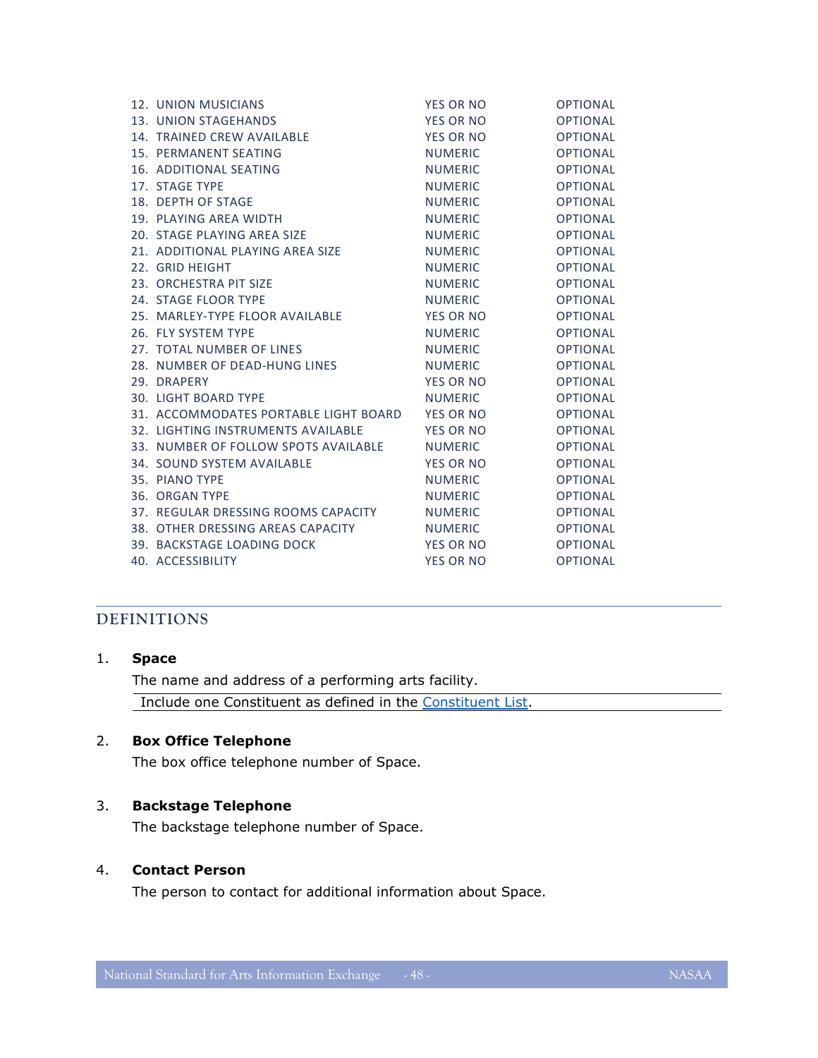| | | |
|---|---|---|
| 12. UNION MUSICIANS | YES OR NO | OPTIONAL |
| 13. UNION STAGEHANDS | YES OR NO | OPTIONAL |
| 14. TRAINED CREW AVAILABLE | YES OR NO | OPTIONAL |
| 15. PERMANENT SEATING | NUMERIC | OPTIONAL |
| 16. ADDITIONAL SEATING | NUMERIC | OPTIONAL |
| 17. STAGE TYPE | NUMERIC | OPTIONAL |
| 18. DEPTH OF STAGE | NUMERIC | OPTIONAL |
| 19. PLAYING AREA WIDTH | NUMERIC | OPTIONAL |
| 20. STAGE PLAYING AREA SIZE | NUMERIC | OPTIONAL |
| 21. ADDITIONAL PLAYING AREA SIZE | NUMERIC | OPTIONAL |
| 22. GRID HEIGHT | NUMERIC | OPTIONAL |
| 23. ORCHESTRA PIT SIZE | NUMERIC | OPTIONAL |
| 24. STAGE FLOOR TYPE | NUMERIC | OPTIONAL |
| 25. MARLEY-TYPE FLOOR AVAILABLE | YES OR NO | OPTIONAL |
| 26. FLY SYSTEM TYPE | NUMERIC | OPTIONAL |
| 27. TOTAL NUMBER OF LINES | NUMERIC | OPTIONAL |
| 28. NUMBER OF DEAD-HUNG LINES | NUMERIC | OPTIONAL |
| 29. DRAPERY | YES OR NO | OPTIONAL |
| 30. LIGHT BOARD TYPE | NUMERIC | OPTIONAL |
| 31. ACCOMMODATES PORTABLE LIGHT BOARD | YES OR NO | OPTIONAL |
| 32. LIGHTING INSTRUMENTS AVAILABLE | YES OR NO | OPTIONAL |
| 33. NUMBER OF FOLLOW SPOTS AVAILABLE | NUMERIC | OPTIONAL |
| 34. SOUND SYSTEM AVAILABLE | YES OR NO | OPTIONAL |
| 35. PIANO TYPE | NUMERIC | OPTIONAL |
| 36. ORGAN TYPE | NUMERIC | OPTIONAL |
| 37. REGULAR DRESSING ROOMS CAPACITY | NUMERIC | OPTIONAL |
| 38. OTHER DRESSING AREAS CAPACITY | NUMERIC | OPTIONAL |
| 39. BACKSTAGE LOADING DOCK | YES OR NO | OPTIONAL |
| 40. ACCESSIBILITY | YES OR NO | OPTIONAL |

## DEFINITIONS

1. **Space**

   The name and address of a performing arts facility.

   Include one Constituent as defined in the Constituent List.

2. **Box Office Telephone**

   The box office telephone number of Space.

3. **Backstage Telephone**

   The backstage telephone number of Space.

4. **Contact Person**

   The person to contact for additional information about Space.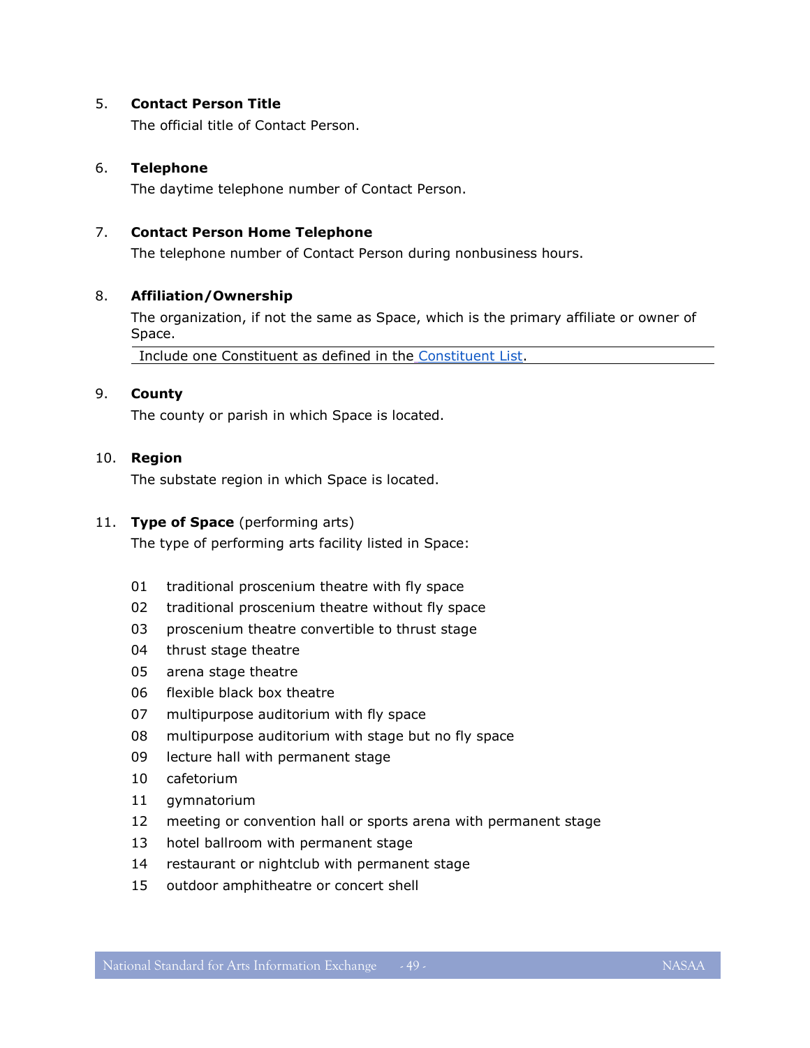5. **Contact Person Title**

   The official title of Contact Person.

6. **Telephone**

   The daytime telephone number of Contact Person.

7. **Contact Person Home Telephone**

   The telephone number of Contact Person during nonbusiness hours.

8. **Affiliation/Ownership**

   The organization, if not the same as Space, which is the primary affiliate or owner of Space.

   Include one Constituent as defined in the Constituent List.

9. **County**

   The county or parish in which Space is located.

10. **Region**

    The substate region in which Space is located.

11. **Type of Space** (performing arts)

    The type of performing arts facility listed in Space:

    01 traditional proscenium theatre with fly space
    02 traditional proscenium theatre without fly space
    03 proscenium theatre convertible to thrust stage
    04 thrust stage theatre
    05 arena stage theatre
    06 flexible black box theatre
    07 multipurpose auditorium with fly space
    08 multipurpose auditorium with stage but no fly space
    09 lecture hall with permanent stage
    10 cafetorium
    11 gymnatorium
    12 meeting or convention hall or sports arena with permanent stage
    13 hotel ballroom with permanent stage
    14 restaurant or nightclub with permanent stage
    15 outdoor amphitheatre or concert shell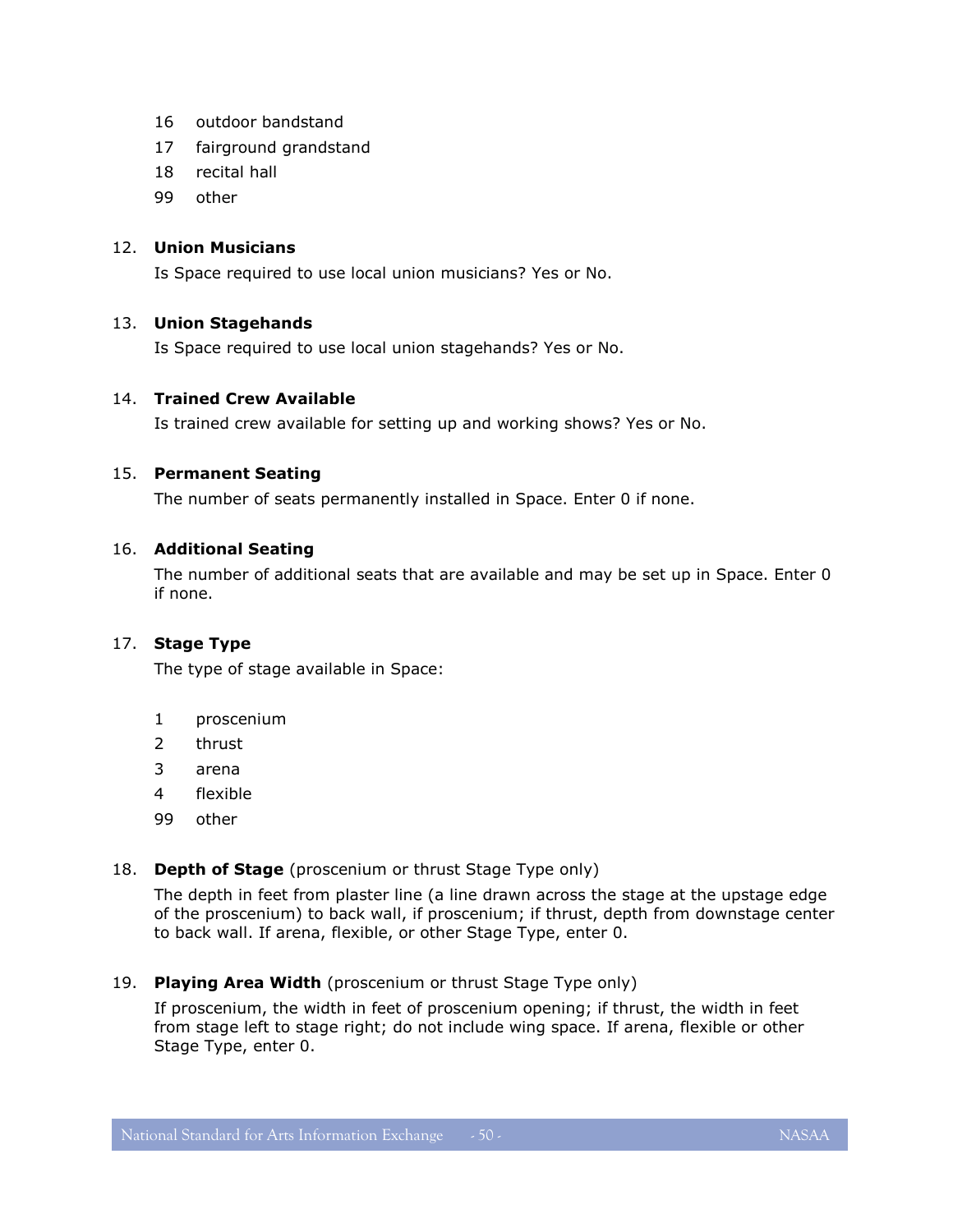16 outdoor bandstand
17 fairground grandstand
18 recital hall
99 other

12. **Union Musicians**

    Is Space required to use local union musicians? Yes or No.

13. **Union Stagehands**

    Is Space required to use local union stagehands? Yes or No.

14. **Trained Crew Available**

    Is trained crew available for setting up and working shows? Yes or No.

15. **Permanent Seating**

    The number of seats permanently installed in Space. Enter 0 if none.

16. **Additional Seating**

    The number of additional seats that are available and may be set up in Space. Enter 0 if none.

17. **Stage Type**

    The type of stage available in Space:

    1 proscenium
    2 thrust
    3 arena
    4 flexible
    99 other

18. **Depth of Stage** (proscenium or thrust Stage Type only)

    The depth in feet from plaster line (a line drawn across the stage at the upstage edge of the proscenium) to back wall, if proscenium; if thrust, depth from downstage center to back wall. If arena, flexible, or other Stage Type, enter 0.

19. **Playing Area Width** (proscenium or thrust Stage Type only)

    If proscenium, the width in feet of proscenium opening; if thrust, the width in feet from stage left to stage right; do not include wing space. If arena, flexible or other Stage Type, enter 0.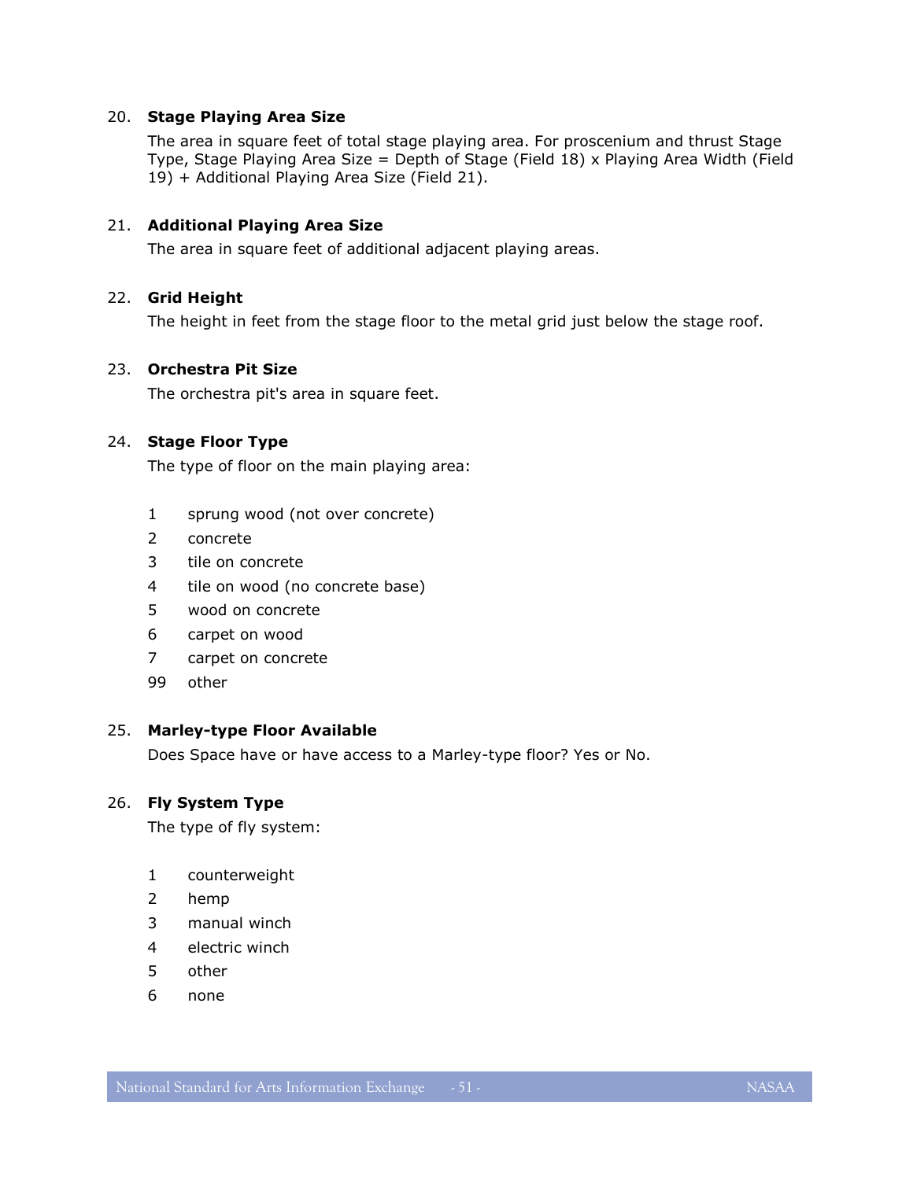20. **Stage Playing Area Size**

    The area in square feet of total stage playing area. For proscenium and thrust Stage Type, Stage Playing Area Size = Depth of Stage (Field 18) x Playing Area Width (Field 19) + Additional Playing Area Size (Field 21).

21. **Additional Playing Area Size**

    The area in square feet of additional adjacent playing areas.

22. **Grid Height**

    The height in feet from the stage floor to the metal grid just below the stage roof.

23. **Orchestra Pit Size**

    The orchestra pit's area in square feet.

24. **Stage Floor Type**

    The type of floor on the main playing area:

    | | |
    |---|---|
    | 1 | sprung wood (not over concrete) |
    | 2 | concrete |
    | 3 | tile on concrete |
    | 4 | tile on wood (no concrete base) |
    | 5 | wood on concrete |
    | 6 | carpet on wood |
    | 7 | carpet on concrete |
    | 99 | other |

25. **Marley-type Floor Available**

    Does Space have or have access to a Marley-type floor? Yes or No.

26. **Fly System Type**

    The type of fly system:

    | | |
    |---|---|
    | 1 | counterweight |
    | 2 | hemp |
    | 3 | manual winch |
    | 4 | electric winch |
    | 5 | other |
    | 6 | none |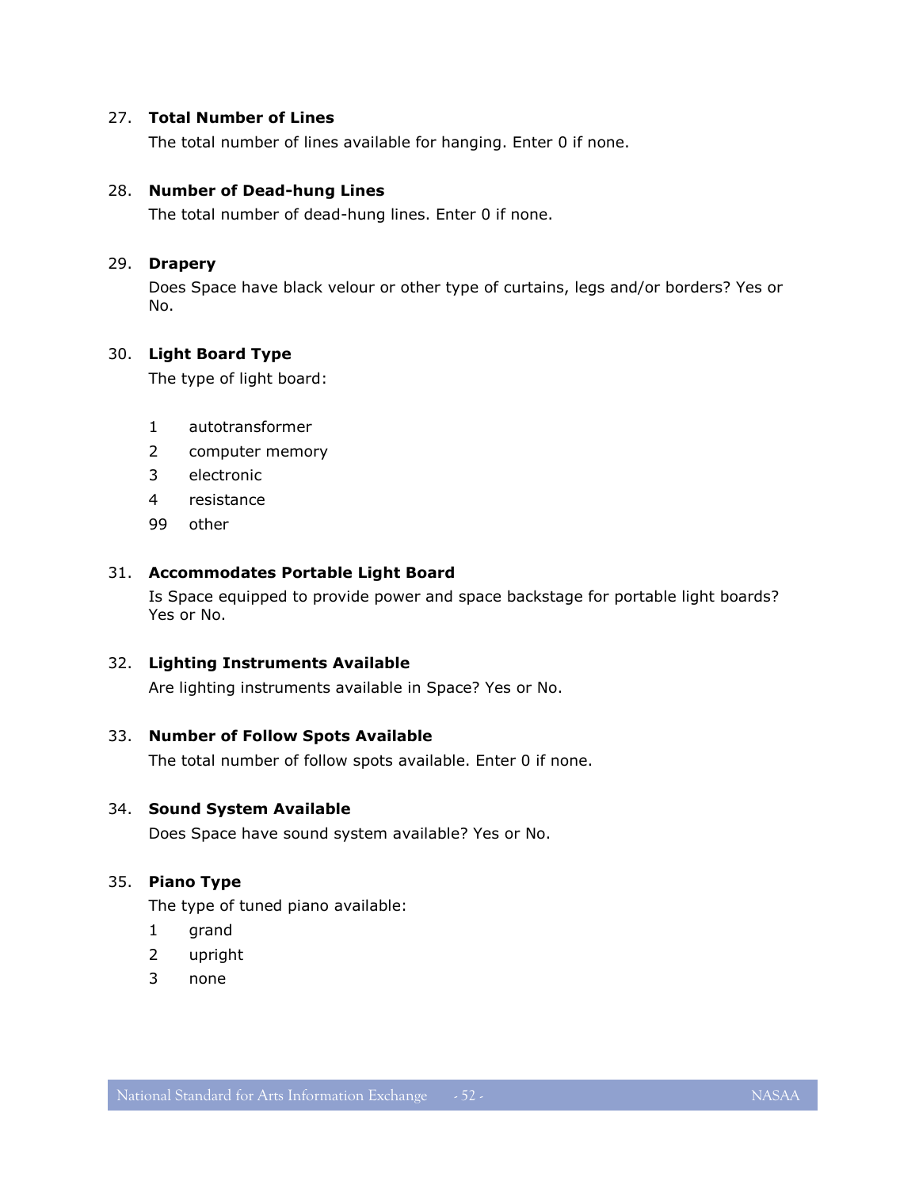27. **Total Number of Lines**

    The total number of lines available for hanging. Enter 0 if none.

28. **Number of Dead-hung Lines**

    The total number of dead-hung lines. Enter 0 if none.

29. **Drapery**

    Does Space have black velour or other type of curtains, legs and/or borders? Yes or No.

30. **Light Board Type**

    The type of light board:

    | | |
    |---|---|
    | 1 | autotransformer |
    | 2 | computer memory |
    | 3 | electronic |
    | 4 | resistance |
    | 99 | other |

31. **Accommodates Portable Light Board**

    Is Space equipped to provide power and space backstage for portable light boards? Yes or No.

32. **Lighting Instruments Available**

    Are lighting instruments available in Space? Yes or No.

33. **Number of Follow Spots Available**

    The total number of follow spots available. Enter 0 if none.

34. **Sound System Available**

    Does Space have sound system available? Yes or No.

35. **Piano Type**

    The type of tuned piano available:

    | | |
    |---|---|
    | 1 | grand |
    | 2 | upright |
    | 3 | none |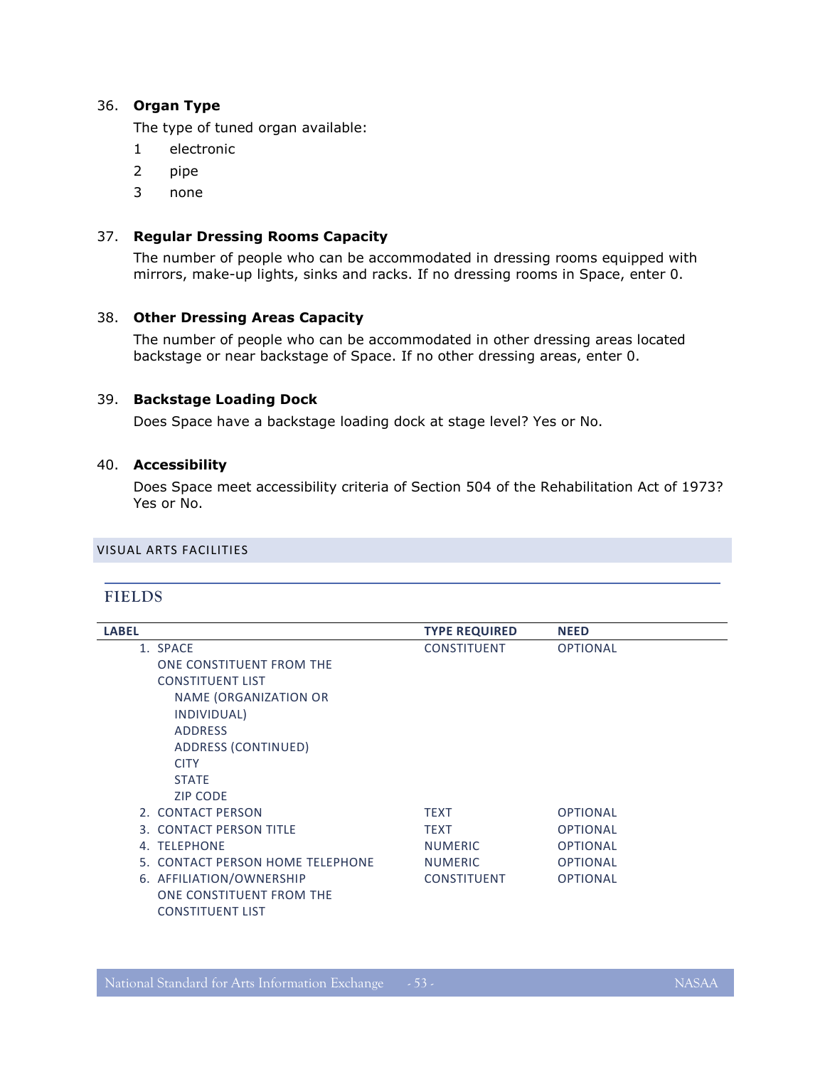36. **Organ Type**

    The type of tuned organ available:

    1 electronic

    2 pipe

    3 none

37. **Regular Dressing Rooms Capacity**

    The number of people who can be accommodated in dressing rooms equipped with mirrors, make-up lights, sinks and racks. If no dressing rooms in Space, enter 0.

38. **Other Dressing Areas Capacity**

    The number of people who can be accommodated in other dressing areas located backstage or near backstage of Space. If no other dressing areas, enter 0.

39. **Backstage Loading Dock**

    Does Space have a backstage loading dock at stage level? Yes or No.

40. **Accessibility**

    Does Space meet accessibility criteria of Section 504 of the Rehabilitation Act of 1973? Yes or No.

## VISUAL ARTS FACILITIES

### FIELDS

| LABEL | TYPE REQUIRED | NEED |
|---|---|---|
| 1. SPACE<br>ONE CONSTITUENT FROM THE CONSTITUENT LIST<br>NAME (ORGANIZATION OR INDIVIDUAL)<br>ADDRESS<br>ADDRESS (CONTINUED)<br>CITY<br>STATE<br>ZIP CODE | CONSTITUENT | OPTIONAL |
| 2. CONTACT PERSON | TEXT | OPTIONAL |
| 3. CONTACT PERSON TITLE | TEXT | OPTIONAL |
| 4. TELEPHONE | NUMERIC | OPTIONAL |
| 5. CONTACT PERSON HOME TELEPHONE | NUMERIC | OPTIONAL |
| 6. AFFILIATION/OWNERSHIP<br>ONE CONSTITUENT FROM THE CONSTITUENT LIST | CONSTITUENT | OPTIONAL |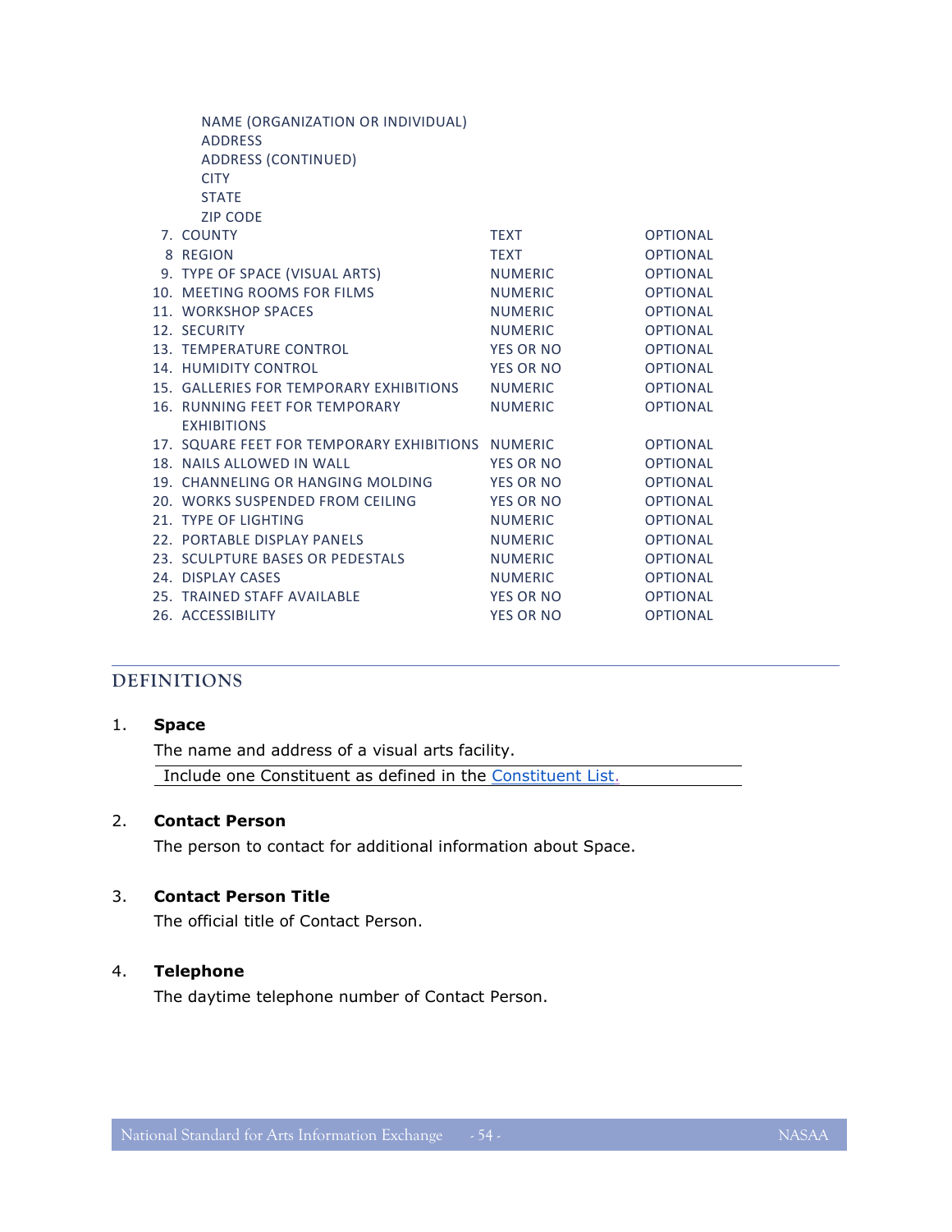| | | |
|---|---|---|
| NAME (ORGANIZATION OR INDIVIDUAL) | | |
| ADDRESS | | |
| ADDRESS (CONTINUED) | | |
| CITY | | |
| STATE | | |
| ZIP CODE | | |
| 7. COUNTY | TEXT | OPTIONAL |
| 8 REGION | TEXT | OPTIONAL |
| 9. TYPE OF SPACE (VISUAL ARTS) | NUMERIC | OPTIONAL |
| 10. MEETING ROOMS FOR FILMS | NUMERIC | OPTIONAL |
| 11. WORKSHOP SPACES | NUMERIC | OPTIONAL |
| 12. SECURITY | NUMERIC | OPTIONAL |
| 13. TEMPERATURE CONTROL | YES OR NO | OPTIONAL |
| 14. HUMIDITY CONTROL | YES OR NO | OPTIONAL |
| 15. GALLERIES FOR TEMPORARY EXHIBITIONS | NUMERIC | OPTIONAL |
| 16. RUNNING FEET FOR TEMPORARY EXHIBITIONS | NUMERIC | OPTIONAL |
| 17. SQUARE FEET FOR TEMPORARY EXHIBITIONS | NUMERIC | OPTIONAL |
| 18. NAILS ALLOWED IN WALL | YES OR NO | OPTIONAL |
| 19. CHANNELING OR HANGING MOLDING | YES OR NO | OPTIONAL |
| 20. WORKS SUSPENDED FROM CEILING | YES OR NO | OPTIONAL |
| 21. TYPE OF LIGHTING | NUMERIC | OPTIONAL |
| 22. PORTABLE DISPLAY PANELS | NUMERIC | OPTIONAL |
| 23. SCULPTURE BASES OR PEDESTALS | NUMERIC | OPTIONAL |
| 24. DISPLAY CASES | NUMERIC | OPTIONAL |
| 25. TRAINED STAFF AVAILABLE | YES OR NO | OPTIONAL |
| 26. ACCESSIBILITY | YES OR NO | OPTIONAL |

## DEFINITIONS

1. **Space**

   The name and address of a visual arts facility.

   Include one Constituent as defined in the Constituent List.

2. **Contact Person**

   The person to contact for additional information about Space.

3. **Contact Person Title**

   The official title of Contact Person.

4. **Telephone**

   The daytime telephone number of Contact Person.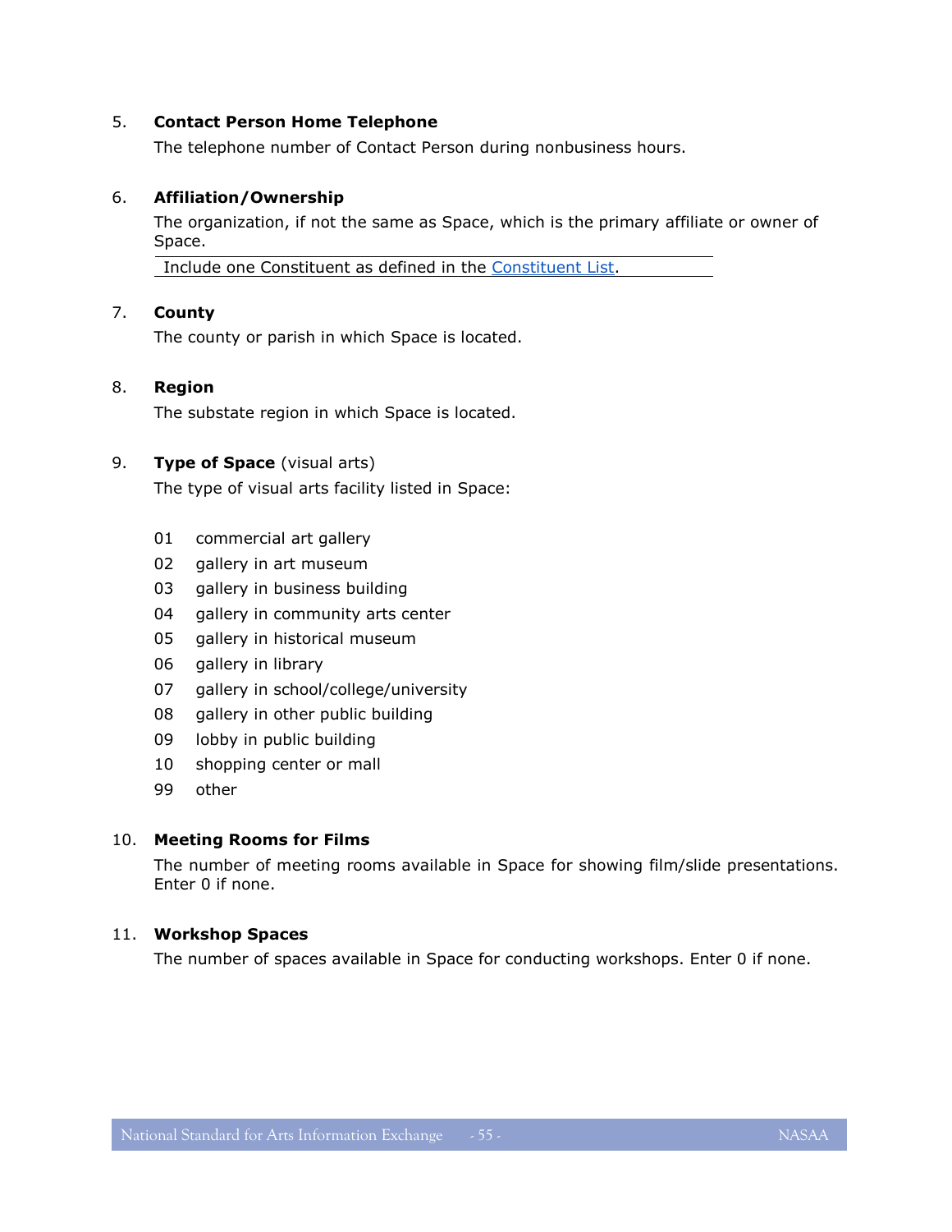5. **Contact Person Home Telephone**

   The telephone number of Contact Person during nonbusiness hours.

6. **Affiliation/Ownership**

   The organization, if not the same as Space, which is the primary affiliate or owner of Space.

   Include one Constituent as defined in the Constituent List.

7. **County**

   The county or parish in which Space is located.

8. **Region**

   The substate region in which Space is located.

9. **Type of Space** (visual arts)

   The type of visual arts facility listed in Space:

   01 commercial art gallery
   02 gallery in art museum
   03 gallery in business building
   04 gallery in community arts center
   05 gallery in historical museum
   06 gallery in library
   07 gallery in school/college/university
   08 gallery in other public building
   09 lobby in public building
   10 shopping center or mall
   99 other

10. **Meeting Rooms for Films**

    The number of meeting rooms available in Space for showing film/slide presentations. Enter 0 if none.

11. **Workshop Spaces**

    The number of spaces available in Space for conducting workshops. Enter 0 if none.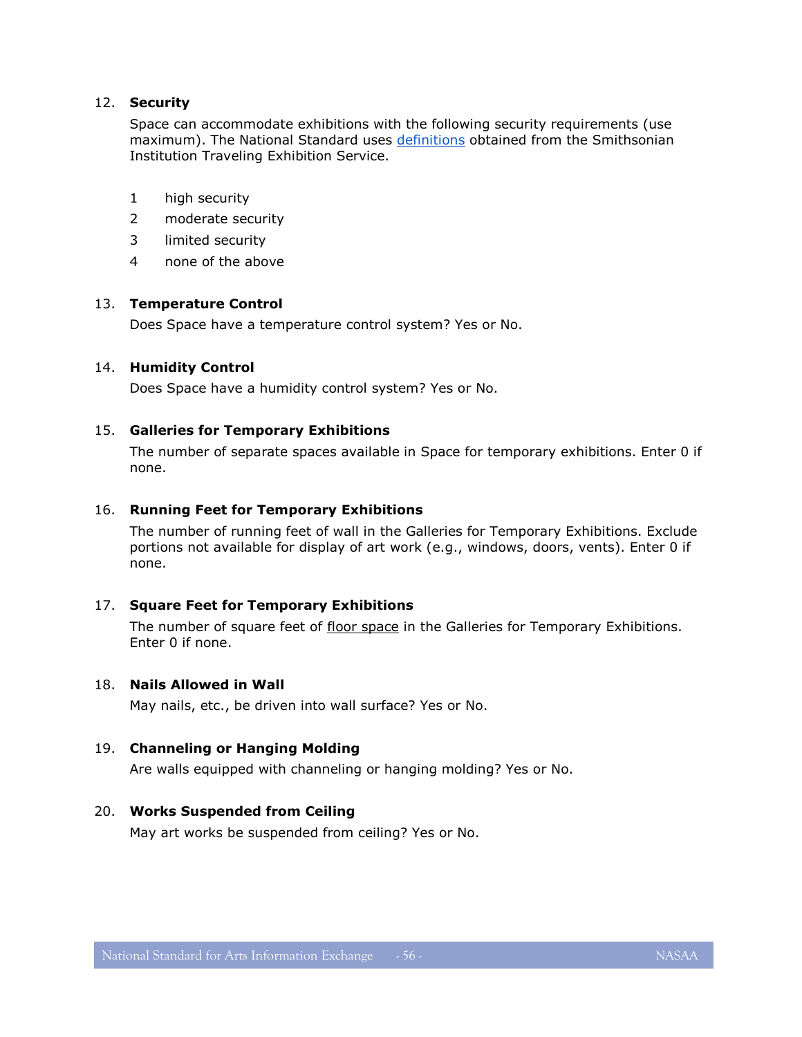12. **Security**

    Space can accommodate exhibitions with the following security requirements (use maximum). The National Standard uses definitions obtained from the Smithsonian Institution Traveling Exhibition Service.

    1 high security
    2 moderate security
    3 limited security
    4 none of the above

13. **Temperature Control**

    Does Space have a temperature control system? Yes or No.

14. **Humidity Control**

    Does Space have a humidity control system? Yes or No.

15. **Galleries for Temporary Exhibitions**

    The number of separate spaces available in Space for temporary exhibitions. Enter 0 if none.

16. **Running Feet for Temporary Exhibitions**

    The number of running feet of wall in the Galleries for Temporary Exhibitions. Exclude portions not available for display of art work (e.g., windows, doors, vents). Enter 0 if none.

17. **Square Feet for Temporary Exhibitions**

    The number of square feet of floor space in the Galleries for Temporary Exhibitions. Enter 0 if none.

18. **Nails Allowed in Wall**

    May nails, etc., be driven into wall surface? Yes or No.

19. **Channeling or Hanging Molding**

    Are walls equipped with channeling or hanging molding? Yes or No.

20. **Works Suspended from Ceiling**

    May art works be suspended from ceiling? Yes or No.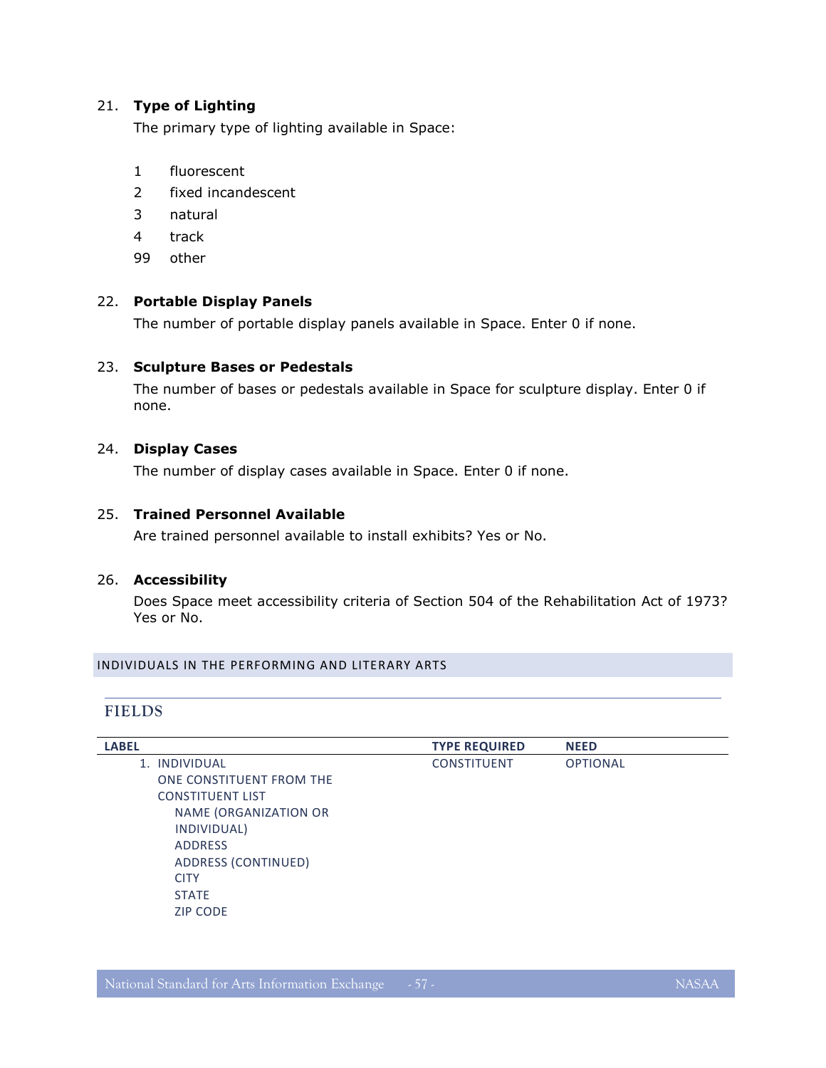21. **Type of Lighting**

    The primary type of lighting available in Space:

    1 fluorescent
    2 fixed incandescent
    3 natural
    4 track
    99 other

22. **Portable Display Panels**

    The number of portable display panels available in Space. Enter 0 if none.

23. **Sculpture Bases or Pedestals**

    The number of bases or pedestals available in Space for sculpture display. Enter 0 if none.

24. **Display Cases**

    The number of display cases available in Space. Enter 0 if none.

25. **Trained Personnel Available**

    Are trained personnel available to install exhibits? Yes or No.

26. **Accessibility**

    Does Space meet accessibility criteria of Section 504 of the Rehabilitation Act of 1973? Yes or No.

## INDIVIDUALS IN THE PERFORMING AND LITERARY ARTS

### FIELDS

| LABEL | TYPE REQUIRED | NEED |
|---|---|---|
| 1. INDIVIDUAL<br>ONE CONSTITUENT FROM THE CONSTITUENT LIST<br>NAME (ORGANIZATION OR INDIVIDUAL)<br>ADDRESS<br>ADDRESS (CONTINUED)<br>CITY<br>STATE<br>ZIP CODE | CONSTITUENT | OPTIONAL |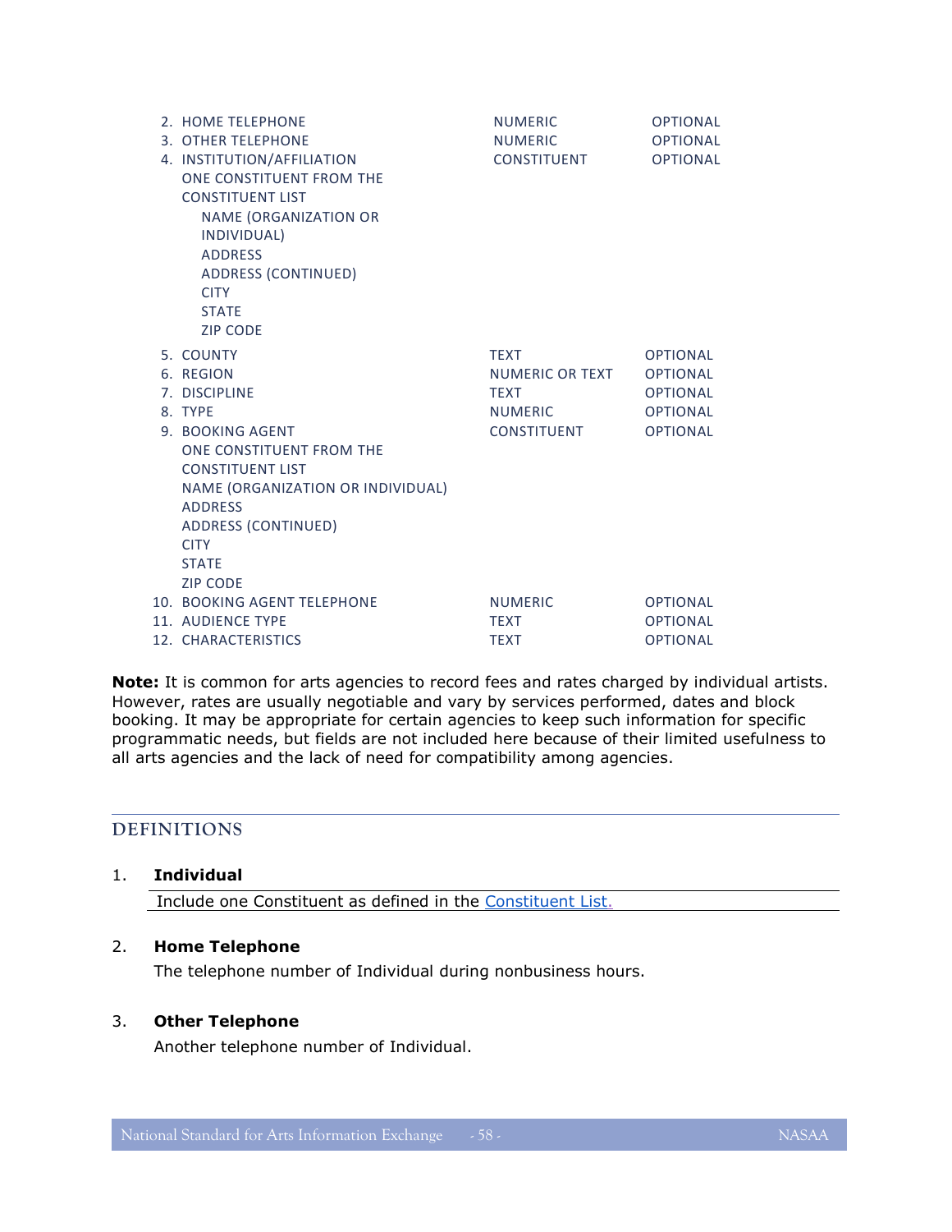| | | |
|---|---|---|
| 2. HOME TELEPHONE | NUMERIC | OPTIONAL |
| 3. OTHER TELEPHONE | NUMERIC | OPTIONAL |
| 4. INSTITUTION/AFFILIATION<br>ONE CONSTITUENT FROM THE CONSTITUENT LIST<br>NAME (ORGANIZATION OR INDIVIDUAL)<br>ADDRESS<br>ADDRESS (CONTINUED)<br>CITY<br>STATE<br>ZIP CODE | CONSTITUENT | OPTIONAL |
| 5. COUNTY | TEXT | OPTIONAL |
| 6. REGION | NUMERIC OR TEXT | OPTIONAL |
| 7. DISCIPLINE | TEXT | OPTIONAL |
| 8. TYPE | NUMERIC | OPTIONAL |
| 9. BOOKING AGENT<br>ONE CONSTITUENT FROM THE CONSTITUENT LIST<br>NAME (ORGANIZATION OR INDIVIDUAL)<br>ADDRESS<br>ADDRESS (CONTINUED)<br>CITY<br>STATE<br>ZIP CODE | CONSTITUENT | OPTIONAL |
| 10. BOOKING AGENT TELEPHONE | NUMERIC | OPTIONAL |
| 11. AUDIENCE TYPE | TEXT | OPTIONAL |
| 12. CHARACTERISTICS | TEXT | OPTIONAL |

**Note:** It is common for arts agencies to record fees and rates charged by individual artists. However, rates are usually negotiable and vary by services performed, dates and block booking. It may be appropriate for certain agencies to keep such information for specific programmatic needs, but fields are not included here because of their limited usefulness to all arts agencies and the lack of need for compatibility among agencies.

## DEFINITIONS

1. **Individual**

   Include one Constituent as defined in the Constituent List.

2. **Home Telephone**

   The telephone number of Individual during nonbusiness hours.

3. **Other Telephone**

   Another telephone number of Individual.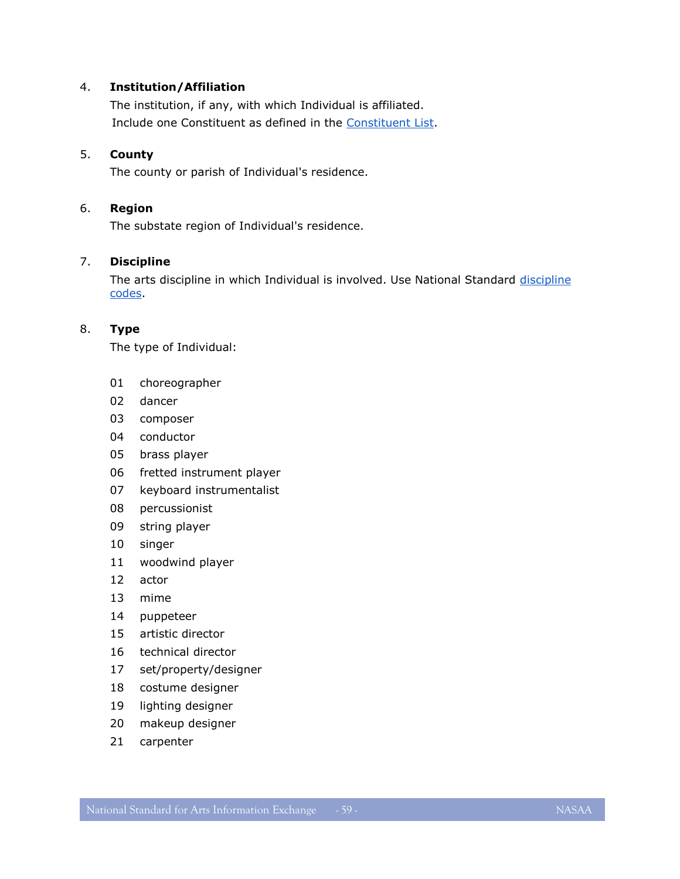4. **Institution/Affiliation**

   The institution, if any, with which Individual is affiliated.

   Include one Constituent as defined in the Constituent List.

5. **County**

   The county or parish of Individual's residence.

6. **Region**

   The substate region of Individual's residence.

7. **Discipline**

   The arts discipline in which Individual is involved. Use National Standard discipline codes.

8. **Type**

   The type of Individual:

   01 choreographer
   02 dancer
   03 composer
   04 conductor
   05 brass player
   06 fretted instrument player
   07 keyboard instrumentalist
   08 percussionist
   09 string player
   10 singer
   11 woodwind player
   12 actor
   13 mime
   14 puppeteer
   15 artistic director
   16 technical director
   17 set/property/designer
   18 costume designer
   19 lighting designer
   20 makeup designer
   21 carpenter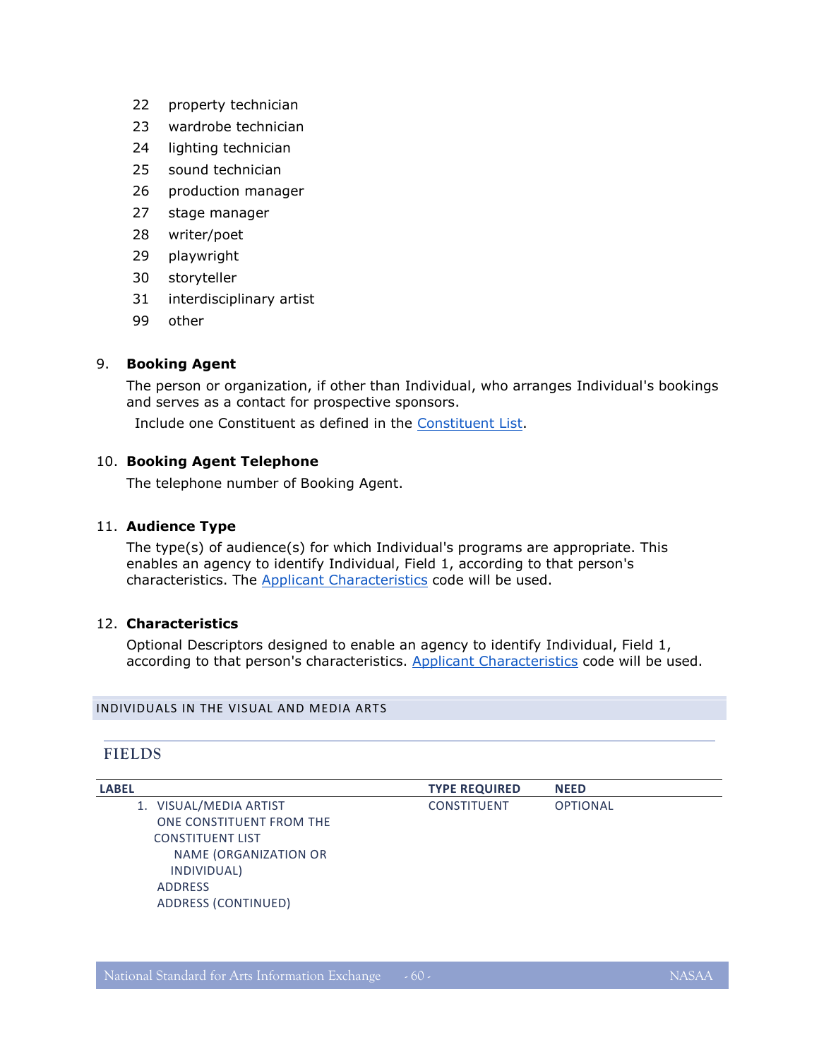22 property technician
23 wardrobe technician
24 lighting technician
25 sound technician
26 production manager
27 stage manager
28 writer/poet
29 playwright
30 storyteller
31 interdisciplinary artist
99 other

9. **Booking Agent**

   The person or organization, if other than Individual, who arranges Individual's bookings and serves as a contact for prospective sponsors.

   Include one Constituent as defined in the Constituent List.

10. **Booking Agent Telephone**

    The telephone number of Booking Agent.

11. **Audience Type**

    The type(s) of audience(s) for which Individual's programs are appropriate. This enables an agency to identify Individual, Field 1, according to that person's characteristics. The Applicant Characteristics code will be used.

12. **Characteristics**

    Optional Descriptors designed to enable an agency to identify Individual, Field 1, according to that person's characteristics. Applicant Characteristics code will be used.

## INDIVIDUALS IN THE VISUAL AND MEDIA ARTS

### FIELDS

| LABEL | TYPE REQUIRED | NEED |
|---|---|---|
| 1. VISUAL/MEDIA ARTIST<br>ONE CONSTITUENT FROM THE CONSTITUENT LIST<br>NAME (ORGANIZATION OR INDIVIDUAL)<br>ADDRESS<br>ADDRESS (CONTINUED) | CONSTITUENT | OPTIONAL |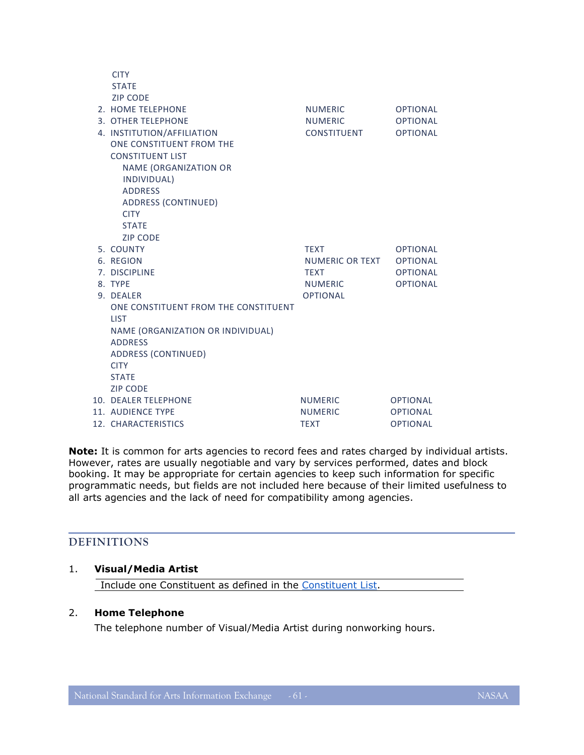| | | |
|---|---|---|
| CITY | | |
| STATE | | |
| ZIP CODE | | |
| 2. HOME TELEPHONE | NUMERIC | OPTIONAL |
| 3. OTHER TELEPHONE | NUMERIC | OPTIONAL |
| 4. INSTITUTION/AFFILIATION | CONSTITUENT | OPTIONAL |
| ONE CONSTITUENT FROM THE CONSTITUENT LIST | | |
| NAME (ORGANIZATION OR INDIVIDUAL) | | |
| ADDRESS | | |
| ADDRESS (CONTINUED) | | |
| CITY | | |
| STATE | | |
| ZIP CODE | | |
| 5. COUNTY | TEXT | OPTIONAL |
| 6. REGION | NUMERIC OR TEXT | OPTIONAL |
| 7. DISCIPLINE | TEXT | OPTIONAL |
| 8. TYPE | NUMERIC | OPTIONAL |
| 9. DEALER | OPTIONAL | |
| ONE CONSTITUENT FROM THE CONSTITUENT LIST | | |
| NAME (ORGANIZATION OR INDIVIDUAL) | | |
| ADDRESS | | |
| ADDRESS (CONTINUED) | | |
| CITY | | |
| STATE | | |
| ZIP CODE | | |
| 10. DEALER TELEPHONE | NUMERIC | OPTIONAL |
| 11. AUDIENCE TYPE | NUMERIC | OPTIONAL |
| 12. CHARACTERISTICS | TEXT | OPTIONAL |

**Note:** It is common for arts agencies to record fees and rates charged by individual artists. However, rates are usually negotiable and vary by services performed, dates and block booking. It may be appropriate for certain agencies to keep such information for specific programmatic needs, but fields are not included here because of their limited usefulness to all arts agencies and the lack of need for compatibility among agencies.

## DEFINITIONS

1. **Visual/Media Artist**

   Include one Constituent as defined in the Constituent List.

2. **Home Telephone**

   The telephone number of Visual/Media Artist during nonworking hours.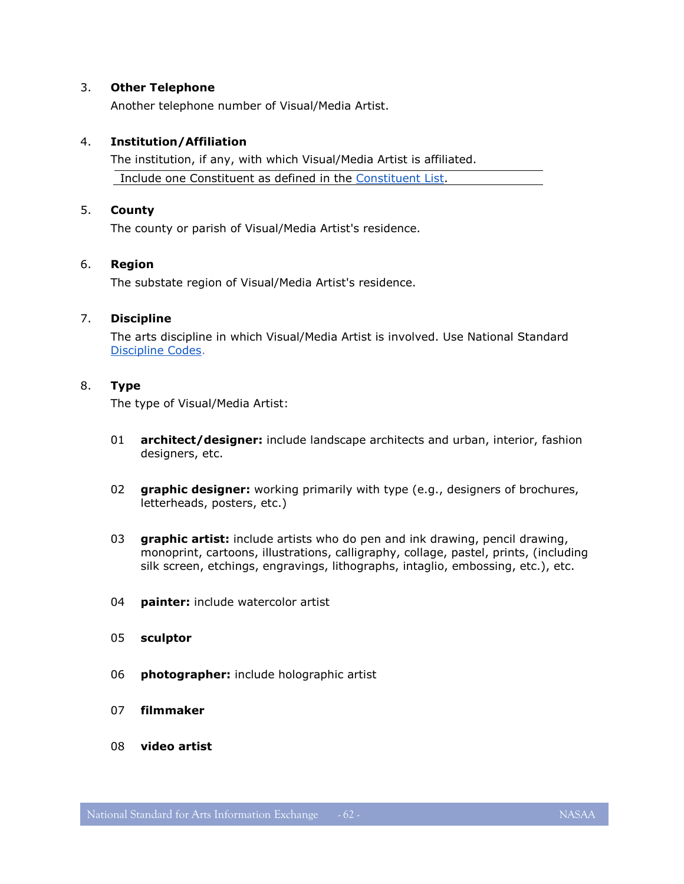3. **Other Telephone**

   Another telephone number of Visual/Media Artist.

4. **Institution/Affiliation**

   The institution, if any, with which Visual/Media Artist is affiliated.

   Include one Constituent as defined in the Constituent List.

5. **County**

   The county or parish of Visual/Media Artist's residence.

6. **Region**

   The substate region of Visual/Media Artist's residence.

7. **Discipline**

   The arts discipline in which Visual/Media Artist is involved. Use National Standard Discipline Codes.

8. **Type**

   The type of Visual/Media Artist:

   01 **architect/designer:** include landscape architects and urban, interior, fashion designers, etc.

   02 **graphic designer:** working primarily with type (e.g., designers of brochures, letterheads, posters, etc.)

   03 **graphic artist:** include artists who do pen and ink drawing, pencil drawing, monoprint, cartoons, illustrations, calligraphy, collage, pastel, prints, (including silk screen, etchings, engravings, lithographs, intaglio, embossing, etc.), etc.

   04 **painter:** include watercolor artist

   05 **sculptor**

   06 **photographer:** include holographic artist

   07 **filmmaker**

   08 **video artist**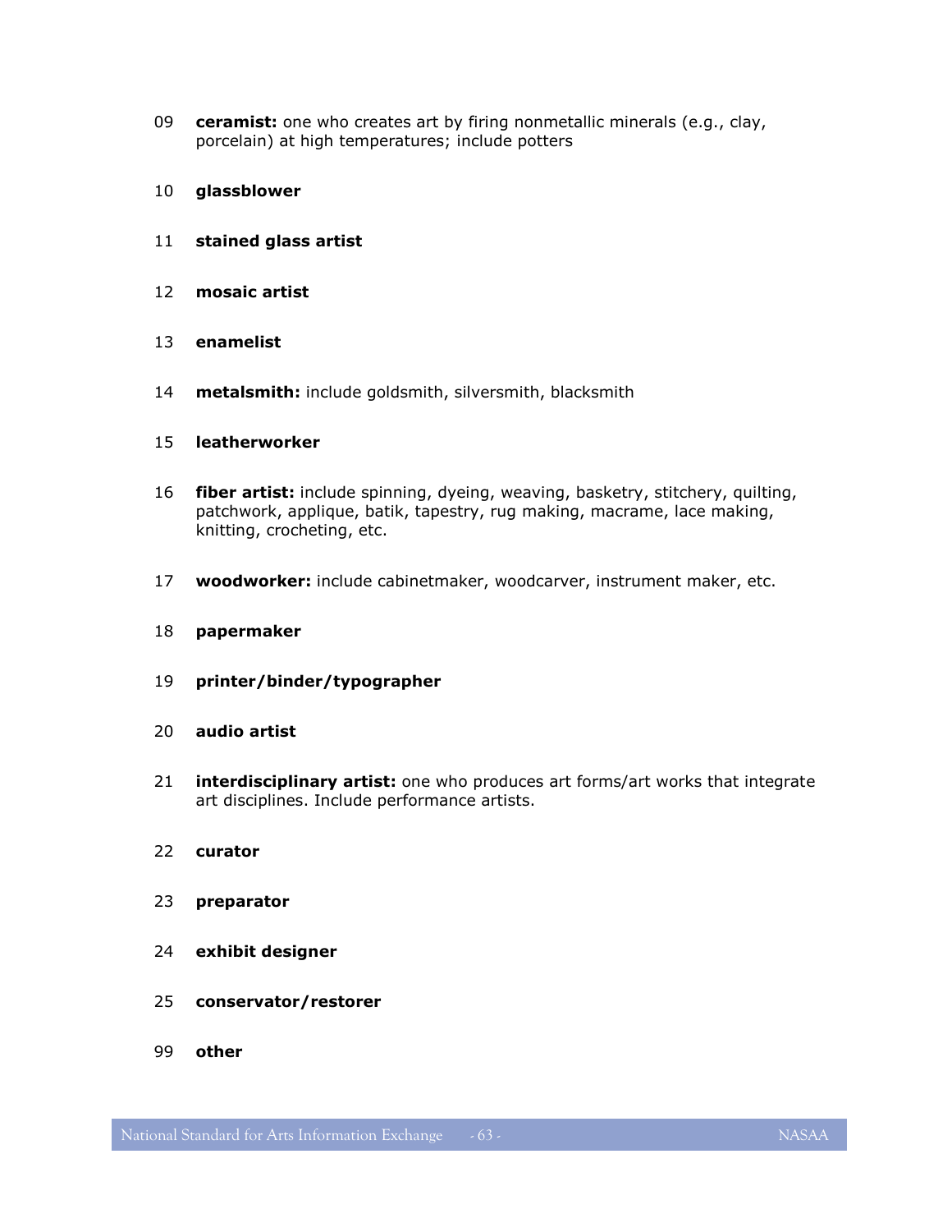09 **ceramist:** one who creates art by firing nonmetallic minerals (e.g., clay, porcelain) at high temperatures; include potters

10 **glassblower**

11 **stained glass artist**

12 **mosaic artist**

13 **enamelist**

14 **metalsmith:** include goldsmith, silversmith, blacksmith

15 **leatherworker**

16 **fiber artist:** include spinning, dyeing, weaving, basketry, stitchery, quilting, patchwork, applique, batik, tapestry, rug making, macrame, lace making, knitting, crocheting, etc.

17 **woodworker:** include cabinetmaker, woodcarver, instrument maker, etc.

18 **papermaker**

19 **printer/binder/typographer**

20 **audio artist**

21 **interdisciplinary artist:** one who produces art forms/art works that integrate art disciplines. Include performance artists.

22 **curator**

23 **preparator**

24 **exhibit designer**

25 **conservator/restorer**

99 **other**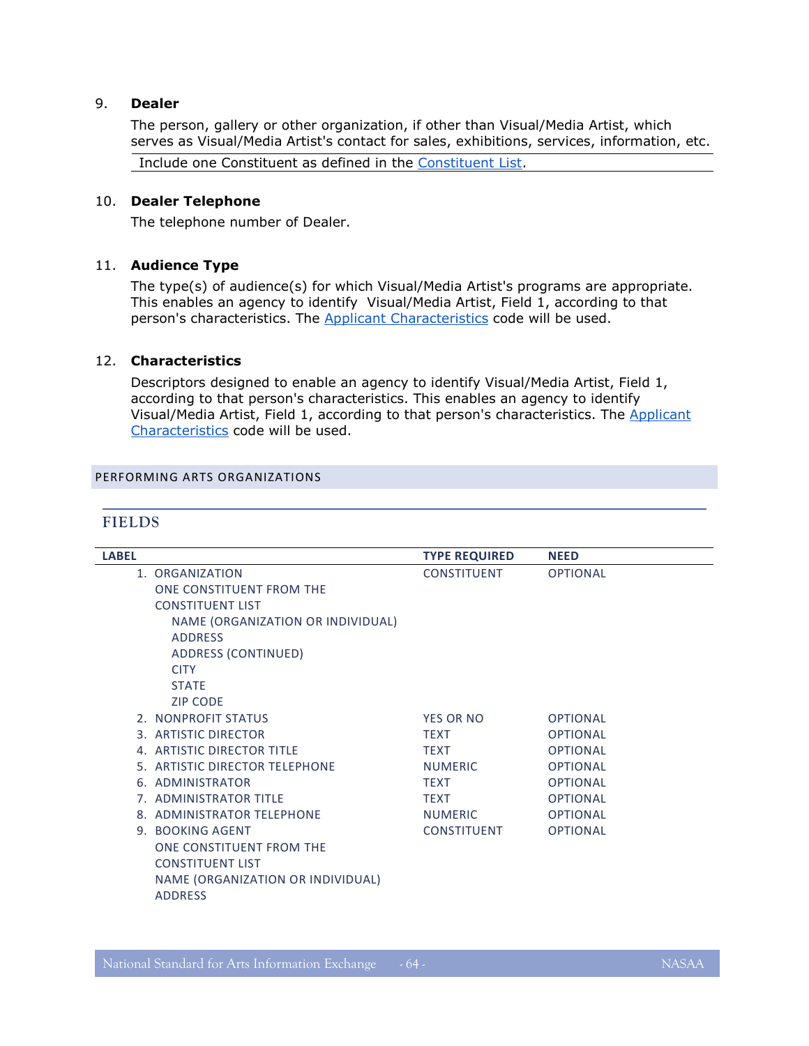9. **Dealer**

   The person, gallery or other organization, if other than Visual/Media Artist, which serves as Visual/Media Artist's contact for sales, exhibitions, services, information, etc.

   | Include one Constituent as defined in the Constituent List. |
   |---|

10. **Dealer Telephone**

    The telephone number of Dealer.

11. **Audience Type**

    The type(s) of audience(s) for which Visual/Media Artist's programs are appropriate. This enables an agency to identify Visual/Media Artist, Field 1, according to that person's characteristics. The Applicant Characteristics code will be used.

12. **Characteristics**

    Descriptors designed to enable an agency to identify Visual/Media Artist, Field 1, according to that person's characteristics. This enables an agency to identify Visual/Media Artist, Field 1, according to that person's characteristics. The Applicant Characteristics code will be used.

## PERFORMING ARTS ORGANIZATIONS

### FIELDS

| LABEL | TYPE REQUIRED | NEED |
|---|---|---|
| 1. ORGANIZATION<br>ONE CONSTITUENT FROM THE CONSTITUENT LIST<br>NAME (ORGANIZATION OR INDIVIDUAL)<br>ADDRESS<br>ADDRESS (CONTINUED)<br>CITY<br>STATE<br>ZIP CODE | CONSTITUENT | OPTIONAL |
| 2. NONPROFIT STATUS | YES OR NO | OPTIONAL |
| 3. ARTISTIC DIRECTOR | TEXT | OPTIONAL |
| 4. ARTISTIC DIRECTOR TITLE | TEXT | OPTIONAL |
| 5. ARTISTIC DIRECTOR TELEPHONE | NUMERIC | OPTIONAL |
| 6. ADMINISTRATOR | TEXT | OPTIONAL |
| 7. ADMINISTRATOR TITLE | TEXT | OPTIONAL |
| 8. ADMINISTRATOR TELEPHONE | NUMERIC | OPTIONAL |
| 9. BOOKING AGENT<br>ONE CONSTITUENT FROM THE CONSTITUENT LIST<br>NAME (ORGANIZATION OR INDIVIDUAL)<br>ADDRESS | CONSTITUENT | OPTIONAL |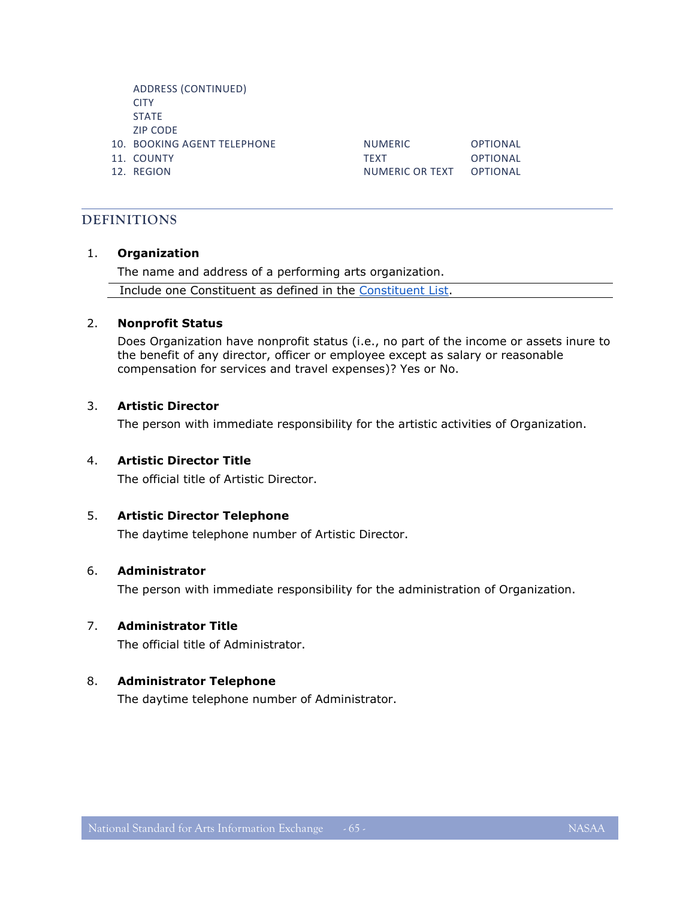| | | | |
|---|---|---|---|
| | ADDRESS (CONTINUED) | | |
| | CITY | | |
| | STATE | | |
| | ZIP CODE | | |
| 10. | BOOKING AGENT TELEPHONE | NUMERIC | OPTIONAL |
| 11. | COUNTY | TEXT | OPTIONAL |
| 12. | REGION | NUMERIC OR TEXT | OPTIONAL |

## DEFINITIONS

1. **Organization**

   The name and address of a performing arts organization.

   Include one Constituent as defined in the Constituent List.

2. **Nonprofit Status**

   Does Organization have nonprofit status (i.e., no part of the income or assets inure to the benefit of any director, officer or employee except as salary or reasonable compensation for services and travel expenses)? Yes or No.

3. **Artistic Director**

   The person with immediate responsibility for the artistic activities of Organization.

4. **Artistic Director Title**

   The official title of Artistic Director.

5. **Artistic Director Telephone**

   The daytime telephone number of Artistic Director.

6. **Administrator**

   The person with immediate responsibility for the administration of Organization.

7. **Administrator Title**

   The official title of Administrator.

8. **Administrator Telephone**

   The daytime telephone number of Administrator.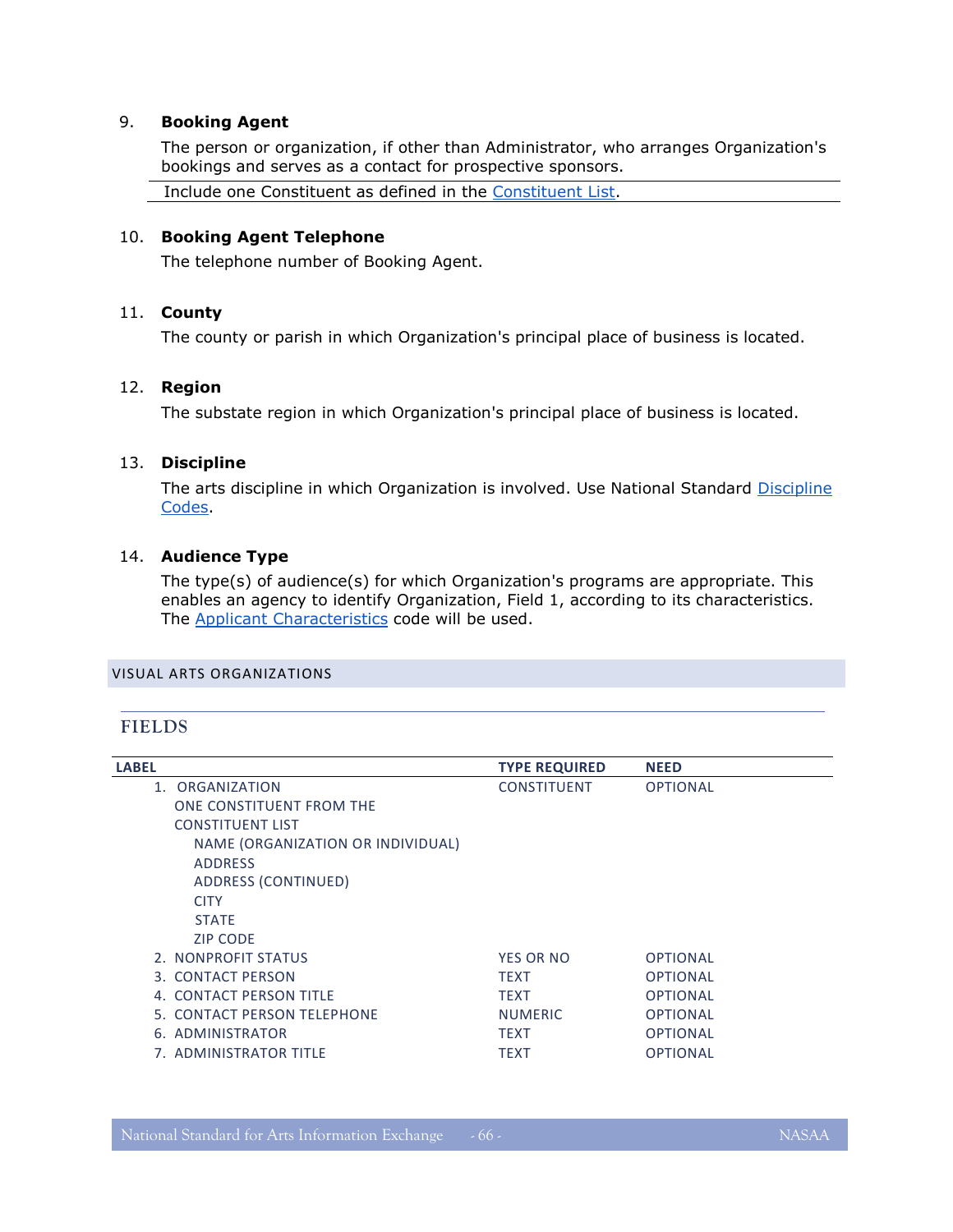9. **Booking Agent**

   The person or organization, if other than Administrator, who arranges Organization's bookings and serves as a contact for prospective sponsors.

   | Include one Constituent as defined in the Constituent List. |
   |---|

10. **Booking Agent Telephone**

    The telephone number of Booking Agent.

11. **County**

    The county or parish in which Organization's principal place of business is located.

12. **Region**

    The substate region in which Organization's principal place of business is located.

13. **Discipline**

    The arts discipline in which Organization is involved. Use National Standard Discipline Codes.

14. **Audience Type**

    The type(s) of audience(s) for which Organization's programs are appropriate. This enables an agency to identify Organization, Field 1, according to its characteristics. The Applicant Characteristics code will be used.

## VISUAL ARTS ORGANIZATIONS

### FIELDS

| LABEL | TYPE REQUIRED | NEED |
|---|---|---|
| 1. ORGANIZATION<br>ONE CONSTITUENT FROM THE CONSTITUENT LIST<br>NAME (ORGANIZATION OR INDIVIDUAL)<br>ADDRESS<br>ADDRESS (CONTINUED)<br>CITY<br>STATE<br>ZIP CODE | CONSTITUENT | OPTIONAL |
| 2. NONPROFIT STATUS | YES OR NO | OPTIONAL |
| 3. CONTACT PERSON | TEXT | OPTIONAL |
| 4. CONTACT PERSON TITLE | TEXT | OPTIONAL |
| 5. CONTACT PERSON TELEPHONE | NUMERIC | OPTIONAL |
| 6. ADMINISTRATOR | TEXT | OPTIONAL |
| 7. ADMINISTRATOR TITLE | TEXT | OPTIONAL |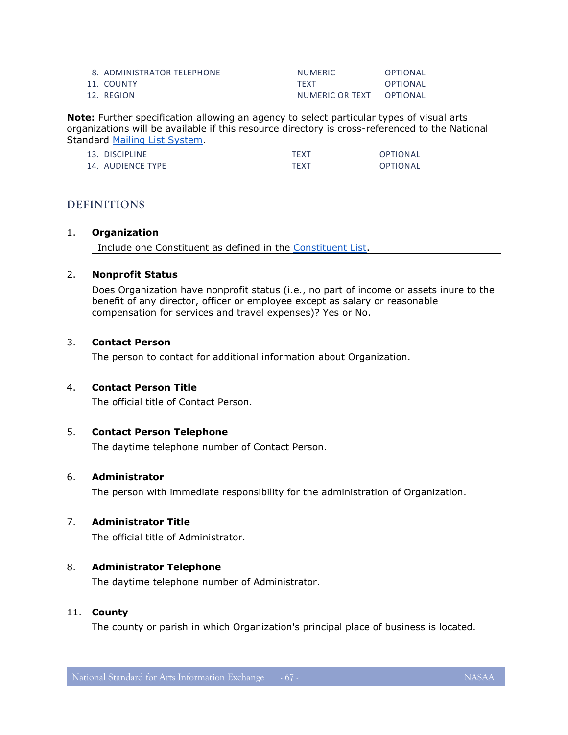| | | |
|---|---|---|
| 8. ADMINISTRATOR TELEPHONE | NUMERIC | OPTIONAL |
| 11. COUNTY | TEXT | OPTIONAL |
| 12. REGION | NUMERIC OR TEXT | OPTIONAL |

**Note:** Further specification allowing an agency to select particular types of visual arts organizations will be available if this resource directory is cross-referenced to the National Standard Mailing List System.

| | | |
|---|---|---|
| 13. DISCIPLINE | TEXT | OPTIONAL |
| 14. AUDIENCE TYPE | TEXT | OPTIONAL |

## DEFINITIONS

1. **Organization**

   Include one Constituent as defined in the Constituent List.

2. **Nonprofit Status**

   Does Organization have nonprofit status (i.e., no part of income or assets inure to the benefit of any director, officer or employee except as salary or reasonable compensation for services and travel expenses)? Yes or No.

3. **Contact Person**

   The person to contact for additional information about Organization.

4. **Contact Person Title**

   The official title of Contact Person.

5. **Contact Person Telephone**

   The daytime telephone number of Contact Person.

6. **Administrator**

   The person with immediate responsibility for the administration of Organization.

7. **Administrator Title**

   The official title of Administrator.

8. **Administrator Telephone**

   The daytime telephone number of Administrator.

11. **County**

   The county or parish in which Organization's principal place of business is located.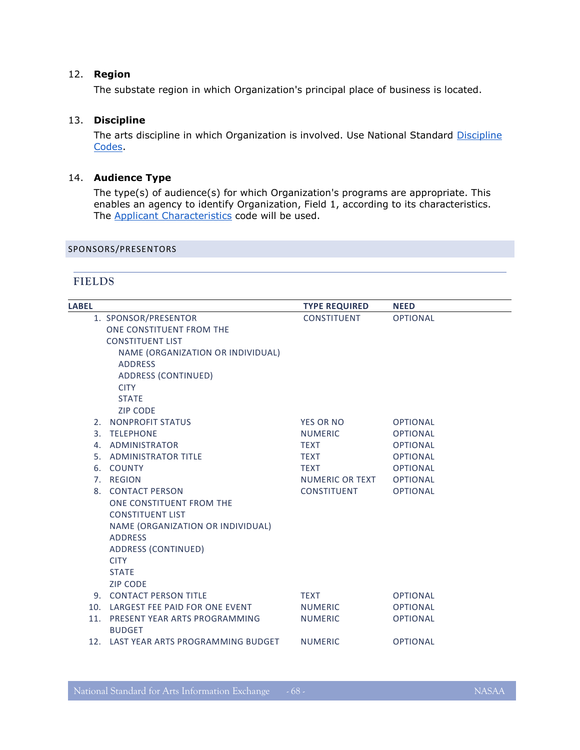12. **Region**

    The substate region in which Organization's principal place of business is located.

13. **Discipline**

    The arts discipline in which Organization is involved. Use National Standard Discipline Codes.

14. **Audience Type**

    The type(s) of audience(s) for which Organization's programs are appropriate. This enables an agency to identify Organization, Field 1, according to its characteristics. The Applicant Characteristics code will be used.

## SPONSORS/PRESENTORS

### FIELDS

| LABEL | TYPE REQUIRED | NEED |
|---|---|---|
| 1. SPONSOR/PRESENTOR<br>ONE CONSTITUENT FROM THE CONSTITUENT LIST<br>NAME (ORGANIZATION OR INDIVIDUAL)<br>ADDRESS<br>ADDRESS (CONTINUED)<br>CITY<br>STATE<br>ZIP CODE | CONSTITUENT | OPTIONAL |
| 2. NONPROFIT STATUS | YES OR NO | OPTIONAL |
| 3. TELEPHONE | NUMERIC | OPTIONAL |
| 4. ADMINISTRATOR | TEXT | OPTIONAL |
| 5. ADMINISTRATOR TITLE | TEXT | OPTIONAL |
| 6. COUNTY | TEXT | OPTIONAL |
| 7. REGION | NUMERIC OR TEXT | OPTIONAL |
| 8. CONTACT PERSON<br>ONE CONSTITUENT FROM THE CONSTITUENT LIST<br>NAME (ORGANIZATION OR INDIVIDUAL)<br>ADDRESS<br>ADDRESS (CONTINUED)<br>CITY<br>STATE<br>ZIP CODE | CONSTITUENT | OPTIONAL |
| 9. CONTACT PERSON TITLE | TEXT | OPTIONAL |
| 10. LARGEST FEE PAID FOR ONE EVENT | NUMERIC | OPTIONAL |
| 11. PRESENT YEAR ARTS PROGRAMMING BUDGET | NUMERIC | OPTIONAL |
| 12. LAST YEAR ARTS PROGRAMMING BUDGET | NUMERIC | OPTIONAL |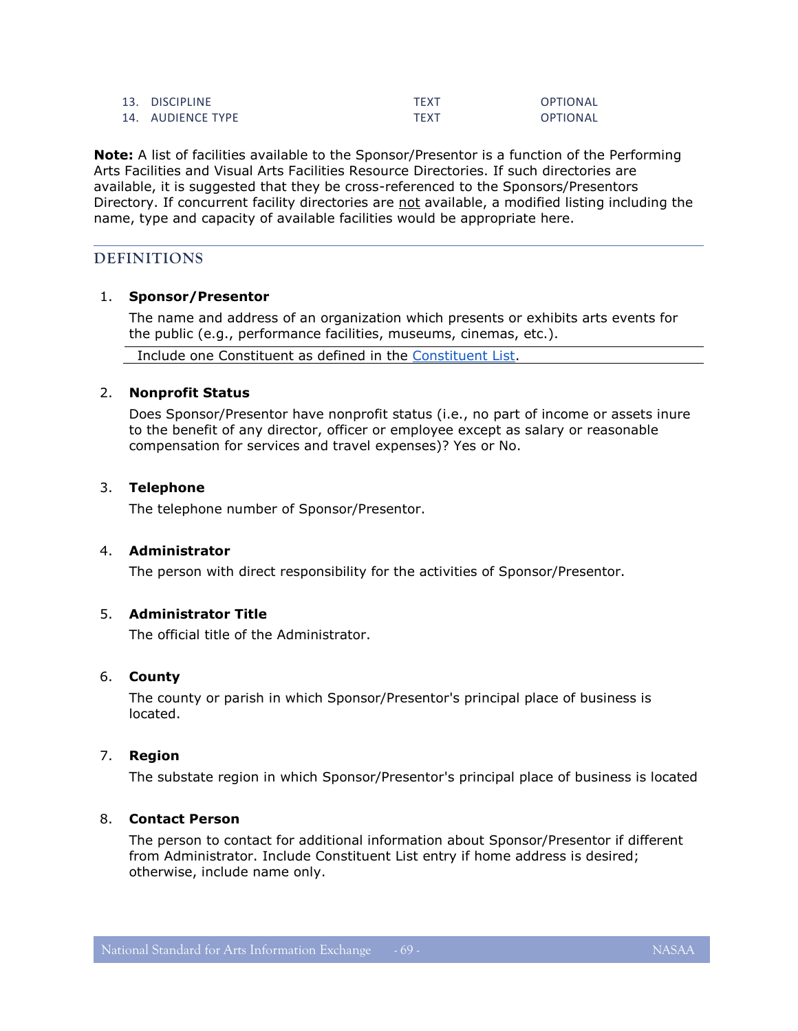| | | |
|---|---|---|
| 13. DISCIPLINE | TEXT | OPTIONAL |
| 14. AUDIENCE TYPE | TEXT | OPTIONAL |

**Note:** A list of facilities available to the Sponsor/Presentor is a function of the Performing Arts Facilities and Visual Arts Facilities Resource Directories. If such directories are available, it is suggested that they be cross-referenced to the Sponsors/Presentors Directory. If concurrent facility directories are not available, a modified listing including the name, type and capacity of available facilities would be appropriate here.

## DEFINITIONS

1. **Sponsor/Presentor**

   The name and address of an organization which presents or exhibits arts events for the public (e.g., performance facilities, museums, cinemas, etc.).

   Include one Constituent as defined in the Constituent List.

2. **Nonprofit Status**

   Does Sponsor/Presentor have nonprofit status (i.e., no part of income or assets inure to the benefit of any director, officer or employee except as salary or reasonable compensation for services and travel expenses)? Yes or No.

3. **Telephone**

   The telephone number of Sponsor/Presentor.

4. **Administrator**

   The person with direct responsibility for the activities of Sponsor/Presentor.

5. **Administrator Title**

   The official title of the Administrator.

6. **County**

   The county or parish in which Sponsor/Presentor's principal place of business is located.

7. **Region**

   The substate region in which Sponsor/Presentor's principal place of business is located

8. **Contact Person**

   The person to contact for additional information about Sponsor/Presentor if different from Administrator. Include Constituent List entry if home address is desired; otherwise, include name only.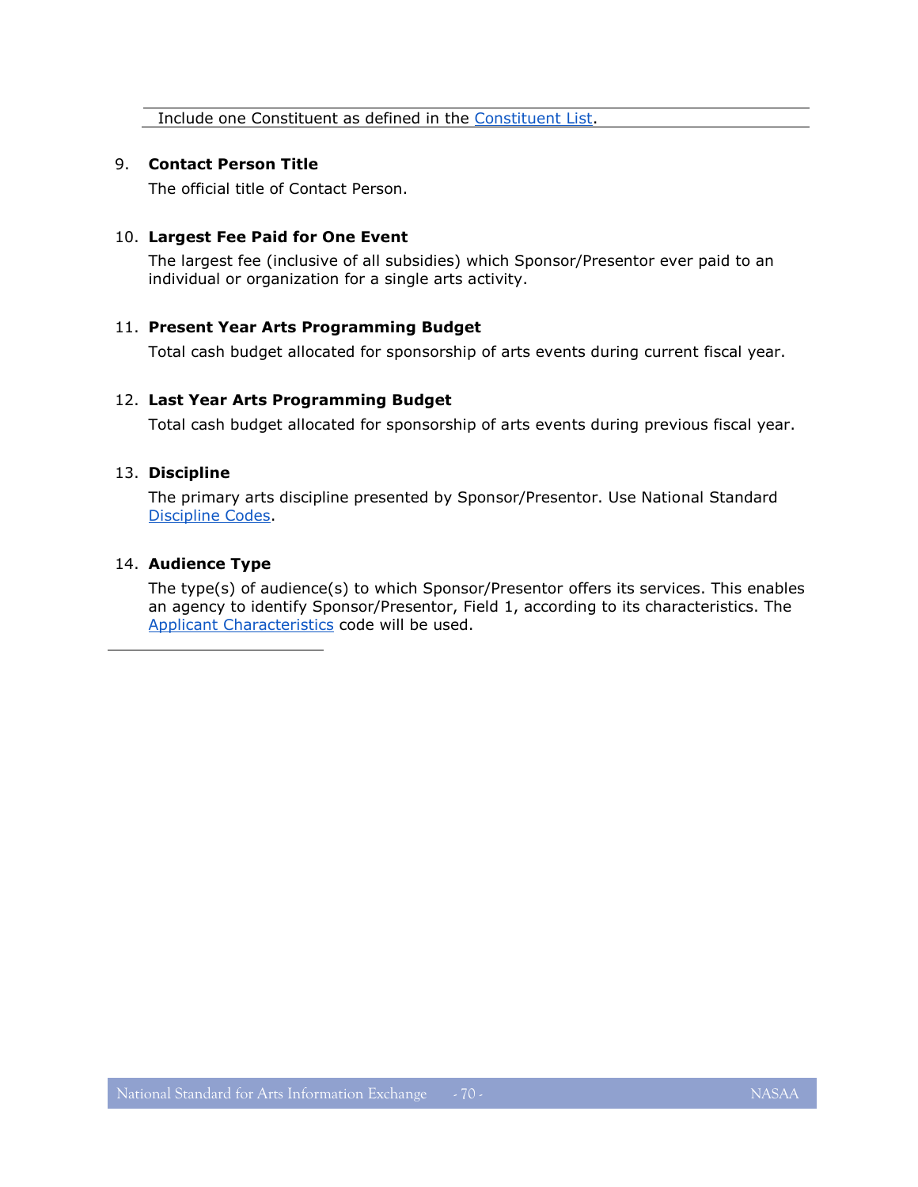Include one Constituent as defined in the Constituent List.

9. **Contact Person Title**

   The official title of Contact Person.

10. **Largest Fee Paid for One Event**

    The largest fee (inclusive of all subsidies) which Sponsor/Presentor ever paid to an individual or organization for a single arts activity.

11. **Present Year Arts Programming Budget**

    Total cash budget allocated for sponsorship of arts events during current fiscal year.

12. **Last Year Arts Programming Budget**

    Total cash budget allocated for sponsorship of arts events during previous fiscal year.

13. **Discipline**

    The primary arts discipline presented by Sponsor/Presentor. Use National Standard Discipline Codes.

14. **Audience Type**

    The type(s) of audience(s) to which Sponsor/Presentor offers its services. This enables an agency to identify Sponsor/Presentor, Field 1, according to its characteristics. The Applicant Characteristics code will be used.